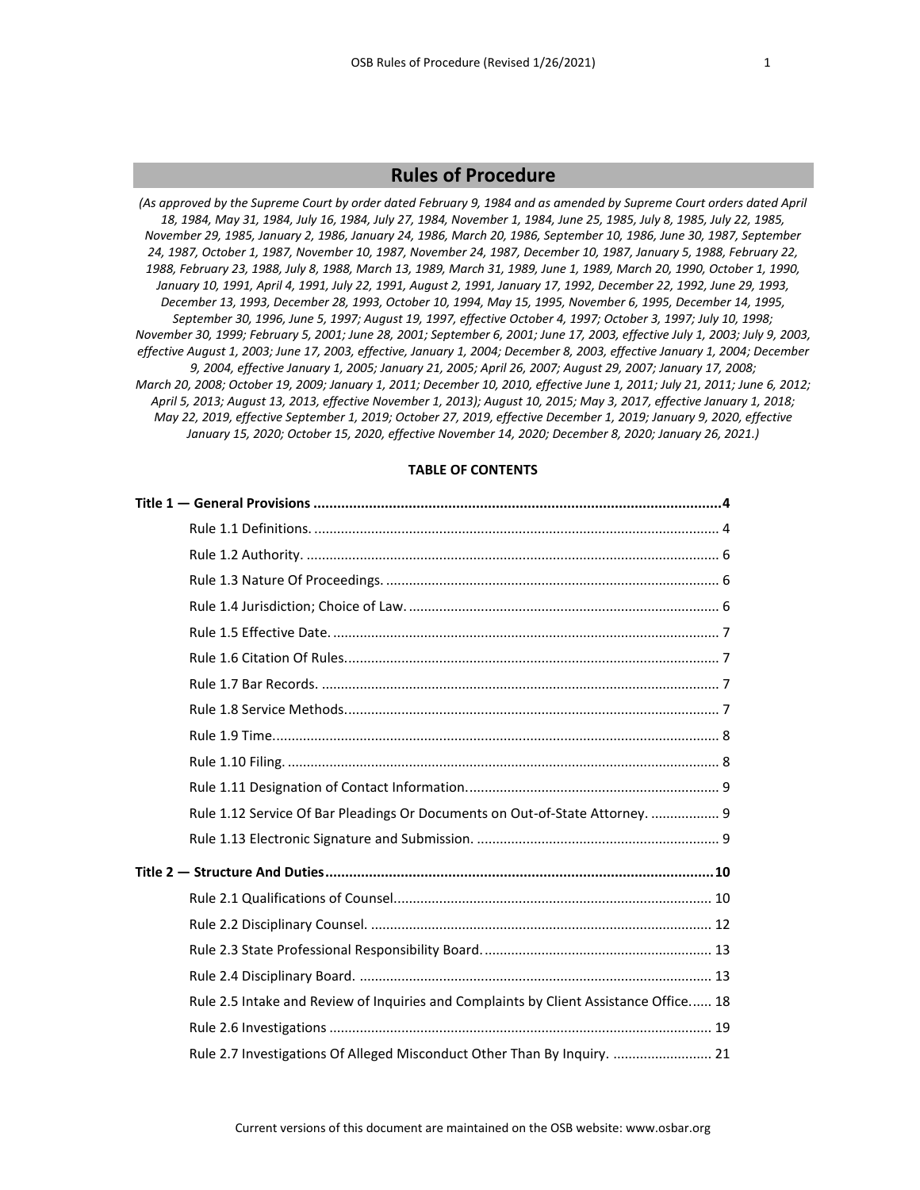# Rules of Procedure

*(As approved by the Supreme Court by order dated February 9, 1984 and as amended by Supreme Court orders dated April 18, 1984, May 31, 1984, July 16, 1984, July 27, 1984, November 1, 1984, June 25, 1985, July 8, 1985, July 22, 1985, November 29, 1985, January 2, 1986, January 24, 1986, March 20, 1986, September 10, 1986, June 30, 1987, September 24, 1987, October 1, 1987, November 10, 1987, November 24, 1987, December 10, 1987, January 5, 1988, February 22, 1988, February 23, 1988, July 8, 1988, March 13, 1989, March 31, 1989, June 1, 1989, March 20, 1990, October 1, 1990, January 10, 1991, April 4, 1991, July 22, 1991, August 2, 1991, January 17, 1992, December 22, 1992, June 29, 1993, December 13, 1993, December 28, 1993, October 10, 1994, May 15, 1995, November 6, 1995, December 14, 1995, September 30, 1996, June 5, 1997; August 19, 1997, effective October 4, 1997; October 3, 1997; July 10, 1998; November 30, 1999; February 5, 2001; June 28, 2001; September 6, 2001; June 17, 2003, effective July 1, 2003; July 9, 2003, effective August 1, 2003; June 17, 2003, effective, January 1, 2004; December 8, 2003, effective January 1, 2004; December 9, 2004, effective January 1, 2005; January 21, 2005; April 26, 2007; August 29, 2007; January 17, 2008; March 20, 2008; October 19, 2009; January 1, 2011; December 10, 2010, effective June 1, 2011; July 21, 2011; June 6, 2012; April 5, 2013; August 13, 2013, effective November 1, 2013); August 10, 2015; May 3, 2017, effective January 1, 2018; May 22, 2019, effective September 1, 2019; October 27, 2019, effective December 1, 2019; January 9, 2020, effective January 15, 2020; October 15, 2020, effective November 14, 2020; December 8, 2020; January 26, 2021.)*

**TABLE OF CONTENTS**

**Title 1 — General Provisions ........................................ 4**

- Rule 1.1 Definitions. ........................................ 4
- Rule 1.2 Authority. ........................................ 6
- Rule 1.3 Nature Of Proceedings. ........................................ 6
- Rule 1.4 Jurisdiction; Choice of Law. ........................................ 6
- Rule 1.5 Effective Date. ........................................ 7
- Rule 1.6 Citation Of Rules. ........................................ 7
- Rule 1.7 Bar Records. ........................................ 7
- Rule 1.8 Service Methods. ........................................ 7
- Rule 1.9 Time. ........................................ 8
- Rule 1.10 Filing. ........................................ 8
- Rule 1.11 Designation of Contact Information. ........................................ 9
- Rule 1.12 Service Of Bar Pleadings Or Documents on Out-of-State Attorney. ........................................ 9
- Rule 1.13 Electronic Signature and Submission. ........................................ 9

**Title 2 — Structure And Duties ........................................ 10**

- Rule 2.1 Qualifications of Counsel. ........................................ 10
- Rule 2.2 Disciplinary Counsel. ........................................ 12
- Rule 2.3 State Professional Responsibility Board. ........................................ 13
- Rule 2.4 Disciplinary Board. ........................................ 13
- Rule 2.5 Intake and Review of Inquiries and Complaints by Client Assistance Office. ........................................ 18
- Rule 2.6 Investigations ........................................ 19
- Rule 2.7 Investigations Of Alleged Misconduct Other Than By Inquiry. ........................................ 21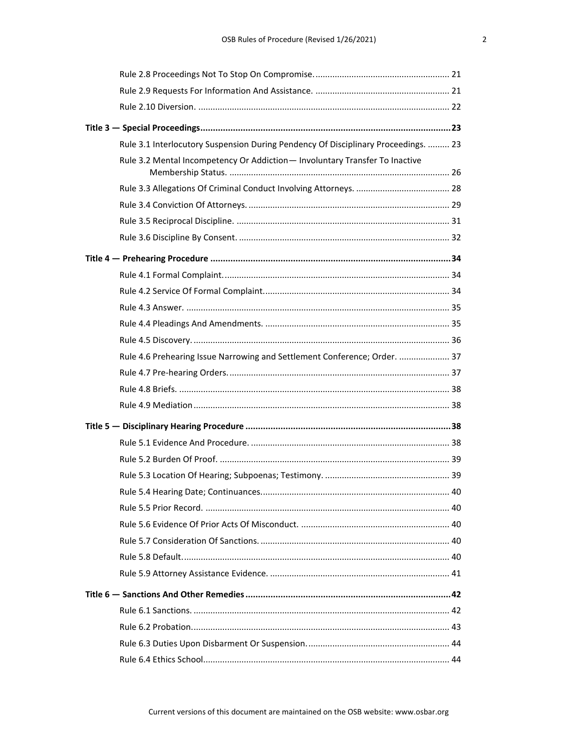Rule 2.8 Proceedings Not To Stop On Compromise. ........................................................ 21

Rule 2.9 Requests For Information And Assistance. ....................................................... 21

Rule 2.10 Diversion. ........................................................................................................ 22

**Title 3 — Special Proceedings ....................................................................................................23**

Rule 3.1 Interlocutory Suspension During Pendency Of Disciplinary Proceedings. ......... 23

Rule 3.2 Mental Incompetency Or Addiction— Involuntary Transfer To Inactive Membership Status. ........................................................................................... 26

Rule 3.3 Allegations Of Criminal Conduct Involving Attorneys. ....................................... 28

Rule 3.4 Conviction Of Attorneys. ................................................................................... 29

Rule 3.5 Reciprocal Discipline. ........................................................................................ 31

Rule 3.6 Discipline By Consent. ....................................................................................... 32

**Title 4 — Prehearing Procedure ...............................................................................................34**

Rule 4.1 Formal Complaint. ............................................................................................. 34

Rule 4.2 Service Of Formal Complaint. ............................................................................ 34

Rule 4.3 Answer. ............................................................................................................. 35

Rule 4.4 Pleadings And Amendments. ............................................................................ 35

Rule 4.5 Discovery. .......................................................................................................... 36

Rule 4.6 Prehearing Issue Narrowing and Settlement Conference; Order. ..................... 37

Rule 4.7 Pre-hearing Orders. ........................................................................................... 37

Rule 4.8 Briefs. ................................................................................................................ 38

Rule 4.9 Mediation .......................................................................................................... 38

**Title 5 — Disciplinary Hearing Procedure .................................................................................38**

Rule 5.1 Evidence And Procedure. .................................................................................. 38

Rule 5.2 Burden Of Proof. ............................................................................................... 39

Rule 5.3 Location Of Hearing; Subpoenas; Testimony. .................................................... 39

Rule 5.4 Hearing Date; Continuances. ............................................................................. 40

Rule 5.5 Prior Record. ..................................................................................................... 40

Rule 5.6 Evidence Of Prior Acts Of Misconduct. ............................................................. 40

Rule 5.7 Consideration Of Sanctions. .............................................................................. 40

Rule 5.8 Default. .............................................................................................................. 40

Rule 5.9 Attorney Assistance Evidence. .......................................................................... 41

**Title 6 — Sanctions And Other Remedies .................................................................................42**

Rule 6.1 Sanctions. .......................................................................................................... 42

Rule 6.2 Probation. .......................................................................................................... 43

Rule 6.3 Duties Upon Disbarment Or Suspension. ........................................................... 44

Rule 6.4 Ethics School. ..................................................................................................... 44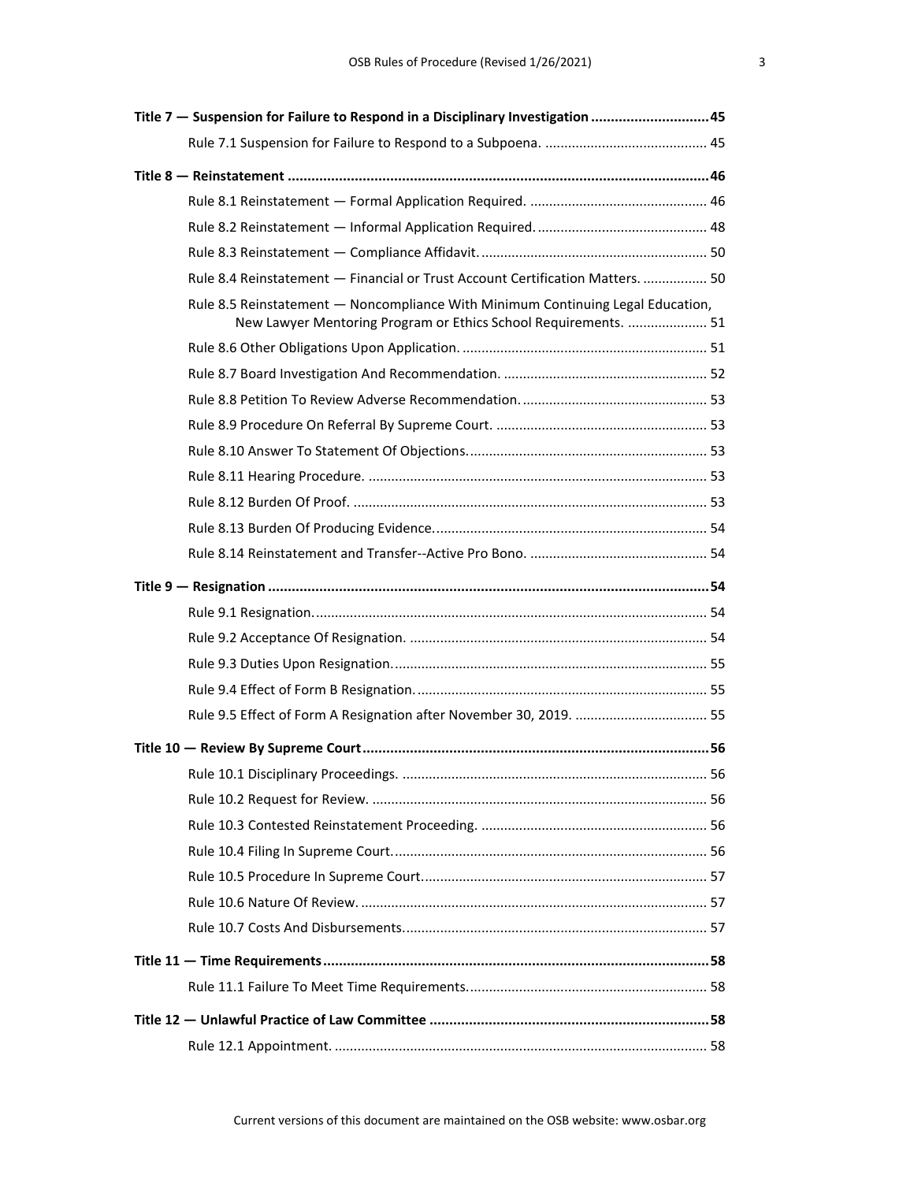**Title 7 — Suspension for Failure to Respond in a Disciplinary Investigation ............................. 45**

Rule 7.1 Suspension for Failure to Respond to a Subpoena. .......................................... 45

**Title 8 — Reinstatement .......................................................................................................... 46**

Rule 8.1 Reinstatement — Formal Application Required. ............................................... 46

Rule 8.2 Reinstatement — Informal Application Required. ............................................. 48

Rule 8.3 Reinstatement — Compliance Affidavit. ............................................................ 50

Rule 8.4 Reinstatement — Financial or Trust Account Certification Matters. ................. 50

Rule 8.5 Reinstatement — Noncompliance With Minimum Continuing Legal Education, New Lawyer Mentoring Program or Ethics School Requirements. ..................... 51

Rule 8.6 Other Obligations Upon Application. ................................................................. 51

Rule 8.7 Board Investigation And Recommendation. ...................................................... 52

Rule 8.8 Petition To Review Adverse Recommendation. ................................................. 53

Rule 8.9 Procedure On Referral By Supreme Court. ........................................................ 53

Rule 8.10 Answer To Statement Of Objections. ............................................................... 53

Rule 8.11 Hearing Procedure. .......................................................................................... 53

Rule 8.12 Burden Of Proof. .............................................................................................. 53

Rule 8.13 Burden Of Producing Evidence. ........................................................................ 54

Rule 8.14 Reinstatement and Transfer--Active Pro Bono. ............................................... 54

**Title 9 — Resignation ............................................................................................................... 54**

Rule 9.1 Resignation. ........................................................................................................ 54

Rule 9.2 Acceptance Of Resignation. ............................................................................... 54

Rule 9.3 Duties Upon Resignation. ................................................................................... 55

Rule 9.4 Effect of Form B Resignation. ............................................................................. 55

Rule 9.5 Effect of Form A Resignation after November 30, 2019. ................................... 55

**Title 10 — Review By Supreme Court ........................................................................................ 56**

Rule 10.1 Disciplinary Proceedings. ................................................................................. 56

Rule 10.2 Request for Review. ......................................................................................... 56

Rule 10.3 Contested Reinstatement Proceeding. ............................................................ 56

Rule 10.4 Filing In Supreme Court. ................................................................................... 56

Rule 10.5 Procedure In Supreme Court. ............................................................................ 57

Rule 10.6 Nature Of Review. ............................................................................................ 57

Rule 10.7 Costs And Disbursements. ................................................................................. 57

**Title 11 — Time Requirements .................................................................................................. 58**

Rule 11.1 Failure To Meet Time Requirements. ............................................................... 58

**Title 12 — Unlawful Practice of Law Committee ....................................................................... 58**

Rule 12.1 Appointment. .................................................................................................. 58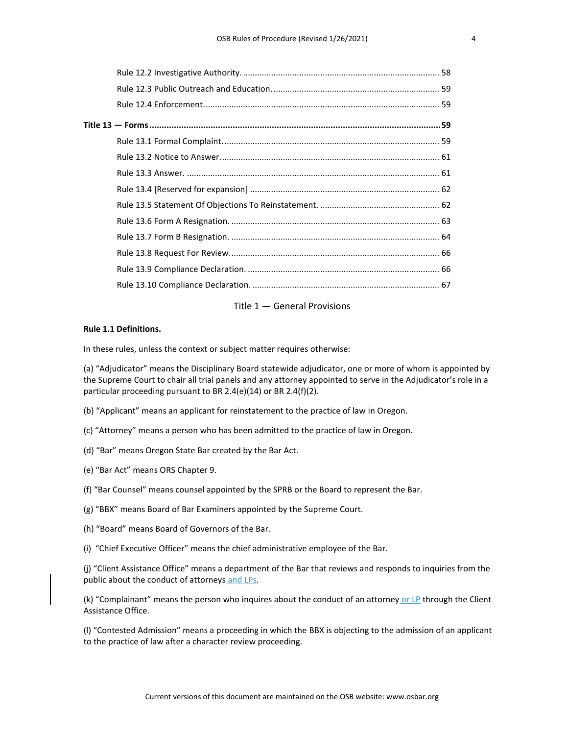Rule 12.2 Investigative Authority. ... 58

Rule 12.3 Public Outreach and Education. ... 59

Rule 12.4 Enforcement. ... 59

**Title 13 — Forms ... 59**

Rule 13.1 Formal Complaint. ... 59

Rule 13.2 Notice to Answer. ... 61

Rule 13.3 Answer. ... 61

Rule 13.4 [Reserved for expansion] ... 62

Rule 13.5 Statement Of Objections To Reinstatement. ... 62

Rule 13.6 Form A Resignation. ... 63

Rule 13.7 Form B Resignation. ... 64

Rule 13.8 Request For Review. ... 66

Rule 13.9 Compliance Declaration. ... 66

Rule 13.10 Compliance Declaration. ... 67

# Title 1 — General Provisions

**Rule 1.1 Definitions.**

In these rules, unless the context or subject matter requires otherwise:

(a) "Adjudicator" means the Disciplinary Board statewide adjudicator, one or more of whom is appointed by the Supreme Court to chair all trial panels and any attorney appointed to serve in the Adjudicator's role in a particular proceeding pursuant to BR 2.4(e)(14) or BR 2.4(f)(2).

(b) "Applicant" means an applicant for reinstatement to the practice of law in Oregon.

(c) "Attorney" means a person who has been admitted to the practice of law in Oregon.

(d) "Bar" means Oregon State Bar created by the Bar Act.

(e) "Bar Act" means ORS Chapter 9.

(f) "Bar Counsel" means counsel appointed by the SPRB or the Board to represent the Bar.

(g) "BBX" means Board of Bar Examiners appointed by the Supreme Court.

(h) "Board" means Board of Governors of the Bar.

(i) "Chief Executive Officer" means the chief administrative employee of the Bar.

(j) "Client Assistance Office" means a department of the Bar that reviews and responds to inquiries from the public about the conduct of attorneys and LPs.

(k) "Complainant" means the person who inquires about the conduct of an attorney or LP through the Client Assistance Office.

(l) "Contested Admission" means a proceeding in which the BBX is objecting to the admission of an applicant to the practice of law after a character review proceeding.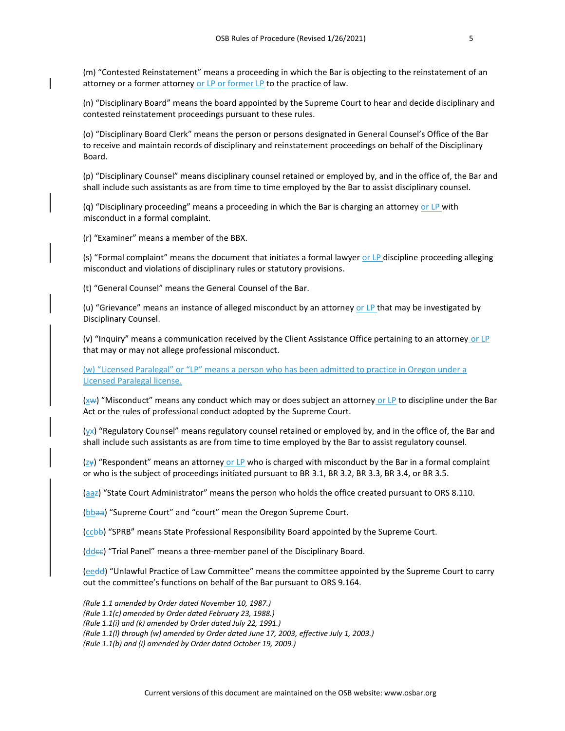(m) "Contested Reinstatement" means a proceeding in which the Bar is objecting to the reinstatement of an attorney or a former attorney or LP or former LP to the practice of law.

(n) "Disciplinary Board" means the board appointed by the Supreme Court to hear and decide disciplinary and contested reinstatement proceedings pursuant to these rules.

(o) "Disciplinary Board Clerk" means the person or persons designated in General Counsel's Office of the Bar to receive and maintain records of disciplinary and reinstatement proceedings on behalf of the Disciplinary Board.

(p) "Disciplinary Counsel" means disciplinary counsel retained or employed by, and in the office of, the Bar and shall include such assistants as are from time to time employed by the Bar to assist disciplinary counsel.

(q) "Disciplinary proceeding" means a proceeding in which the Bar is charging an attorney or LP with misconduct in a formal complaint.

(r) "Examiner" means a member of the BBX.

(s) "Formal complaint" means the document that initiates a formal lawyer or LP discipline proceeding alleging misconduct and violations of disciplinary rules or statutory provisions.

(t) "General Counsel" means the General Counsel of the Bar.

(u) "Grievance" means an instance of alleged misconduct by an attorney or LP that may be investigated by Disciplinary Counsel.

(v) "Inquiry" means a communication received by the Client Assistance Office pertaining to an attorney or LP that may or may not allege professional misconduct.

(w) "Licensed Paralegal" or "LP" means a person who has been admitted to practice in Oregon under a Licensed Paralegal license.

(x~~w~~) "Misconduct" means any conduct which may or does subject an attorney or LP to discipline under the Bar Act or the rules of professional conduct adopted by the Supreme Court.

(y~~x~~) "Regulatory Counsel" means regulatory counsel retained or employed by, and in the office of, the Bar and shall include such assistants as are from time to time employed by the Bar to assist regulatory counsel.

(z~~y~~) "Respondent" means an attorney or LP who is charged with misconduct by the Bar in a formal complaint or who is the subject of proceedings initiated pursuant to BR 3.1, BR 3.2, BR 3.3, BR 3.4, or BR 3.5.

(aa~~z~~) "State Court Administrator" means the person who holds the office created pursuant to ORS 8.110.

(bb~~aa~~) "Supreme Court" and "court" mean the Oregon Supreme Court.

(cc~~bb~~) "SPRB" means State Professional Responsibility Board appointed by the Supreme Court.

(dd~~cc~~) "Trial Panel" means a three-member panel of the Disciplinary Board.

(ee~~dd~~) "Unlawful Practice of Law Committee" means the committee appointed by the Supreme Court to carry out the committee's functions on behalf of the Bar pursuant to ORS 9.164.

*(Rule 1.1 amended by Order dated November 10, 1987.)*
*(Rule 1.1(c) amended by Order dated February 23, 1988.)*
*(Rule 1.1(i) and (k) amended by Order dated July 22, 1991.)*
*(Rule 1.1(l) through (w) amended by Order dated June 17, 2003, effective July 1, 2003.)*
*(Rule 1.1(b) and (i) amended by Order dated October 19, 2009.)*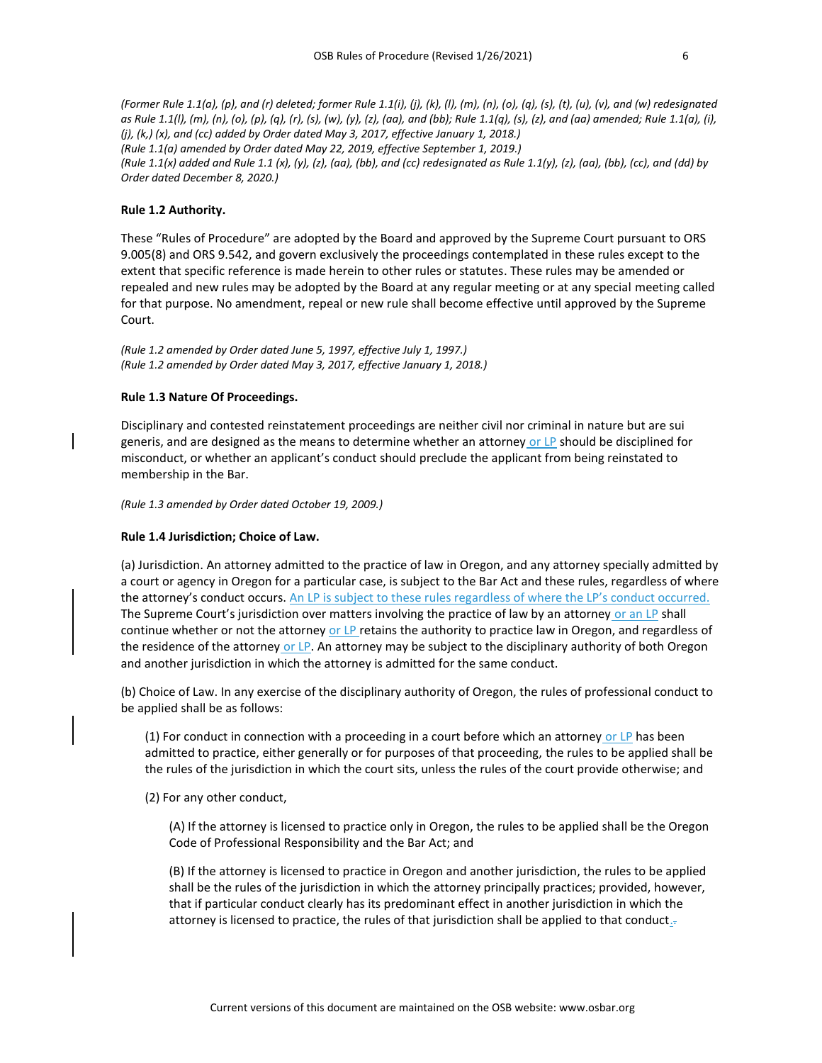*(Former Rule 1.1(a), (p), and (r) deleted; former Rule 1.1(i), (j), (k), (l), (m), (n), (o), (q), (s), (t), (u), (v), and (w) redesignated as Rule 1.1(l), (m), (n), (o), (p), (q), (r), (s), (w), (y), (z), (aa), and (bb); Rule 1.1(q), (s), (z), and (aa) amended; Rule 1.1(a), (i), (j), (k,) (x), and (cc) added by Order dated May 3, 2017, effective January 1, 2018.)*
*(Rule 1.1(a) amended by Order dated May 22, 2019, effective September 1, 2019.)*
*(Rule 1.1(x) added and Rule 1.1 (x), (y), (z), (aa), (bb), and (cc) redesignated as Rule 1.1(y), (z), (aa), (bb), (cc), and (dd) by Order dated December 8, 2020.)*

**Rule 1.2 Authority.**

These "Rules of Procedure" are adopted by the Board and approved by the Supreme Court pursuant to ORS 9.005(8) and ORS 9.542, and govern exclusively the proceedings contemplated in these rules except to the extent that specific reference is made herein to other rules or statutes. These rules may be amended or repealed and new rules may be adopted by the Board at any regular meeting or at any special meeting called for that purpose. No amendment, repeal or new rule shall become effective until approved by the Supreme Court.

*(Rule 1.2 amended by Order dated June 5, 1997, effective July 1, 1997.)*
*(Rule 1.2 amended by Order dated May 3, 2017, effective January 1, 2018.)*

**Rule 1.3 Nature Of Proceedings.**

Disciplinary and contested reinstatement proceedings are neither civil nor criminal in nature but are sui generis, and are designed as the means to determine whether an attorney or LP should be disciplined for misconduct, or whether an applicant's conduct should preclude the applicant from being reinstated to membership in the Bar.

*(Rule 1.3 amended by Order dated October 19, 2009.)*

**Rule 1.4 Jurisdiction; Choice of Law.**

(a) Jurisdiction. An attorney admitted to the practice of law in Oregon, and any attorney specially admitted by a court or agency in Oregon for a particular case, is subject to the Bar Act and these rules, regardless of where the attorney's conduct occurs. An LP is subject to these rules regardless of where the LP's conduct occurred. The Supreme Court's jurisdiction over matters involving the practice of law by an attorney or an LP shall continue whether or not the attorney or LP retains the authority to practice law in Oregon, and regardless of the residence of the attorney or LP. An attorney may be subject to the disciplinary authority of both Oregon and another jurisdiction in which the attorney is admitted for the same conduct.

(b) Choice of Law. In any exercise of the disciplinary authority of Oregon, the rules of professional conduct to be applied shall be as follows:

(1) For conduct in connection with a proceeding in a court before which an attorney or LP has been admitted to practice, either generally or for purposes of that proceeding, the rules to be applied shall be the rules of the jurisdiction in which the court sits, unless the rules of the court provide otherwise; and

(2) For any other conduct,

(A) If the attorney is licensed to practice only in Oregon, the rules to be applied shall be the Oregon Code of Professional Responsibility and the Bar Act; and

(B) If the attorney is licensed to practice in Oregon and another jurisdiction, the rules to be applied shall be the rules of the jurisdiction in which the attorney principally practices; provided, however, that if particular conduct clearly has its predominant effect in another jurisdiction in which the attorney is licensed to practice, the rules of that jurisdiction shall be applied to that conduct.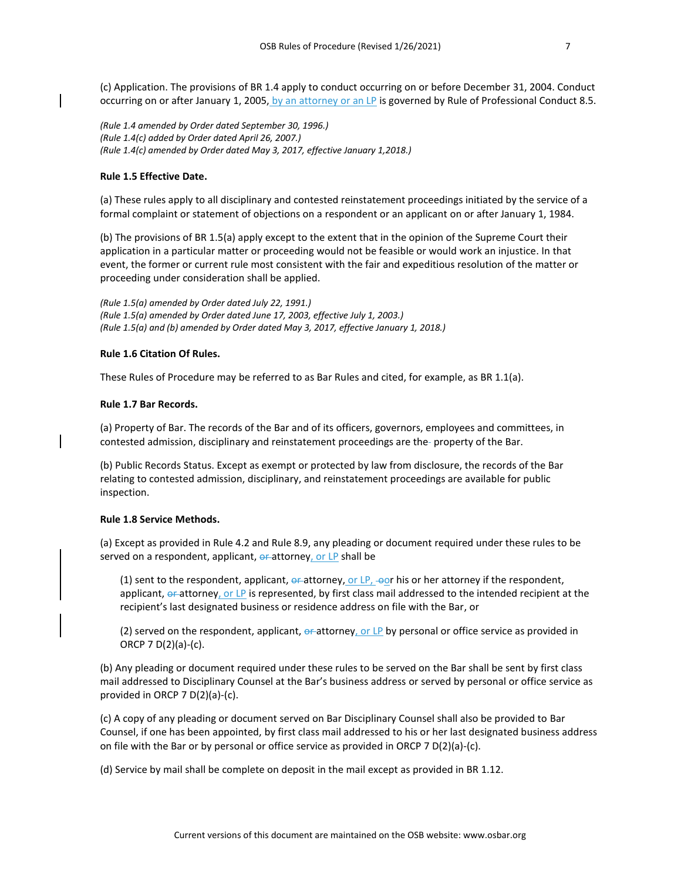(c) Application. The provisions of BR 1.4 apply to conduct occurring on or before December 31, 2004. Conduct occurring on or after January 1, 2005, by an attorney or an LP is governed by Rule of Professional Conduct 8.5.

*(Rule 1.4 amended by Order dated September 30, 1996.)*
*(Rule 1.4(c) added by Order dated April 26, 2007.)*
*(Rule 1.4(c) amended by Order dated May 3, 2017, effective January 1,2018.)*

**Rule 1.5 Effective Date.**

(a) These rules apply to all disciplinary and contested reinstatement proceedings initiated by the service of a formal complaint or statement of objections on a respondent or an applicant on or after January 1, 1984.

(b) The provisions of BR 1.5(a) apply except to the extent that in the opinion of the Supreme Court their application in a particular matter or proceeding would not be feasible or would work an injustice. In that event, the former or current rule most consistent with the fair and expeditious resolution of the matter or proceeding under consideration shall be applied.

*(Rule 1.5(a) amended by Order dated July 22, 1991.)*
*(Rule 1.5(a) amended by Order dated June 17, 2003, effective July 1, 2003.)*
*(Rule 1.5(a) and (b) amended by Order dated May 3, 2017, effective January 1, 2018.)*

**Rule 1.6 Citation Of Rules.**

These Rules of Procedure may be referred to as Bar Rules and cited, for example, as BR 1.1(a).

**Rule 1.7 Bar Records.**

(a) Property of Bar. The records of the Bar and of its officers, governors, employees and committees, in contested admission, disciplinary and reinstatement proceedings are the property of the Bar.

(b) Public Records Status. Except as exempt or protected by law from disclosure, the records of the Bar relating to contested admission, disciplinary, and reinstatement proceedings are available for public inspection.

**Rule 1.8 Service Methods.**

(a) Except as provided in Rule 4.2 and Rule 8.9, any pleading or document required under these rules to be served on a respondent, applicant, ~~or~~ attorney, or LP shall be

(1) sent to the respondent, applicant, ~~or~~ attorney, or LP, ~~o~~or his or her attorney if the respondent, applicant, ~~or~~ attorney, or LP is represented, by first class mail addressed to the intended recipient at the recipient's last designated business or residence address on file with the Bar, or

(2) served on the respondent, applicant, ~~or~~ attorney, or LP by personal or office service as provided in ORCP 7 D(2)(a)-(c).

(b) Any pleading or document required under these rules to be served on the Bar shall be sent by first class mail addressed to Disciplinary Counsel at the Bar's business address or served by personal or office service as provided in ORCP 7 D(2)(a)-(c).

(c) A copy of any pleading or document served on Bar Disciplinary Counsel shall also be provided to Bar Counsel, if one has been appointed, by first class mail addressed to his or her last designated business address on file with the Bar or by personal or office service as provided in ORCP 7 D(2)(a)-(c).

(d) Service by mail shall be complete on deposit in the mail except as provided in BR 1.12.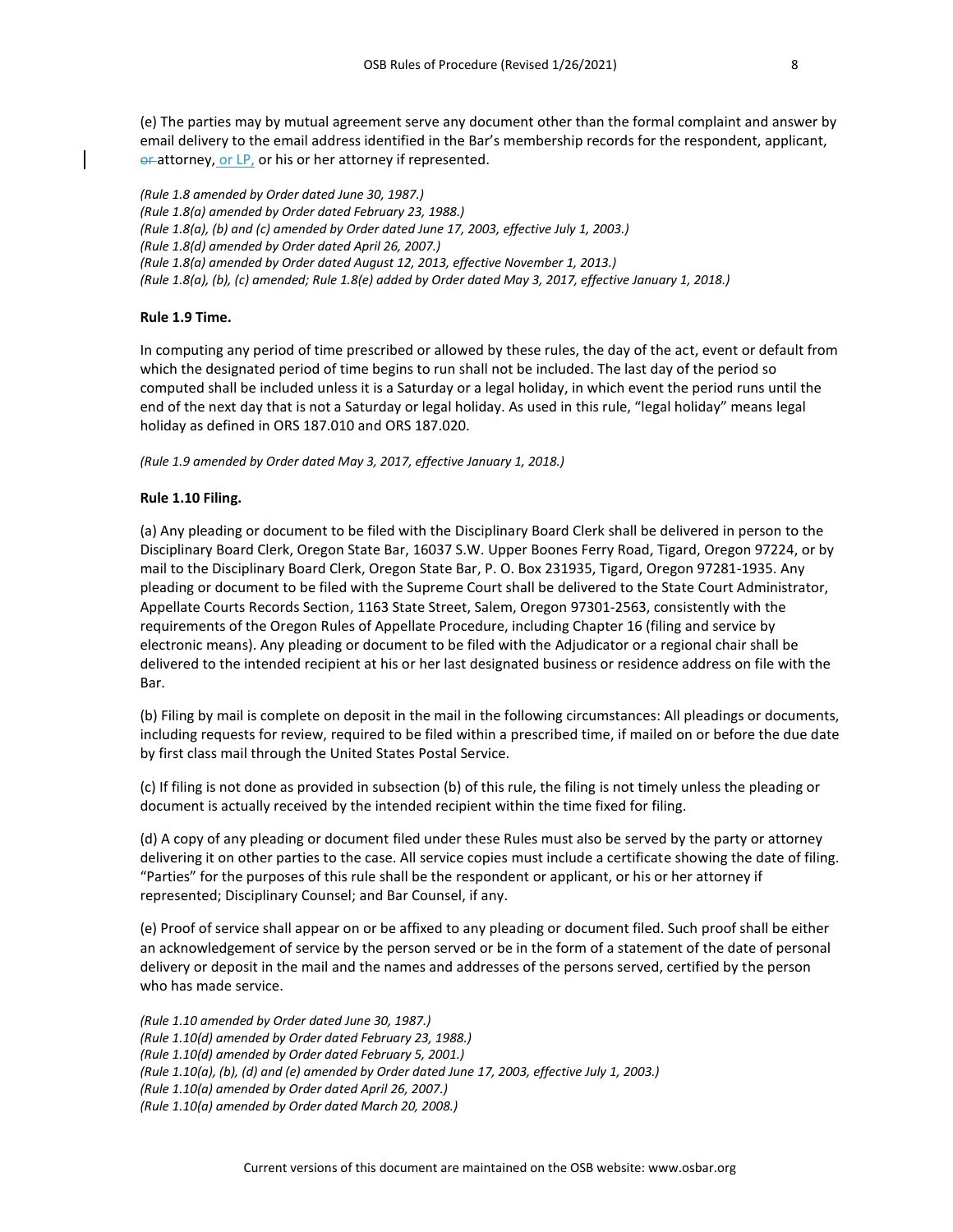(e) The parties may by mutual agreement serve any document other than the formal complaint and answer by email delivery to the email address identified in the Bar's membership records for the respondent, applicant, ~~or~~ attorney, or LP, or his or her attorney if represented.

*(Rule 1.8 amended by Order dated June 30, 1987.)*
*(Rule 1.8(a) amended by Order dated February 23, 1988.)*
*(Rule 1.8(a), (b) and (c) amended by Order dated June 17, 2003, effective July 1, 2003.)*
*(Rule 1.8(d) amended by Order dated April 26, 2007.)*
*(Rule 1.8(a) amended by Order dated August 12, 2013, effective November 1, 2013.)*
*(Rule 1.8(a), (b), (c) amended; Rule 1.8(e) added by Order dated May 3, 2017, effective January 1, 2018.)*

**Rule 1.9 Time.**

In computing any period of time prescribed or allowed by these rules, the day of the act, event or default from which the designated period of time begins to run shall not be included. The last day of the period so computed shall be included unless it is a Saturday or a legal holiday, in which event the period runs until the end of the next day that is not a Saturday or legal holiday. As used in this rule, "legal holiday" means legal holiday as defined in ORS 187.010 and ORS 187.020.

*(Rule 1.9 amended by Order dated May 3, 2017, effective January 1, 2018.)*

**Rule 1.10 Filing.**

(a) Any pleading or document to be filed with the Disciplinary Board Clerk shall be delivered in person to the Disciplinary Board Clerk, Oregon State Bar, 16037 S.W. Upper Boones Ferry Road, Tigard, Oregon 97224, or by mail to the Disciplinary Board Clerk, Oregon State Bar, P. O. Box 231935, Tigard, Oregon 97281-1935. Any pleading or document to be filed with the Supreme Court shall be delivered to the State Court Administrator, Appellate Courts Records Section, 1163 State Street, Salem, Oregon 97301-2563, consistently with the requirements of the Oregon Rules of Appellate Procedure, including Chapter 16 (filing and service by electronic means). Any pleading or document to be filed with the Adjudicator or a regional chair shall be delivered to the intended recipient at his or her last designated business or residence address on file with the Bar.

(b) Filing by mail is complete on deposit in the mail in the following circumstances: All pleadings or documents, including requests for review, required to be filed within a prescribed time, if mailed on or before the due date by first class mail through the United States Postal Service.

(c) If filing is not done as provided in subsection (b) of this rule, the filing is not timely unless the pleading or document is actually received by the intended recipient within the time fixed for filing.

(d) A copy of any pleading or document filed under these Rules must also be served by the party or attorney delivering it on other parties to the case. All service copies must include a certificate showing the date of filing. "Parties" for the purposes of this rule shall be the respondent or applicant, or his or her attorney if represented; Disciplinary Counsel; and Bar Counsel, if any.

(e) Proof of service shall appear on or be affixed to any pleading or document filed. Such proof shall be either an acknowledgement of service by the person served or be in the form of a statement of the date of personal delivery or deposit in the mail and the names and addresses of the persons served, certified by the person who has made service.

*(Rule 1.10 amended by Order dated June 30, 1987.)*
*(Rule 1.10(d) amended by Order dated February 23, 1988.)*
*(Rule 1.10(d) amended by Order dated February 5, 2001.)*
*(Rule 1.10(a), (b), (d) and (e) amended by Order dated June 17, 2003, effective July 1, 2003.)*
*(Rule 1.10(a) amended by Order dated April 26, 2007.)*
*(Rule 1.10(a) amended by Order dated March 20, 2008.)*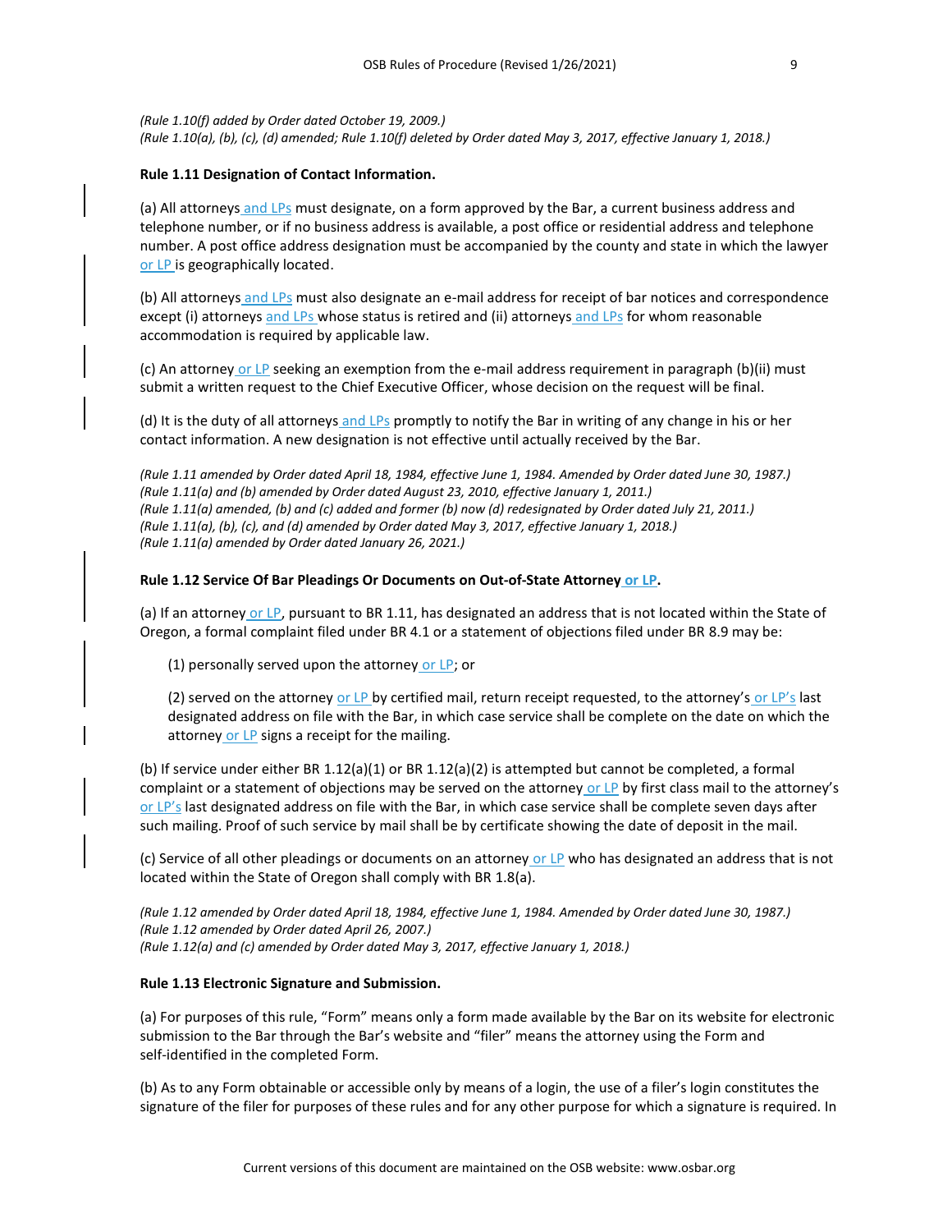*(Rule 1.10(f) added by Order dated October 19, 2009.)*
*(Rule 1.10(a), (b), (c), (d) amended; Rule 1.10(f) deleted by Order dated May 3, 2017, effective January 1, 2018.)*

**Rule 1.11 Designation of Contact Information.**

(a) All attorneys and LPs must designate, on a form approved by the Bar, a current business address and telephone number, or if no business address is available, a post office or residential address and telephone number. A post office address designation must be accompanied by the county and state in which the lawyer or LP is geographically located.

(b) All attorneys and LPs must also designate an e-mail address for receipt of bar notices and correspondence except (i) attorneys and LPs whose status is retired and (ii) attorneys and LPs for whom reasonable accommodation is required by applicable law.

(c) An attorney or LP seeking an exemption from the e-mail address requirement in paragraph (b)(ii) must submit a written request to the Chief Executive Officer, whose decision on the request will be final.

(d) It is the duty of all attorneys and LPs promptly to notify the Bar in writing of any change in his or her contact information. A new designation is not effective until actually received by the Bar.

*(Rule 1.11 amended by Order dated April 18, 1984, effective June 1, 1984. Amended by Order dated June 30, 1987.)*
*(Rule 1.11(a) and (b) amended by Order dated August 23, 2010, effective January 1, 2011.)*
*(Rule 1.11(a) amended, (b) and (c) added and former (b) now (d) redesignated by Order dated July 21, 2011.)*
*(Rule 1.11(a), (b), (c), and (d) amended by Order dated May 3, 2017, effective January 1, 2018.)*
*(Rule 1.11(a) amended by Order dated January 26, 2021.)*

**Rule 1.12 Service Of Bar Pleadings Or Documents on Out-of-State Attorney or LP.**

(a) If an attorney or LP, pursuant to BR 1.11, has designated an address that is not located within the State of Oregon, a formal complaint filed under BR 4.1 or a statement of objections filed under BR 8.9 may be:

(1) personally served upon the attorney or LP; or

(2) served on the attorney or LP by certified mail, return receipt requested, to the attorney's or LP's last designated address on file with the Bar, in which case service shall be complete on the date on which the attorney or LP signs a receipt for the mailing.

(b) If service under either BR 1.12(a)(1) or BR 1.12(a)(2) is attempted but cannot be completed, a formal complaint or a statement of objections may be served on the attorney or LP by first class mail to the attorney's or LP's last designated address on file with the Bar, in which case service shall be complete seven days after such mailing. Proof of such service by mail shall be by certificate showing the date of deposit in the mail.

(c) Service of all other pleadings or documents on an attorney or LP who has designated an address that is not located within the State of Oregon shall comply with BR 1.8(a).

*(Rule 1.12 amended by Order dated April 18, 1984, effective June 1, 1984. Amended by Order dated June 30, 1987.)*
*(Rule 1.12 amended by Order dated April 26, 2007.)*
*(Rule 1.12(a) and (c) amended by Order dated May 3, 2017, effective January 1, 2018.)*

**Rule 1.13 Electronic Signature and Submission.**

(a) For purposes of this rule, "Form" means only a form made available by the Bar on its website for electronic submission to the Bar through the Bar's website and "filer" means the attorney using the Form and self-identified in the completed Form.

(b) As to any Form obtainable or accessible only by means of a login, the use of a filer's login constitutes the signature of the filer for purposes of these rules and for any other purpose for which a signature is required. In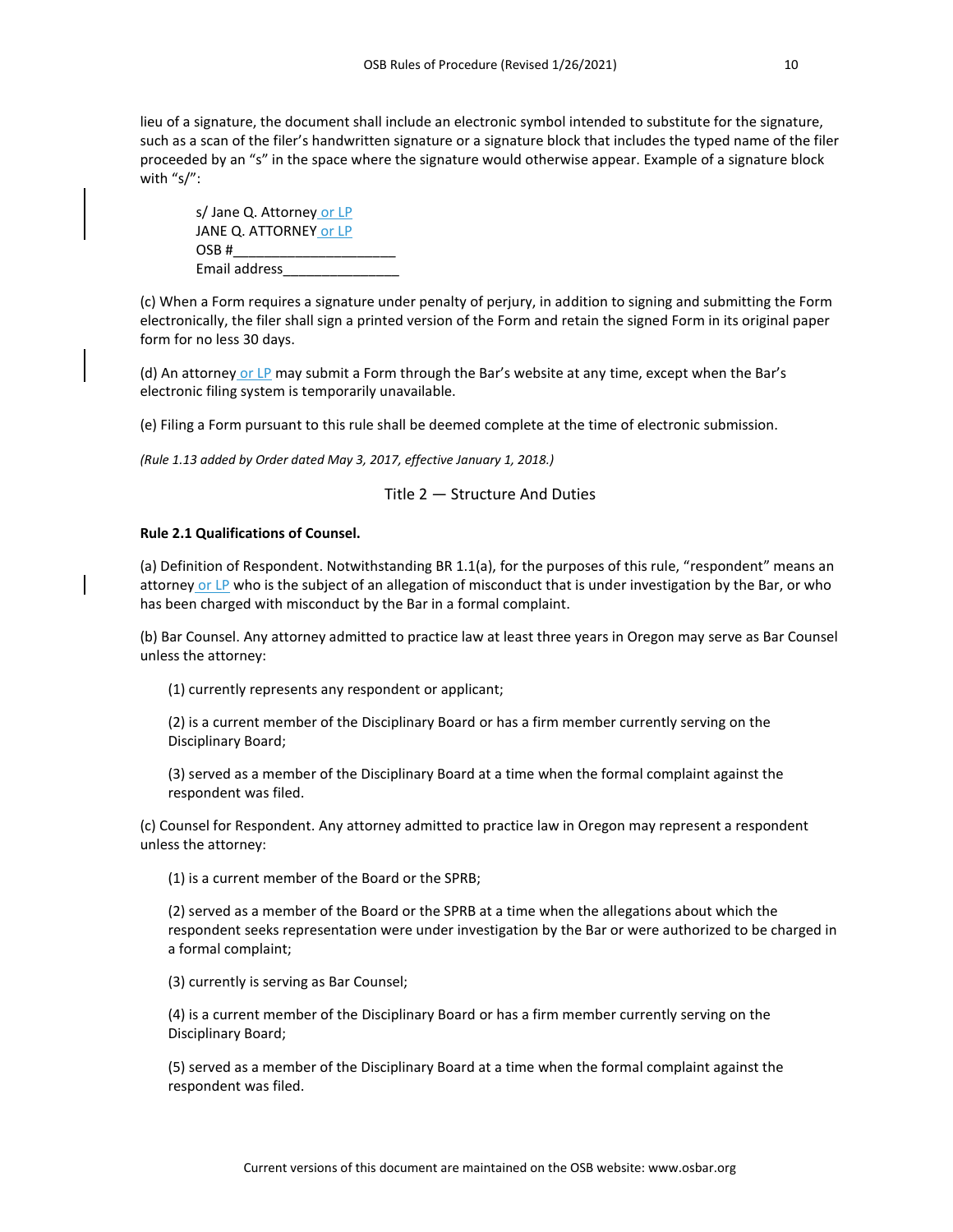lieu of a signature, the document shall include an electronic symbol intended to substitute for the signature, such as a scan of the filer's handwritten signature or a signature block that includes the typed name of the filer proceeded by an "s" in the space where the signature would otherwise appear. Example of a signature block with "s/":

s/ Jane Q. Attorney or LP
JANE Q. ATTORNEY or LP
OSB #______________________
Email address_______________

(c) When a Form requires a signature under penalty of perjury, in addition to signing and submitting the Form electronically, the filer shall sign a printed version of the Form and retain the signed Form in its original paper form for no less 30 days.

(d) An attorney or LP may submit a Form through the Bar's website at any time, except when the Bar's electronic filing system is temporarily unavailable.

(e) Filing a Form pursuant to this rule shall be deemed complete at the time of electronic submission.

*(Rule 1.13 added by Order dated May 3, 2017, effective January 1, 2018.)*

## Title 2 — Structure And Duties

**Rule 2.1 Qualifications of Counsel.**

(a) Definition of Respondent. Notwithstanding BR 1.1(a), for the purposes of this rule, "respondent" means an attorney or LP who is the subject of an allegation of misconduct that is under investigation by the Bar, or who has been charged with misconduct by the Bar in a formal complaint.

(b) Bar Counsel. Any attorney admitted to practice law at least three years in Oregon may serve as Bar Counsel unless the attorney:

(1) currently represents any respondent or applicant;

(2) is a current member of the Disciplinary Board or has a firm member currently serving on the Disciplinary Board;

(3) served as a member of the Disciplinary Board at a time when the formal complaint against the respondent was filed.

(c) Counsel for Respondent. Any attorney admitted to practice law in Oregon may represent a respondent unless the attorney:

(1) is a current member of the Board or the SPRB;

(2) served as a member of the Board or the SPRB at a time when the allegations about which the respondent seeks representation were under investigation by the Bar or were authorized to be charged in a formal complaint;

(3) currently is serving as Bar Counsel;

(4) is a current member of the Disciplinary Board or has a firm member currently serving on the Disciplinary Board;

(5) served as a member of the Disciplinary Board at a time when the formal complaint against the respondent was filed.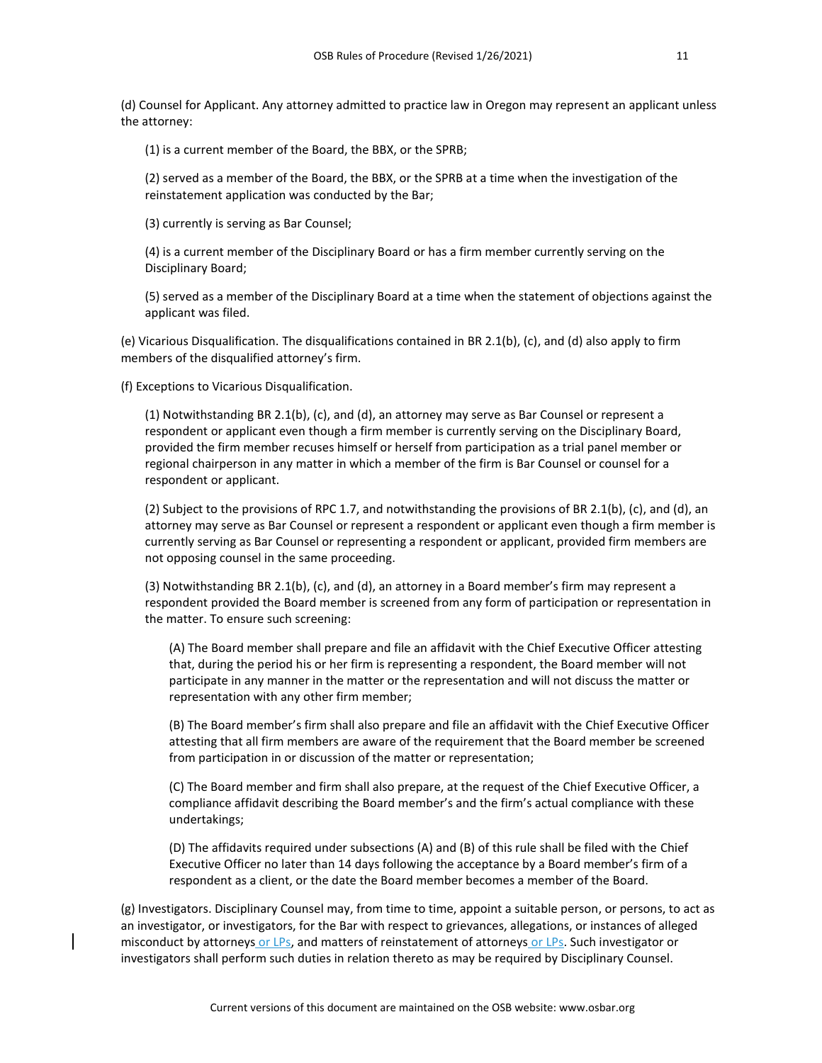(d) Counsel for Applicant. Any attorney admitted to practice law in Oregon may represent an applicant unless the attorney:

(1) is a current member of the Board, the BBX, or the SPRB;

(2) served as a member of the Board, the BBX, or the SPRB at a time when the investigation of the reinstatement application was conducted by the Bar;

(3) currently is serving as Bar Counsel;

(4) is a current member of the Disciplinary Board or has a firm member currently serving on the Disciplinary Board;

(5) served as a member of the Disciplinary Board at a time when the statement of objections against the applicant was filed.

(e) Vicarious Disqualification. The disqualifications contained in BR 2.1(b), (c), and (d) also apply to firm members of the disqualified attorney's firm.

(f) Exceptions to Vicarious Disqualification.

(1) Notwithstanding BR 2.1(b), (c), and (d), an attorney may serve as Bar Counsel or represent a respondent or applicant even though a firm member is currently serving on the Disciplinary Board, provided the firm member recuses himself or herself from participation as a trial panel member or regional chairperson in any matter in which a member of the firm is Bar Counsel or counsel for a respondent or applicant.

(2) Subject to the provisions of RPC 1.7, and notwithstanding the provisions of BR 2.1(b), (c), and (d), an attorney may serve as Bar Counsel or represent a respondent or applicant even though a firm member is currently serving as Bar Counsel or representing a respondent or applicant, provided firm members are not opposing counsel in the same proceeding.

(3) Notwithstanding BR 2.1(b), (c), and (d), an attorney in a Board member's firm may represent a respondent provided the Board member is screened from any form of participation or representation in the matter. To ensure such screening:

(A) The Board member shall prepare and file an affidavit with the Chief Executive Officer attesting that, during the period his or her firm is representing a respondent, the Board member will not participate in any manner in the matter or the representation and will not discuss the matter or representation with any other firm member;

(B) The Board member's firm shall also prepare and file an affidavit with the Chief Executive Officer attesting that all firm members are aware of the requirement that the Board member be screened from participation in or discussion of the matter or representation;

(C) The Board member and firm shall also prepare, at the request of the Chief Executive Officer, a compliance affidavit describing the Board member's and the firm's actual compliance with these undertakings;

(D) The affidavits required under subsections (A) and (B) of this rule shall be filed with the Chief Executive Officer no later than 14 days following the acceptance by a Board member's firm of a respondent as a client, or the date the Board member becomes a member of the Board.

(g) Investigators. Disciplinary Counsel may, from time to time, appoint a suitable person, or persons, to act as an investigator, or investigators, for the Bar with respect to grievances, allegations, or instances of alleged misconduct by attorneys or LPs, and matters of reinstatement of attorneys or LPs. Such investigator or investigators shall perform such duties in relation thereto as may be required by Disciplinary Counsel.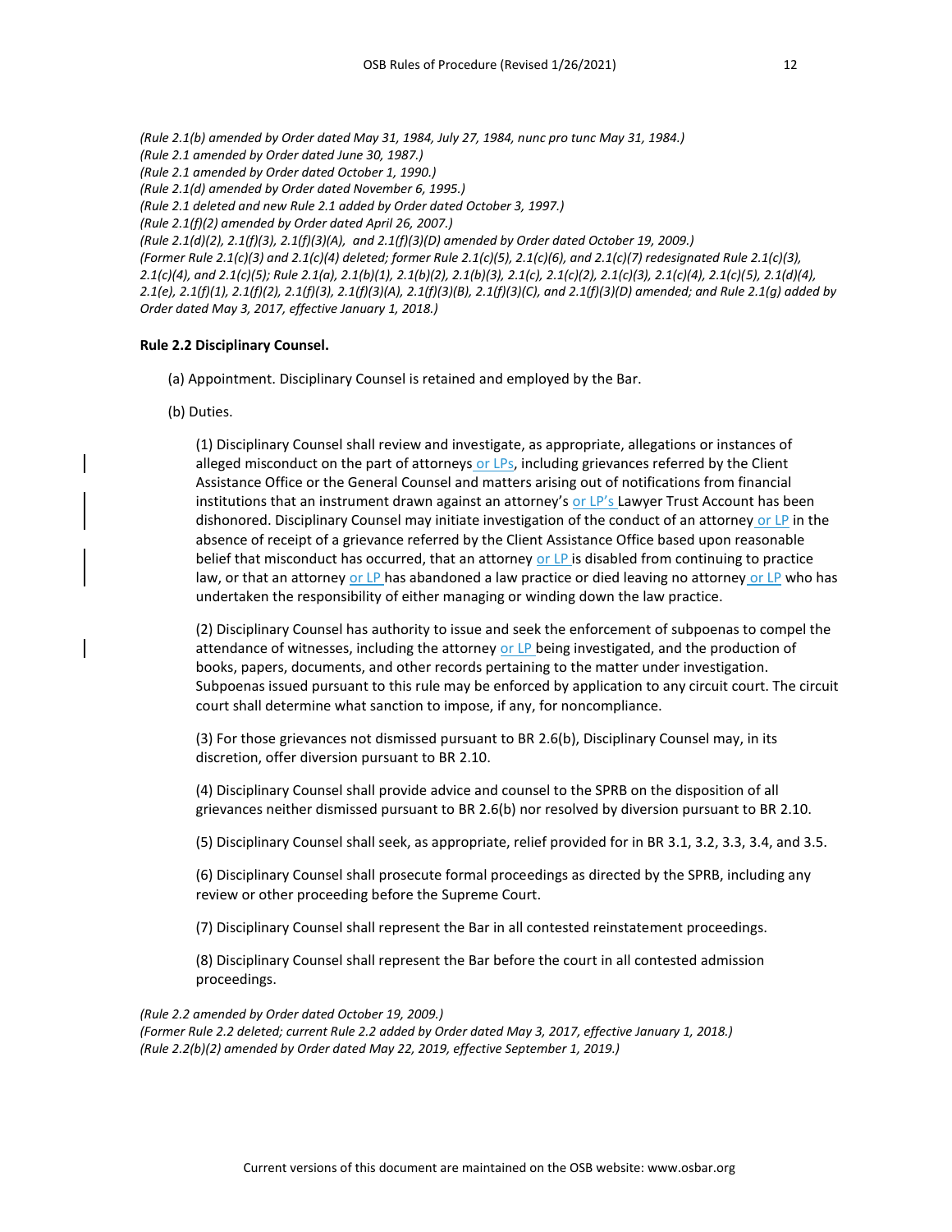*(Rule 2.1(b) amended by Order dated May 31, 1984, July 27, 1984, nunc pro tunc May 31, 1984.)*
*(Rule 2.1 amended by Order dated June 30, 1987.)*
*(Rule 2.1 amended by Order dated October 1, 1990.)*
*(Rule 2.1(d) amended by Order dated November 6, 1995.)*
*(Rule 2.1 deleted and new Rule 2.1 added by Order dated October 3, 1997.)*
*(Rule 2.1(f)(2) amended by Order dated April 26, 2007.)*
*(Rule 2.1(d)(2), 2.1(f)(3), 2.1(f)(3)(A), and 2.1(f)(3)(D) amended by Order dated October 19, 2009.)*
*(Former Rule 2.1(c)(3) and 2.1(c)(4) deleted; former Rule 2.1(c)(5), 2.1(c)(6), and 2.1(c)(7) redesignated Rule 2.1(c)(3), 2.1(c)(4), and 2.1(c)(5); Rule 2.1(a), 2.1(b)(1), 2.1(b)(2), 2.1(b)(3), 2.1(c), 2.1(c)(2), 2.1(c)(3), 2.1(c)(4), 2.1(c)(5), 2.1(d)(4), 2.1(e), 2.1(f)(1), 2.1(f)(2), 2.1(f)(3), 2.1(f)(3)(A), 2.1(f)(3)(B), 2.1(f)(3)(C), and 2.1(f)(3)(D) amended; and Rule 2.1(g) added by Order dated May 3, 2017, effective January 1, 2018.)*

**Rule 2.2 Disciplinary Counsel.**

(a) Appointment. Disciplinary Counsel is retained and employed by the Bar.

(b) Duties.

(1) Disciplinary Counsel shall review and investigate, as appropriate, allegations or instances of alleged misconduct on the part of attorneys or LPs, including grievances referred by the Client Assistance Office or the General Counsel and matters arising out of notifications from financial institutions that an instrument drawn against an attorney's or LP's Lawyer Trust Account has been dishonored. Disciplinary Counsel may initiate investigation of the conduct of an attorney or LP in the absence of receipt of a grievance referred by the Client Assistance Office based upon reasonable belief that misconduct has occurred, that an attorney or LP is disabled from continuing to practice law, or that an attorney or LP has abandoned a law practice or died leaving no attorney or LP who has undertaken the responsibility of either managing or winding down the law practice.

(2) Disciplinary Counsel has authority to issue and seek the enforcement of subpoenas to compel the attendance of witnesses, including the attorney or LP being investigated, and the production of books, papers, documents, and other records pertaining to the matter under investigation. Subpoenas issued pursuant to this rule may be enforced by application to any circuit court. The circuit court shall determine what sanction to impose, if any, for noncompliance.

(3) For those grievances not dismissed pursuant to BR 2.6(b), Disciplinary Counsel may, in its discretion, offer diversion pursuant to BR 2.10.

(4) Disciplinary Counsel shall provide advice and counsel to the SPRB on the disposition of all grievances neither dismissed pursuant to BR 2.6(b) nor resolved by diversion pursuant to BR 2.10.

(5) Disciplinary Counsel shall seek, as appropriate, relief provided for in BR 3.1, 3.2, 3.3, 3.4, and 3.5.

(6) Disciplinary Counsel shall prosecute formal proceedings as directed by the SPRB, including any review or other proceeding before the Supreme Court.

(7) Disciplinary Counsel shall represent the Bar in all contested reinstatement proceedings.

(8) Disciplinary Counsel shall represent the Bar before the court in all contested admission proceedings.

*(Rule 2.2 amended by Order dated October 19, 2009.)*
*(Former Rule 2.2 deleted; current Rule 2.2 added by Order dated May 3, 2017, effective January 1, 2018.)*
*(Rule 2.2(b)(2) amended by Order dated May 22, 2019, effective September 1, 2019.)*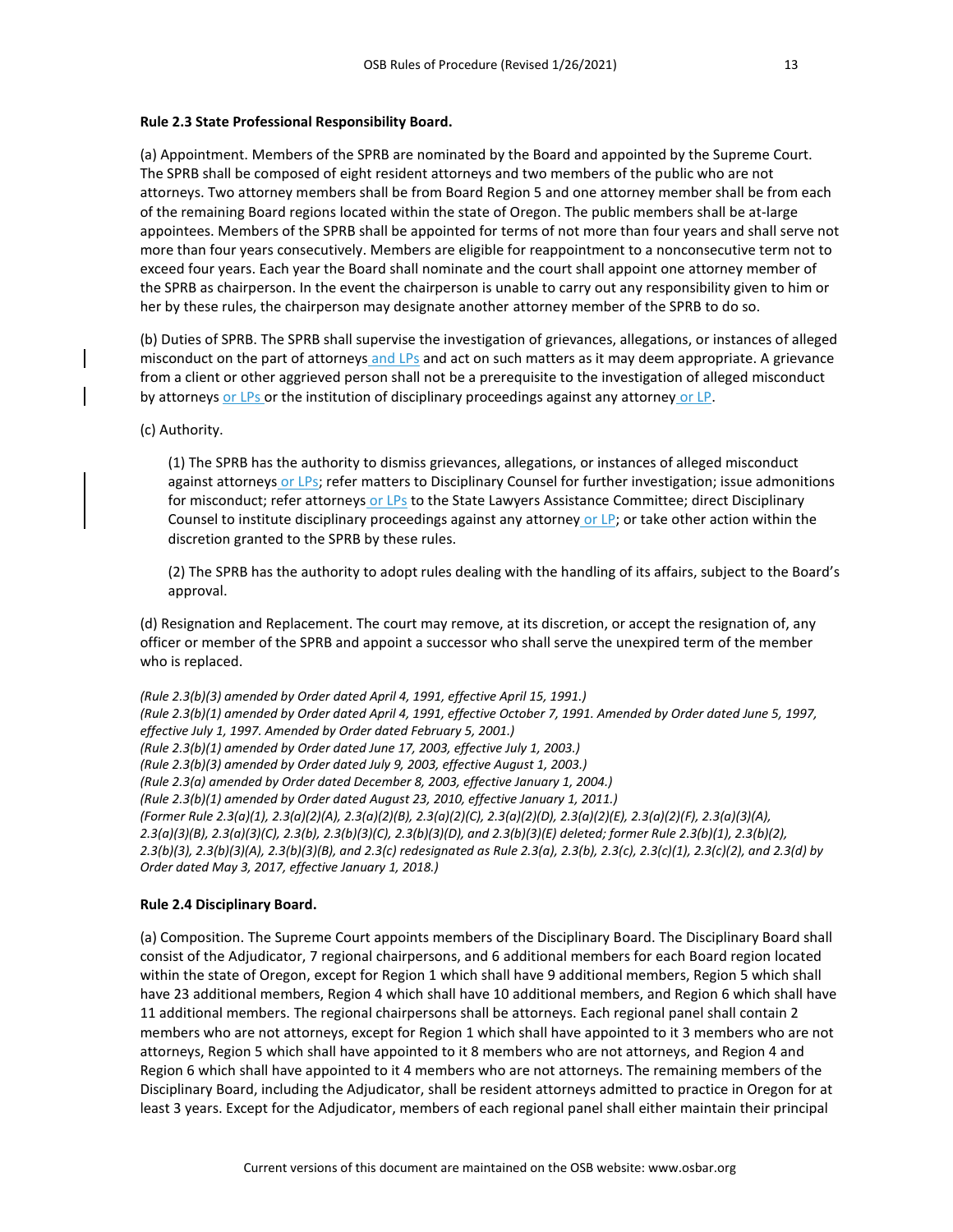**Rule 2.3 State Professional Responsibility Board.**

(a) Appointment. Members of the SPRB are nominated by the Board and appointed by the Supreme Court. The SPRB shall be composed of eight resident attorneys and two members of the public who are not attorneys. Two attorney members shall be from Board Region 5 and one attorney member shall be from each of the remaining Board regions located within the state of Oregon. The public members shall be at-large appointees. Members of the SPRB shall be appointed for terms of not more than four years and shall serve not more than four years consecutively. Members are eligible for reappointment to a nonconsecutive term not to exceed four years. Each year the Board shall nominate and the court shall appoint one attorney member of the SPRB as chairperson. In the event the chairperson is unable to carry out any responsibility given to him or her by these rules, the chairperson may designate another attorney member of the SPRB to do so.

(b) Duties of SPRB. The SPRB shall supervise the investigation of grievances, allegations, or instances of alleged misconduct on the part of attorneys and LPs and act on such matters as it may deem appropriate. A grievance from a client or other aggrieved person shall not be a prerequisite to the investigation of alleged misconduct by attorneys or LPs or the institution of disciplinary proceedings against any attorney or LP.

(c) Authority.

(1) The SPRB has the authority to dismiss grievances, allegations, or instances of alleged misconduct against attorneys or LPs; refer matters to Disciplinary Counsel for further investigation; issue admonitions for misconduct; refer attorneys or LPs to the State Lawyers Assistance Committee; direct Disciplinary Counsel to institute disciplinary proceedings against any attorney or LP; or take other action within the discretion granted to the SPRB by these rules.

(2) The SPRB has the authority to adopt rules dealing with the handling of its affairs, subject to the Board's approval.

(d) Resignation and Replacement. The court may remove, at its discretion, or accept the resignation of, any officer or member of the SPRB and appoint a successor who shall serve the unexpired term of the member who is replaced.

*(Rule 2.3(b)(3) amended by Order dated April 4, 1991, effective April 15, 1991.)*
*(Rule 2.3(b)(1) amended by Order dated April 4, 1991, effective October 7, 1991. Amended by Order dated June 5, 1997, effective July 1, 1997. Amended by Order dated February 5, 2001.)*
*(Rule 2.3(b)(1) amended by Order dated June 17, 2003, effective July 1, 2003.)*
*(Rule 2.3(b)(3) amended by Order dated July 9, 2003, effective August 1, 2003.)*
*(Rule 2.3(a) amended by Order dated December 8, 2003, effective January 1, 2004.)*
*(Rule 2.3(b)(1) amended by Order dated August 23, 2010, effective January 1, 2011.)*
*(Former Rule 2.3(a)(1), 2.3(a)(2)(A), 2.3(a)(2)(B), 2.3(a)(2)(C), 2.3(a)(2)(D), 2.3(a)(2)(E), 2.3(a)(2)(F), 2.3(a)(3)(A), 2.3(a)(3)(B), 2.3(a)(3)(C), 2.3(b), 2.3(b)(3)(C), 2.3(b)(3)(D), and 2.3(b)(3)(E) deleted; former Rule 2.3(b)(1), 2.3(b)(2), 2.3(b)(3), 2.3(b)(3)(A), 2.3(b)(3)(B), and 2.3(c) redesignated as Rule 2.3(a), 2.3(b), 2.3(c), 2.3(c)(1), 2.3(c)(2), and 2.3(d) by Order dated May 3, 2017, effective January 1, 2018.)*

**Rule 2.4 Disciplinary Board.**

(a) Composition. The Supreme Court appoints members of the Disciplinary Board. The Disciplinary Board shall consist of the Adjudicator, 7 regional chairpersons, and 6 additional members for each Board region located within the state of Oregon, except for Region 1 which shall have 9 additional members, Region 5 which shall have 23 additional members, Region 4 which shall have 10 additional members, and Region 6 which shall have 11 additional members. The regional chairpersons shall be attorneys. Each regional panel shall contain 2 members who are not attorneys, except for Region 1 which shall have appointed to it 3 members who are not attorneys, Region 5 which shall have appointed to it 8 members who are not attorneys, and Region 4 and Region 6 which shall have appointed to it 4 members who are not attorneys. The remaining members of the Disciplinary Board, including the Adjudicator, shall be resident attorneys admitted to practice in Oregon for at least 3 years. Except for the Adjudicator, members of each regional panel shall either maintain their principal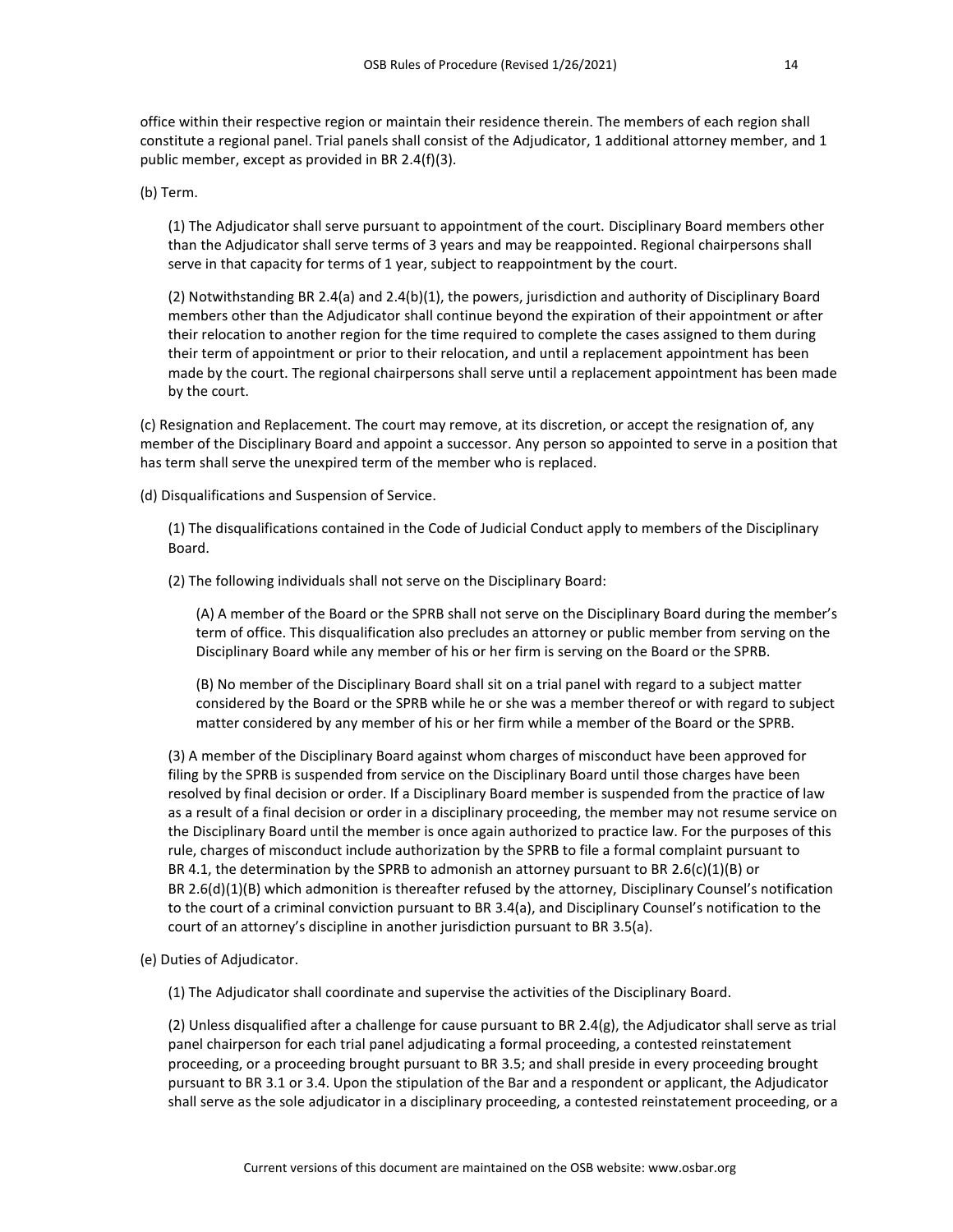office within their respective region or maintain their residence therein. The members of each region shall constitute a regional panel. Trial panels shall consist of the Adjudicator, 1 additional attorney member, and 1 public member, except as provided in BR 2.4(f)(3).

(b) Term.

(1) The Adjudicator shall serve pursuant to appointment of the court. Disciplinary Board members other than the Adjudicator shall serve terms of 3 years and may be reappointed. Regional chairpersons shall serve in that capacity for terms of 1 year, subject to reappointment by the court.

(2) Notwithstanding BR 2.4(a) and 2.4(b)(1), the powers, jurisdiction and authority of Disciplinary Board members other than the Adjudicator shall continue beyond the expiration of their appointment or after their relocation to another region for the time required to complete the cases assigned to them during their term of appointment or prior to their relocation, and until a replacement appointment has been made by the court. The regional chairpersons shall serve until a replacement appointment has been made by the court.

(c) Resignation and Replacement. The court may remove, at its discretion, or accept the resignation of, any member of the Disciplinary Board and appoint a successor. Any person so appointed to serve in a position that has term shall serve the unexpired term of the member who is replaced.

(d) Disqualifications and Suspension of Service.

(1) The disqualifications contained in the Code of Judicial Conduct apply to members of the Disciplinary Board.

(2) The following individuals shall not serve on the Disciplinary Board:

(A) A member of the Board or the SPRB shall not serve on the Disciplinary Board during the member's term of office. This disqualification also precludes an attorney or public member from serving on the Disciplinary Board while any member of his or her firm is serving on the Board or the SPRB.

(B) No member of the Disciplinary Board shall sit on a trial panel with regard to a subject matter considered by the Board or the SPRB while he or she was a member thereof or with regard to subject matter considered by any member of his or her firm while a member of the Board or the SPRB.

(3) A member of the Disciplinary Board against whom charges of misconduct have been approved for filing by the SPRB is suspended from service on the Disciplinary Board until those charges have been resolved by final decision or order. If a Disciplinary Board member is suspended from the practice of law as a result of a final decision or order in a disciplinary proceeding, the member may not resume service on the Disciplinary Board until the member is once again authorized to practice law. For the purposes of this rule, charges of misconduct include authorization by the SPRB to file a formal complaint pursuant to BR 4.1, the determination by the SPRB to admonish an attorney pursuant to BR 2.6(c)(1)(B) or BR 2.6(d)(1)(B) which admonition is thereafter refused by the attorney, Disciplinary Counsel's notification to the court of a criminal conviction pursuant to BR 3.4(a), and Disciplinary Counsel's notification to the court of an attorney's discipline in another jurisdiction pursuant to BR 3.5(a).

(e) Duties of Adjudicator.

(1) The Adjudicator shall coordinate and supervise the activities of the Disciplinary Board.

(2) Unless disqualified after a challenge for cause pursuant to BR 2.4(g), the Adjudicator shall serve as trial panel chairperson for each trial panel adjudicating a formal proceeding, a contested reinstatement proceeding, or a proceeding brought pursuant to BR 3.5; and shall preside in every proceeding brought pursuant to BR 3.1 or 3.4. Upon the stipulation of the Bar and a respondent or applicant, the Adjudicator shall serve as the sole adjudicator in a disciplinary proceeding, a contested reinstatement proceeding, or a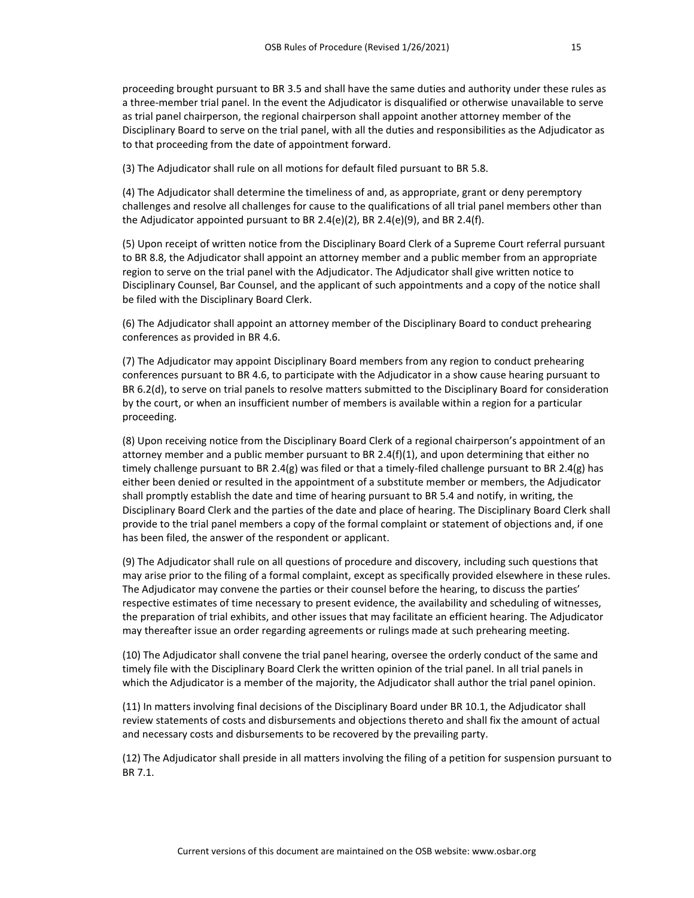proceeding brought pursuant to BR 3.5 and shall have the same duties and authority under these rules as a three-member trial panel. In the event the Adjudicator is disqualified or otherwise unavailable to serve as trial panel chairperson, the regional chairperson shall appoint another attorney member of the Disciplinary Board to serve on the trial panel, with all the duties and responsibilities as the Adjudicator as to that proceeding from the date of appointment forward.

(3) The Adjudicator shall rule on all motions for default filed pursuant to BR 5.8.

(4) The Adjudicator shall determine the timeliness of and, as appropriate, grant or deny peremptory challenges and resolve all challenges for cause to the qualifications of all trial panel members other than the Adjudicator appointed pursuant to BR 2.4(e)(2), BR 2.4(e)(9), and BR 2.4(f).

(5) Upon receipt of written notice from the Disciplinary Board Clerk of a Supreme Court referral pursuant to BR 8.8, the Adjudicator shall appoint an attorney member and a public member from an appropriate region to serve on the trial panel with the Adjudicator. The Adjudicator shall give written notice to Disciplinary Counsel, Bar Counsel, and the applicant of such appointments and a copy of the notice shall be filed with the Disciplinary Board Clerk.

(6) The Adjudicator shall appoint an attorney member of the Disciplinary Board to conduct prehearing conferences as provided in BR 4.6.

(7) The Adjudicator may appoint Disciplinary Board members from any region to conduct prehearing conferences pursuant to BR 4.6, to participate with the Adjudicator in a show cause hearing pursuant to BR 6.2(d), to serve on trial panels to resolve matters submitted to the Disciplinary Board for consideration by the court, or when an insufficient number of members is available within a region for a particular proceeding.

(8) Upon receiving notice from the Disciplinary Board Clerk of a regional chairperson's appointment of an attorney member and a public member pursuant to BR 2.4(f)(1), and upon determining that either no timely challenge pursuant to BR 2.4(g) was filed or that a timely-filed challenge pursuant to BR 2.4(g) has either been denied or resulted in the appointment of a substitute member or members, the Adjudicator shall promptly establish the date and time of hearing pursuant to BR 5.4 and notify, in writing, the Disciplinary Board Clerk and the parties of the date and place of hearing. The Disciplinary Board Clerk shall provide to the trial panel members a copy of the formal complaint or statement of objections and, if one has been filed, the answer of the respondent or applicant.

(9) The Adjudicator shall rule on all questions of procedure and discovery, including such questions that may arise prior to the filing of a formal complaint, except as specifically provided elsewhere in these rules. The Adjudicator may convene the parties or their counsel before the hearing, to discuss the parties' respective estimates of time necessary to present evidence, the availability and scheduling of witnesses, the preparation of trial exhibits, and other issues that may facilitate an efficient hearing. The Adjudicator may thereafter issue an order regarding agreements or rulings made at such prehearing meeting.

(10) The Adjudicator shall convene the trial panel hearing, oversee the orderly conduct of the same and timely file with the Disciplinary Board Clerk the written opinion of the trial panel. In all trial panels in which the Adjudicator is a member of the majority, the Adjudicator shall author the trial panel opinion.

(11) In matters involving final decisions of the Disciplinary Board under BR 10.1, the Adjudicator shall review statements of costs and disbursements and objections thereto and shall fix the amount of actual and necessary costs and disbursements to be recovered by the prevailing party.

(12) The Adjudicator shall preside in all matters involving the filing of a petition for suspension pursuant to BR 7.1.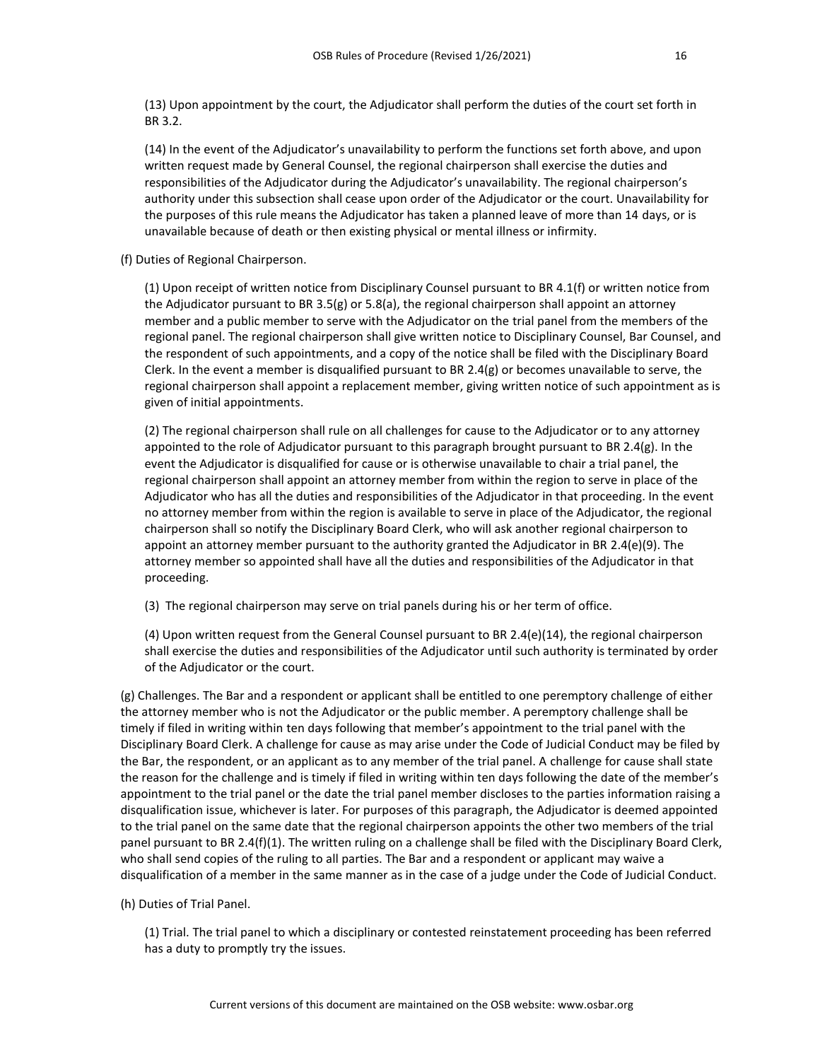(13) Upon appointment by the court, the Adjudicator shall perform the duties of the court set forth in BR 3.2.

(14) In the event of the Adjudicator's unavailability to perform the functions set forth above, and upon written request made by General Counsel, the regional chairperson shall exercise the duties and responsibilities of the Adjudicator during the Adjudicator's unavailability. The regional chairperson's authority under this subsection shall cease upon order of the Adjudicator or the court. Unavailability for the purposes of this rule means the Adjudicator has taken a planned leave of more than 14 days, or is unavailable because of death or then existing physical or mental illness or infirmity.

(f) Duties of Regional Chairperson.

(1) Upon receipt of written notice from Disciplinary Counsel pursuant to BR 4.1(f) or written notice from the Adjudicator pursuant to BR 3.5(g) or 5.8(a), the regional chairperson shall appoint an attorney member and a public member to serve with the Adjudicator on the trial panel from the members of the regional panel. The regional chairperson shall give written notice to Disciplinary Counsel, Bar Counsel, and the respondent of such appointments, and a copy of the notice shall be filed with the Disciplinary Board Clerk. In the event a member is disqualified pursuant to BR 2.4(g) or becomes unavailable to serve, the regional chairperson shall appoint a replacement member, giving written notice of such appointment as is given of initial appointments.

(2) The regional chairperson shall rule on all challenges for cause to the Adjudicator or to any attorney appointed to the role of Adjudicator pursuant to this paragraph brought pursuant to BR 2.4(g). In the event the Adjudicator is disqualified for cause or is otherwise unavailable to chair a trial panel, the regional chairperson shall appoint an attorney member from within the region to serve in place of the Adjudicator who has all the duties and responsibilities of the Adjudicator in that proceeding. In the event no attorney member from within the region is available to serve in place of the Adjudicator, the regional chairperson shall so notify the Disciplinary Board Clerk, who will ask another regional chairperson to appoint an attorney member pursuant to the authority granted the Adjudicator in BR 2.4(e)(9). The attorney member so appointed shall have all the duties and responsibilities of the Adjudicator in that proceeding.

(3) The regional chairperson may serve on trial panels during his or her term of office.

(4) Upon written request from the General Counsel pursuant to BR 2.4(e)(14), the regional chairperson shall exercise the duties and responsibilities of the Adjudicator until such authority is terminated by order of the Adjudicator or the court.

(g) Challenges. The Bar and a respondent or applicant shall be entitled to one peremptory challenge of either the attorney member who is not the Adjudicator or the public member. A peremptory challenge shall be timely if filed in writing within ten days following that member's appointment to the trial panel with the Disciplinary Board Clerk. A challenge for cause as may arise under the Code of Judicial Conduct may be filed by the Bar, the respondent, or an applicant as to any member of the trial panel. A challenge for cause shall state the reason for the challenge and is timely if filed in writing within ten days following the date of the member's appointment to the trial panel or the date the trial panel member discloses to the parties information raising a disqualification issue, whichever is later. For purposes of this paragraph, the Adjudicator is deemed appointed to the trial panel on the same date that the regional chairperson appoints the other two members of the trial panel pursuant to BR 2.4(f)(1). The written ruling on a challenge shall be filed with the Disciplinary Board Clerk, who shall send copies of the ruling to all parties. The Bar and a respondent or applicant may waive a disqualification of a member in the same manner as in the case of a judge under the Code of Judicial Conduct.

(h) Duties of Trial Panel.

(1) Trial. The trial panel to which a disciplinary or contested reinstatement proceeding has been referred has a duty to promptly try the issues.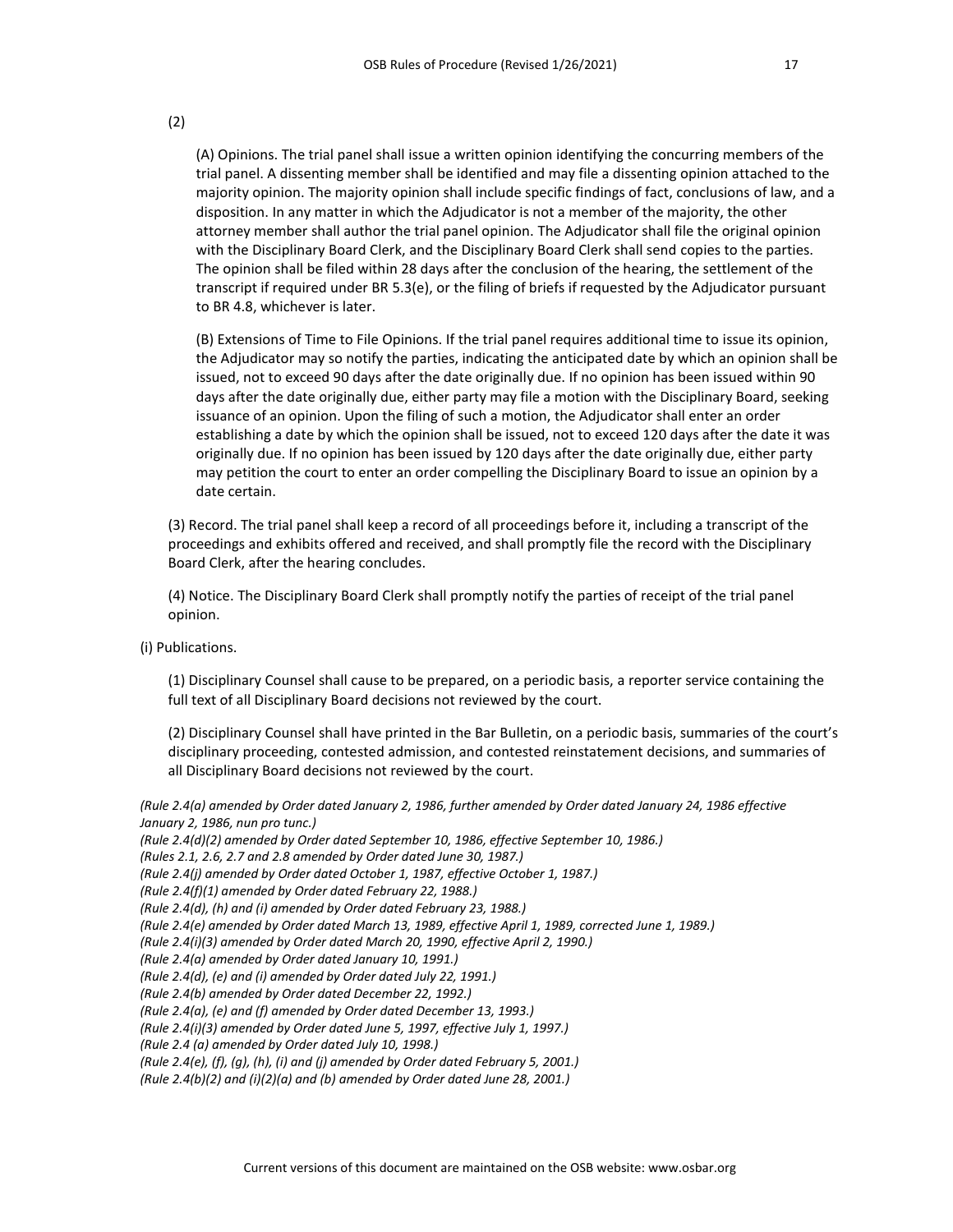(2)

(A) Opinions. The trial panel shall issue a written opinion identifying the concurring members of the trial panel. A dissenting member shall be identified and may file a dissenting opinion attached to the majority opinion. The majority opinion shall include specific findings of fact, conclusions of law, and a disposition. In any matter in which the Adjudicator is not a member of the majority, the other attorney member shall author the trial panel opinion. The Adjudicator shall file the original opinion with the Disciplinary Board Clerk, and the Disciplinary Board Clerk shall send copies to the parties. The opinion shall be filed within 28 days after the conclusion of the hearing, the settlement of the transcript if required under BR 5.3(e), or the filing of briefs if requested by the Adjudicator pursuant to BR 4.8, whichever is later.

(B) Extensions of Time to File Opinions. If the trial panel requires additional time to issue its opinion, the Adjudicator may so notify the parties, indicating the anticipated date by which an opinion shall be issued, not to exceed 90 days after the date originally due. If no opinion has been issued within 90 days after the date originally due, either party may file a motion with the Disciplinary Board, seeking issuance of an opinion. Upon the filing of such a motion, the Adjudicator shall enter an order establishing a date by which the opinion shall be issued, not to exceed 120 days after the date it was originally due. If no opinion has been issued by 120 days after the date originally due, either party may petition the court to enter an order compelling the Disciplinary Board to issue an opinion by a date certain.

(3) Record. The trial panel shall keep a record of all proceedings before it, including a transcript of the proceedings and exhibits offered and received, and shall promptly file the record with the Disciplinary Board Clerk, after the hearing concludes.

(4) Notice. The Disciplinary Board Clerk shall promptly notify the parties of receipt of the trial panel opinion.

(i) Publications.

(1) Disciplinary Counsel shall cause to be prepared, on a periodic basis, a reporter service containing the full text of all Disciplinary Board decisions not reviewed by the court.

(2) Disciplinary Counsel shall have printed in the Bar Bulletin, on a periodic basis, summaries of the court's disciplinary proceeding, contested admission, and contested reinstatement decisions, and summaries of all Disciplinary Board decisions not reviewed by the court.

*(Rule 2.4(a) amended by Order dated January 2, 1986, further amended by Order dated January 24, 1986 effective January 2, 1986, nunc pro tunc.)*
*(Rule 2.4(d)(2) amended by Order dated September 10, 1986, effective September 10, 1986.)*
*(Rules 2.1, 2.6, 2.7 and 2.8 amended by Order dated June 30, 1987.)*
*(Rule 2.4(j) amended by Order dated October 1, 1987, effective October 1, 1987.)*
*(Rule 2.4(f)(1) amended by Order dated February 22, 1988.)*
*(Rule 2.4(d), (h) and (i) amended by Order dated February 23, 1988.)*
*(Rule 2.4(e) amended by Order dated March 13, 1989, effective April 1, 1989, corrected June 1, 1989.)*
*(Rule 2.4(i)(3) amended by Order dated March 20, 1990, effective April 2, 1990.)*
*(Rule 2.4(a) amended by Order dated January 10, 1991.)*
*(Rule 2.4(d), (e) and (i) amended by Order dated July 22, 1991.)*
*(Rule 2.4(b) amended by Order dated December 22, 1992.)*
*(Rule 2.4(a), (e) and (f) amended by Order dated December 13, 1993.)*
*(Rule 2.4(i)(3) amended by Order dated June 5, 1997, effective July 1, 1997.)*
*(Rule 2.4 (a) amended by Order dated July 10, 1998.)*
*(Rule 2.4(e), (f), (g), (h), (i) and (j) amended by Order dated February 5, 2001.)*
*(Rule 2.4(b)(2) and (i)(2)(a) and (b) amended by Order dated June 28, 2001.)*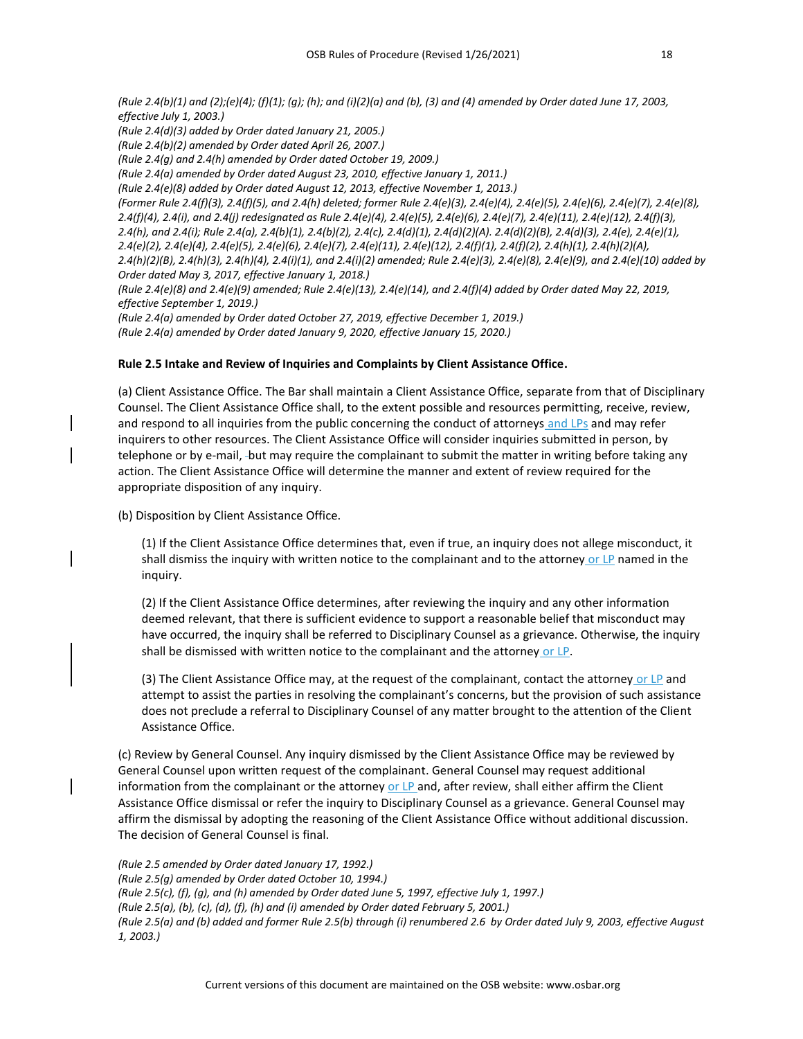*(Rule 2.4(b)(1) and (2);(e)(4); (f)(1); (g); (h); and (i)(2)(a) and (b), (3) and (4) amended by Order dated June 17, 2003, effective July 1, 2003.)*
*(Rule 2.4(d)(3) added by Order dated January 21, 2005.)*
*(Rule 2.4(b)(2) amended by Order dated April 26, 2007.)*
*(Rule 2.4(g) and 2.4(h) amended by Order dated October 19, 2009.)*
*(Rule 2.4(a) amended by Order dated August 23, 2010, effective January 1, 2011.)*
*(Rule 2.4(e)(8) added by Order dated August 12, 2013, effective November 1, 2013.)*
*(Former Rule 2.4(f)(3), 2.4(f)(5), and 2.4(h) deleted; former Rule 2.4(e)(3), 2.4(e)(4), 2.4(e)(5), 2.4(e)(6), 2.4(e)(7), 2.4(e)(8), 2.4(f)(4), 2.4(i), and 2.4(j) redesignated as Rule 2.4(e)(4), 2.4(e)(5), 2.4(e)(6), 2.4(e)(7), 2.4(e)(11), 2.4(e)(12), 2.4(f)(3), 2.4(h), and 2.4(i); Rule 2.4(a), 2.4(b)(1), 2.4(b)(2), 2.4(c), 2.4(d)(1), 2.4(d)(2)(A). 2.4(d)(2)(B), 2.4(d)(3), 2.4(e), 2.4(e)(1), 2.4(e)(2), 2.4(e)(4), 2.4(e)(5), 2.4(e)(6), 2.4(e)(7), 2.4(e)(11), 2.4(e)(12), 2.4(f)(1), 2.4(f)(2), 2.4(h)(1), 2.4(h)(2)(A), 2.4(h)(2)(B), 2.4(h)(3), 2.4(h)(4), 2.4(i)(1), and 2.4(i)(2) amended; Rule 2.4(e)(3), 2.4(e)(8), 2.4(e)(9), and 2.4(e)(10) added by Order dated May 3, 2017, effective January 1, 2018.)*
*(Rule 2.4(e)(8) and 2.4(e)(9) amended; Rule 2.4(e)(13), 2.4(e)(14), and 2.4(f)(4) added by Order dated May 22, 2019, effective September 1, 2019.)*
*(Rule 2.4(a) amended by Order dated October 27, 2019, effective December 1, 2019.)*
*(Rule 2.4(a) amended by Order dated January 9, 2020, effective January 15, 2020.)*

**Rule 2.5 Intake and Review of Inquiries and Complaints by Client Assistance Office.**

(a) Client Assistance Office. The Bar shall maintain a Client Assistance Office, separate from that of Disciplinary Counsel. The Client Assistance Office shall, to the extent possible and resources permitting, receive, review, and respond to all inquiries from the public concerning the conduct of attorneys and LPs and may refer inquirers to other resources. The Client Assistance Office will consider inquiries submitted in person, by telephone or by e-mail, but may require the complainant to submit the matter in writing before taking any action. The Client Assistance Office will determine the manner and extent of review required for the appropriate disposition of any inquiry.

(b) Disposition by Client Assistance Office.

(1) If the Client Assistance Office determines that, even if true, an inquiry does not allege misconduct, it shall dismiss the inquiry with written notice to the complainant and to the attorney or LP named in the inquiry.

(2) If the Client Assistance Office determines, after reviewing the inquiry and any other information deemed relevant, that there is sufficient evidence to support a reasonable belief that misconduct may have occurred, the inquiry shall be referred to Disciplinary Counsel as a grievance. Otherwise, the inquiry shall be dismissed with written notice to the complainant and the attorney or LP.

(3) The Client Assistance Office may, at the request of the complainant, contact the attorney or LP and attempt to assist the parties in resolving the complainant's concerns, but the provision of such assistance does not preclude a referral to Disciplinary Counsel of any matter brought to the attention of the Client Assistance Office.

(c) Review by General Counsel. Any inquiry dismissed by the Client Assistance Office may be reviewed by General Counsel upon written request of the complainant. General Counsel may request additional information from the complainant or the attorney or LP and, after review, shall either affirm the Client Assistance Office dismissal or refer the inquiry to Disciplinary Counsel as a grievance. General Counsel may affirm the dismissal by adopting the reasoning of the Client Assistance Office without additional discussion. The decision of General Counsel is final.

*(Rule 2.5 amended by Order dated January 17, 1992.)*
*(Rule 2.5(g) amended by Order dated October 10, 1994.)*
*(Rule 2.5(c), (f), (g), and (h) amended by Order dated June 5, 1997, effective July 1, 1997.)*
*(Rule 2.5(a), (b), (c), (d), (f), (h) and (i) amended by Order dated February 5, 2001.)*
*(Rule 2.5(a) and (b) added and former Rule 2.5(b) through (i) renumbered 2.6 by Order dated July 9, 2003, effective August 1, 2003.)*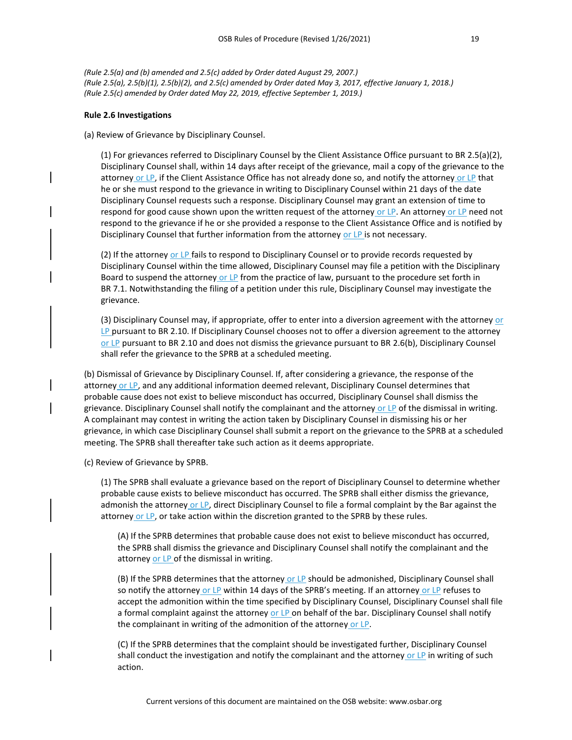*(Rule 2.5(a) and (b) amended and 2.5(c) added by Order dated August 29, 2007.)*
*(Rule 2.5(a), 2.5(b)(1), 2.5(b)(2), and 2.5(c) amended by Order dated May 3, 2017, effective January 1, 2018.)*
*(Rule 2.5(c) amended by Order dated May 22, 2019, effective September 1, 2019.)*

**Rule 2.6 Investigations**

(a) Review of Grievance by Disciplinary Counsel.

(1) For grievances referred to Disciplinary Counsel by the Client Assistance Office pursuant to BR 2.5(a)(2), Disciplinary Counsel shall, within 14 days after receipt of the grievance, mail a copy of the grievance to the attorney or LP, if the Client Assistance Office has not already done so, and notify the attorney or LP that he or she must respond to the grievance in writing to Disciplinary Counsel within 21 days of the date Disciplinary Counsel requests such a response. Disciplinary Counsel may grant an extension of time to respond for good cause shown upon the written request of the attorney or LP. An attorney or LP need not respond to the grievance if he or she provided a response to the Client Assistance Office and is notified by Disciplinary Counsel that further information from the attorney or LP is not necessary.

(2) If the attorney or LP fails to respond to Disciplinary Counsel or to provide records requested by Disciplinary Counsel within the time allowed, Disciplinary Counsel may file a petition with the Disciplinary Board to suspend the attorney or LP from the practice of law, pursuant to the procedure set forth in BR 7.1. Notwithstanding the filing of a petition under this rule, Disciplinary Counsel may investigate the grievance.

(3) Disciplinary Counsel may, if appropriate, offer to enter into a diversion agreement with the attorney or LP pursuant to BR 2.10. If Disciplinary Counsel chooses not to offer a diversion agreement to the attorney or LP pursuant to BR 2.10 and does not dismiss the grievance pursuant to BR 2.6(b), Disciplinary Counsel shall refer the grievance to the SPRB at a scheduled meeting.

(b) Dismissal of Grievance by Disciplinary Counsel. If, after considering a grievance, the response of the attorney or LP, and any additional information deemed relevant, Disciplinary Counsel determines that probable cause does not exist to believe misconduct has occurred, Disciplinary Counsel shall dismiss the grievance. Disciplinary Counsel shall notify the complainant and the attorney or LP of the dismissal in writing. A complainant may contest in writing the action taken by Disciplinary Counsel in dismissing his or her grievance, in which case Disciplinary Counsel shall submit a report on the grievance to the SPRB at a scheduled meeting. The SPRB shall thereafter take such action as it deems appropriate.

(c) Review of Grievance by SPRB.

(1) The SPRB shall evaluate a grievance based on the report of Disciplinary Counsel to determine whether probable cause exists to believe misconduct has occurred. The SPRB shall either dismiss the grievance, admonish the attorney or LP, direct Disciplinary Counsel to file a formal complaint by the Bar against the attorney or LP, or take action within the discretion granted to the SPRB by these rules.

(A) If the SPRB determines that probable cause does not exist to believe misconduct has occurred, the SPRB shall dismiss the grievance and Disciplinary Counsel shall notify the complainant and the attorney or LP of the dismissal in writing.

(B) If the SPRB determines that the attorney or LP should be admonished, Disciplinary Counsel shall so notify the attorney or LP within 14 days of the SPRB's meeting. If an attorney or LP refuses to accept the admonition within the time specified by Disciplinary Counsel, Disciplinary Counsel shall file a formal complaint against the attorney or LP on behalf of the bar. Disciplinary Counsel shall notify the complainant in writing of the admonition of the attorney or LP.

(C) If the SPRB determines that the complaint should be investigated further, Disciplinary Counsel shall conduct the investigation and notify the complainant and the attorney or LP in writing of such action.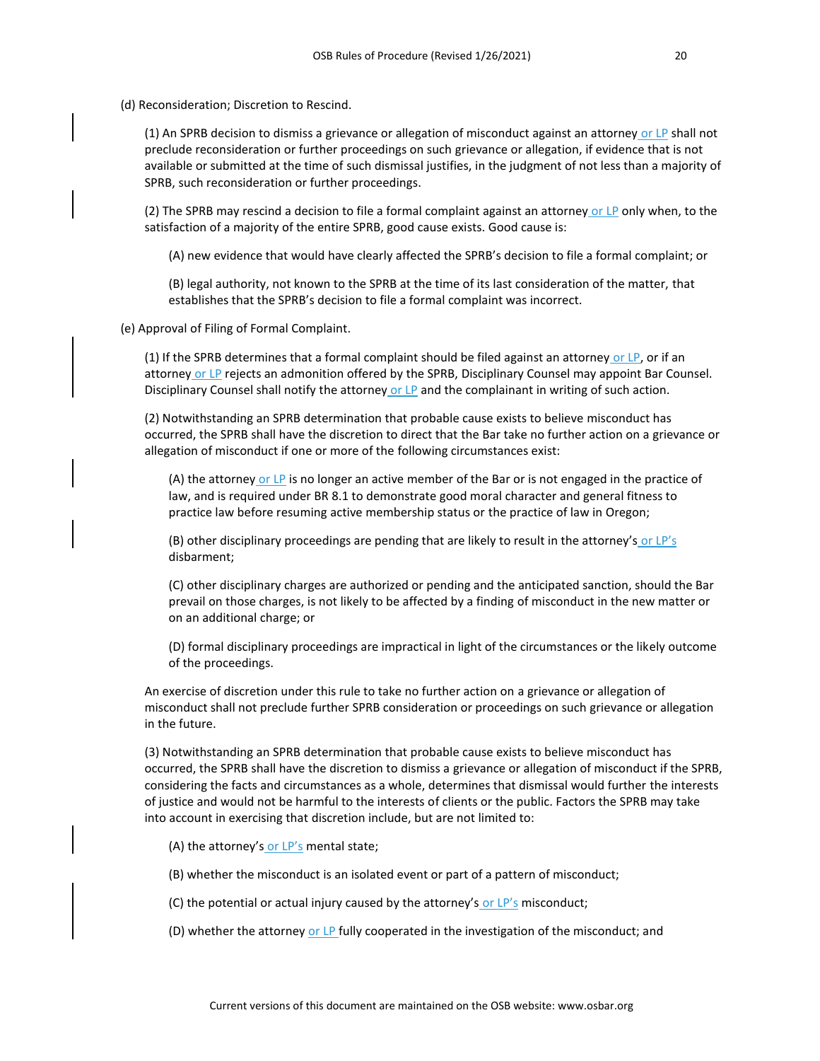(d) Reconsideration; Discretion to Rescind.

(1) An SPRB decision to dismiss a grievance or allegation of misconduct against an attorney or LP shall not preclude reconsideration or further proceedings on such grievance or allegation, if evidence that is not available or submitted at the time of such dismissal justifies, in the judgment of not less than a majority of SPRB, such reconsideration or further proceedings.

(2) The SPRB may rescind a decision to file a formal complaint against an attorney or LP only when, to the satisfaction of a majority of the entire SPRB, good cause exists. Good cause is:

(A) new evidence that would have clearly affected the SPRB's decision to file a formal complaint; or

(B) legal authority, not known to the SPRB at the time of its last consideration of the matter, that establishes that the SPRB's decision to file a formal complaint was incorrect.

(e) Approval of Filing of Formal Complaint.

(1) If the SPRB determines that a formal complaint should be filed against an attorney or LP, or if an attorney or LP rejects an admonition offered by the SPRB, Disciplinary Counsel may appoint Bar Counsel. Disciplinary Counsel shall notify the attorney or LP and the complainant in writing of such action.

(2) Notwithstanding an SPRB determination that probable cause exists to believe misconduct has occurred, the SPRB shall have the discretion to direct that the Bar take no further action on a grievance or allegation of misconduct if one or more of the following circumstances exist:

(A) the attorney or LP is no longer an active member of the Bar or is not engaged in the practice of law, and is required under BR 8.1 to demonstrate good moral character and general fitness to practice law before resuming active membership status or the practice of law in Oregon;

(B) other disciplinary proceedings are pending that are likely to result in the attorney's or LP's disbarment;

(C) other disciplinary charges are authorized or pending and the anticipated sanction, should the Bar prevail on those charges, is not likely to be affected by a finding of misconduct in the new matter or on an additional charge; or

(D) formal disciplinary proceedings are impractical in light of the circumstances or the likely outcome of the proceedings.

An exercise of discretion under this rule to take no further action on a grievance or allegation of misconduct shall not preclude further SPRB consideration or proceedings on such grievance or allegation in the future.

(3) Notwithstanding an SPRB determination that probable cause exists to believe misconduct has occurred, the SPRB shall have the discretion to dismiss a grievance or allegation of misconduct if the SPRB, considering the facts and circumstances as a whole, determines that dismissal would further the interests of justice and would not be harmful to the interests of clients or the public. Factors the SPRB may take into account in exercising that discretion include, but are not limited to:

(A) the attorney's or LP's mental state;

(B) whether the misconduct is an isolated event or part of a pattern of misconduct;

(C) the potential or actual injury caused by the attorney's or LP's misconduct;

(D) whether the attorney or LP fully cooperated in the investigation of the misconduct; and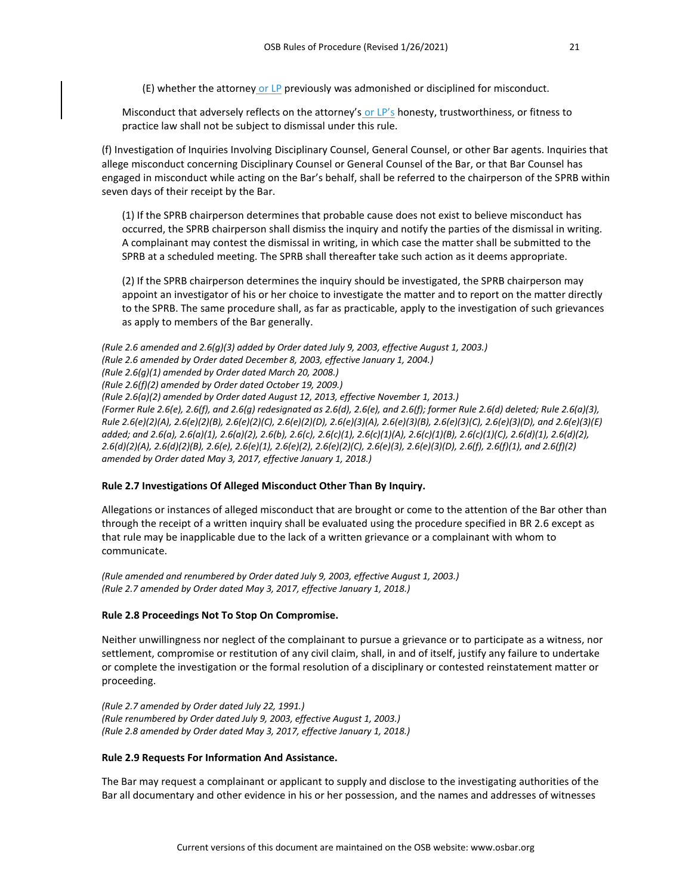(E) whether the attorney or LP previously was admonished or disciplined for misconduct.

Misconduct that adversely reflects on the attorney's or LP's honesty, trustworthiness, or fitness to practice law shall not be subject to dismissal under this rule.

(f) Investigation of Inquiries Involving Disciplinary Counsel, General Counsel, or other Bar agents. Inquiries that allege misconduct concerning Disciplinary Counsel or General Counsel of the Bar, or that Bar Counsel has engaged in misconduct while acting on the Bar's behalf, shall be referred to the chairperson of the SPRB within seven days of their receipt by the Bar.

(1) If the SPRB chairperson determines that probable cause does not exist to believe misconduct has occurred, the SPRB chairperson shall dismiss the inquiry and notify the parties of the dismissal in writing. A complainant may contest the dismissal in writing, in which case the matter shall be submitted to the SPRB at a scheduled meeting. The SPRB shall thereafter take such action as it deems appropriate.

(2) If the SPRB chairperson determines the inquiry should be investigated, the SPRB chairperson may appoint an investigator of his or her choice to investigate the matter and to report on the matter directly to the SPRB. The same procedure shall, as far as practicable, apply to the investigation of such grievances as apply to members of the Bar generally.

*(Rule 2.6 amended and 2.6(g)(3) added by Order dated July 9, 2003, effective August 1, 2003.)*
*(Rule 2.6 amended by Order dated December 8, 2003, effective January 1, 2004.)*
*(Rule 2.6(g)(1) amended by Order dated March 20, 2008.)*
*(Rule 2.6(f)(2) amended by Order dated October 19, 2009.)*
*(Rule 2.6(a)(2) amended by Order dated August 12, 2013, effective November 1, 2013.)*
*(Former Rule 2.6(e), 2.6(f), and 2.6(g) redesignated as 2.6(d), 2.6(e), and 2.6(f); former Rule 2.6(d) deleted; Rule 2.6(a)(3), Rule 2.6(e)(2)(A), 2.6(e)(2)(B), 2.6(e)(2)(C), 2.6(e)(2)(D), 2.6(e)(3)(A), 2.6(e)(3)(B), 2.6(e)(3)(C), 2.6(e)(3)(D), and 2.6(e)(3)(E) added; and 2.6(a), 2.6(a)(1), 2.6(a)(2), 2.6(b), 2.6(c), 2.6(c)(1), 2.6(c)(1)(A), 2.6(c)(1)(B), 2.6(c)(1)(C), 2.6(d)(1), 2.6(d)(2), 2.6(d)(2)(A), 2.6(d)(2)(B), 2.6(e), 2.6(e)(1), 2.6(e)(2), 2.6(e)(2)(C), 2.6(e)(3), 2.6(e)(3)(D), 2.6(f), 2.6(f)(1), and 2.6(f)(2) amended by Order dated May 3, 2017, effective January 1, 2018.)*

**Rule 2.7 Investigations Of Alleged Misconduct Other Than By Inquiry.**

Allegations or instances of alleged misconduct that are brought or come to the attention of the Bar other than through the receipt of a written inquiry shall be evaluated using the procedure specified in BR 2.6 except as that rule may be inapplicable due to the lack of a written grievance or a complainant with whom to communicate.

*(Rule amended and renumbered by Order dated July 9, 2003, effective August 1, 2003.)*
*(Rule 2.7 amended by Order dated May 3, 2017, effective January 1, 2018.)*

**Rule 2.8 Proceedings Not To Stop On Compromise.**

Neither unwillingness nor neglect of the complainant to pursue a grievance or to participate as a witness, nor settlement, compromise or restitution of any civil claim, shall, in and of itself, justify any failure to undertake or complete the investigation or the formal resolution of a disciplinary or contested reinstatement matter or proceeding.

*(Rule 2.7 amended by Order dated July 22, 1991.)*
*(Rule renumbered by Order dated July 9, 2003, effective August 1, 2003.)*
*(Rule 2.8 amended by Order dated May 3, 2017, effective January 1, 2018.)*

**Rule 2.9 Requests For Information And Assistance.**

The Bar may request a complainant or applicant to supply and disclose to the investigating authorities of the Bar all documentary and other evidence in his or her possession, and the names and addresses of witnesses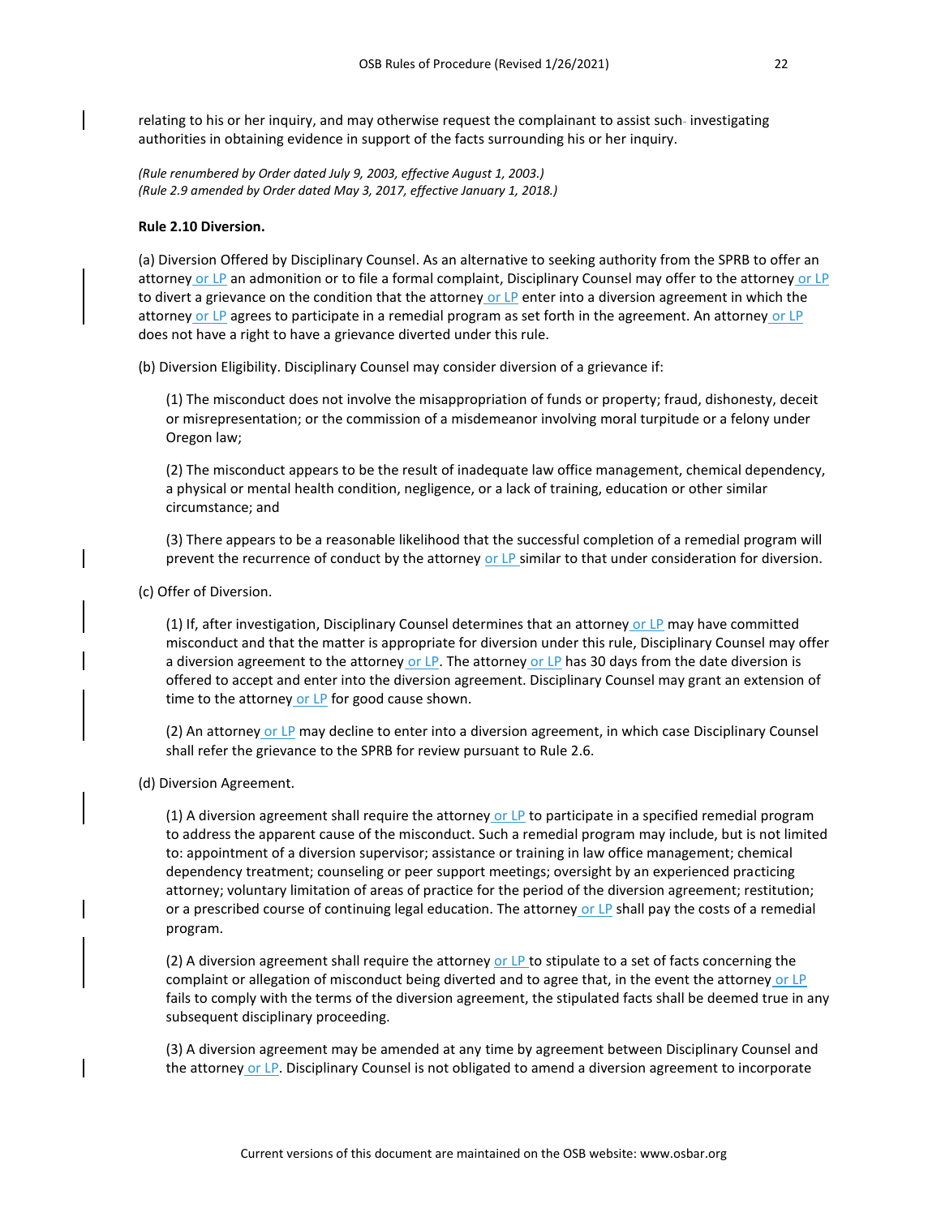relating to his or her inquiry, and may otherwise request the complainant to assist such investigating authorities in obtaining evidence in support of the facts surrounding his or her inquiry.

*(Rule renumbered by Order dated July 9, 2003, effective August 1, 2003.)*
*(Rule 2.9 amended by Order dated May 3, 2017, effective January 1, 2018.)*

**Rule 2.10 Diversion.**

(a) Diversion Offered by Disciplinary Counsel. As an alternative to seeking authority from the SPRB to offer an attorney or LP an admonition or to file a formal complaint, Disciplinary Counsel may offer to the attorney or LP to divert a grievance on the condition that the attorney or LP enter into a diversion agreement in which the attorney or LP agrees to participate in a remedial program as set forth in the agreement. An attorney or LP does not have a right to have a grievance diverted under this rule.

(b) Diversion Eligibility. Disciplinary Counsel may consider diversion of a grievance if:

(1) The misconduct does not involve the misappropriation of funds or property; fraud, dishonesty, deceit or misrepresentation; or the commission of a misdemeanor involving moral turpitude or a felony under Oregon law;

(2) The misconduct appears to be the result of inadequate law office management, chemical dependency, a physical or mental health condition, negligence, or a lack of training, education or other similar circumstance; and

(3) There appears to be a reasonable likelihood that the successful completion of a remedial program will prevent the recurrence of conduct by the attorney or LP similar to that under consideration for diversion.

(c) Offer of Diversion.

(1) If, after investigation, Disciplinary Counsel determines that an attorney or LP may have committed misconduct and that the matter is appropriate for diversion under this rule, Disciplinary Counsel may offer a diversion agreement to the attorney or LP. The attorney or LP has 30 days from the date diversion is offered to accept and enter into the diversion agreement. Disciplinary Counsel may grant an extension of time to the attorney or LP for good cause shown.

(2) An attorney or LP may decline to enter into a diversion agreement, in which case Disciplinary Counsel shall refer the grievance to the SPRB for review pursuant to Rule 2.6.

(d) Diversion Agreement.

(1) A diversion agreement shall require the attorney or LP to participate in a specified remedial program to address the apparent cause of the misconduct. Such a remedial program may include, but is not limited to: appointment of a diversion supervisor; assistance or training in law office management; chemical dependency treatment; counseling or peer support meetings; oversight by an experienced practicing attorney; voluntary limitation of areas of practice for the period of the diversion agreement; restitution; or a prescribed course of continuing legal education. The attorney or LP shall pay the costs of a remedial program.

(2) A diversion agreement shall require the attorney or LP to stipulate to a set of facts concerning the complaint or allegation of misconduct being diverted and to agree that, in the event the attorney or LP fails to comply with the terms of the diversion agreement, the stipulated facts shall be deemed true in any subsequent disciplinary proceeding.

(3) A diversion agreement may be amended at any time by agreement between Disciplinary Counsel and the attorney or LP. Disciplinary Counsel is not obligated to amend a diversion agreement to incorporate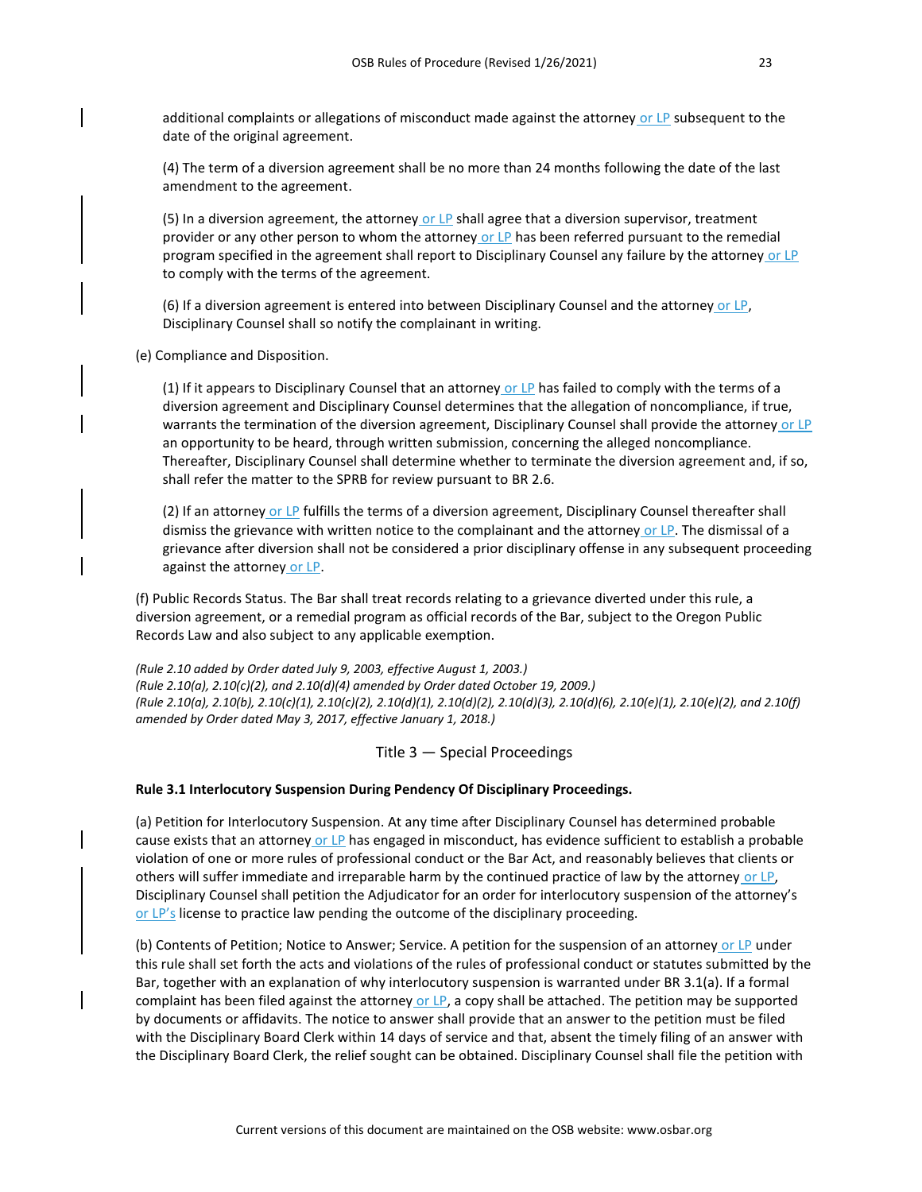additional complaints or allegations of misconduct made against the attorney or LP subsequent to the date of the original agreement.

(4) The term of a diversion agreement shall be no more than 24 months following the date of the last amendment to the agreement.

(5) In a diversion agreement, the attorney or LP shall agree that a diversion supervisor, treatment provider or any other person to whom the attorney or LP has been referred pursuant to the remedial program specified in the agreement shall report to Disciplinary Counsel any failure by the attorney or LP to comply with the terms of the agreement.

(6) If a diversion agreement is entered into between Disciplinary Counsel and the attorney or LP, Disciplinary Counsel shall so notify the complainant in writing.

(e) Compliance and Disposition.

(1) If it appears to Disciplinary Counsel that an attorney or LP has failed to comply with the terms of a diversion agreement and Disciplinary Counsel determines that the allegation of noncompliance, if true, warrants the termination of the diversion agreement, Disciplinary Counsel shall provide the attorney or LP an opportunity to be heard, through written submission, concerning the alleged noncompliance. Thereafter, Disciplinary Counsel shall determine whether to terminate the diversion agreement and, if so, shall refer the matter to the SPRB for review pursuant to BR 2.6.

(2) If an attorney or LP fulfills the terms of a diversion agreement, Disciplinary Counsel thereafter shall dismiss the grievance with written notice to the complainant and the attorney or LP. The dismissal of a grievance after diversion shall not be considered a prior disciplinary offense in any subsequent proceeding against the attorney or LP.

(f) Public Records Status. The Bar shall treat records relating to a grievance diverted under this rule, a diversion agreement, or a remedial program as official records of the Bar, subject to the Oregon Public Records Law and also subject to any applicable exemption.

*(Rule 2.10 added by Order dated July 9, 2003, effective August 1, 2003.)*
*(Rule 2.10(a), 2.10(c)(2), and 2.10(d)(4) amended by Order dated October 19, 2009.)*
*(Rule 2.10(a), 2.10(b), 2.10(c)(1), 2.10(c)(2), 2.10(d)(1), 2.10(d)(2), 2.10(d)(3), 2.10(d)(6), 2.10(e)(1), 2.10(e)(2), and 2.10(f) amended by Order dated May 3, 2017, effective January 1, 2018.)*

## Title 3 — Special Proceedings

### Rule 3.1 Interlocutory Suspension During Pendency Of Disciplinary Proceedings.

(a) Petition for Interlocutory Suspension. At any time after Disciplinary Counsel has determined probable cause exists that an attorney or LP has engaged in misconduct, has evidence sufficient to establish a probable violation of one or more rules of professional conduct or the Bar Act, and reasonably believes that clients or others will suffer immediate and irreparable harm by the continued practice of law by the attorney or LP, Disciplinary Counsel shall petition the Adjudicator for an order for interlocutory suspension of the attorney's or LP's license to practice law pending the outcome of the disciplinary proceeding.

(b) Contents of Petition; Notice to Answer; Service. A petition for the suspension of an attorney or LP under this rule shall set forth the acts and violations of the rules of professional conduct or statutes submitted by the Bar, together with an explanation of why interlocutory suspension is warranted under BR 3.1(a). If a formal complaint has been filed against the attorney or LP, a copy shall be attached. The petition may be supported by documents or affidavits. The notice to answer shall provide that an answer to the petition must be filed with the Disciplinary Board Clerk within 14 days of service and that, absent the timely filing of an answer with the Disciplinary Board Clerk, the relief sought can be obtained. Disciplinary Counsel shall file the petition with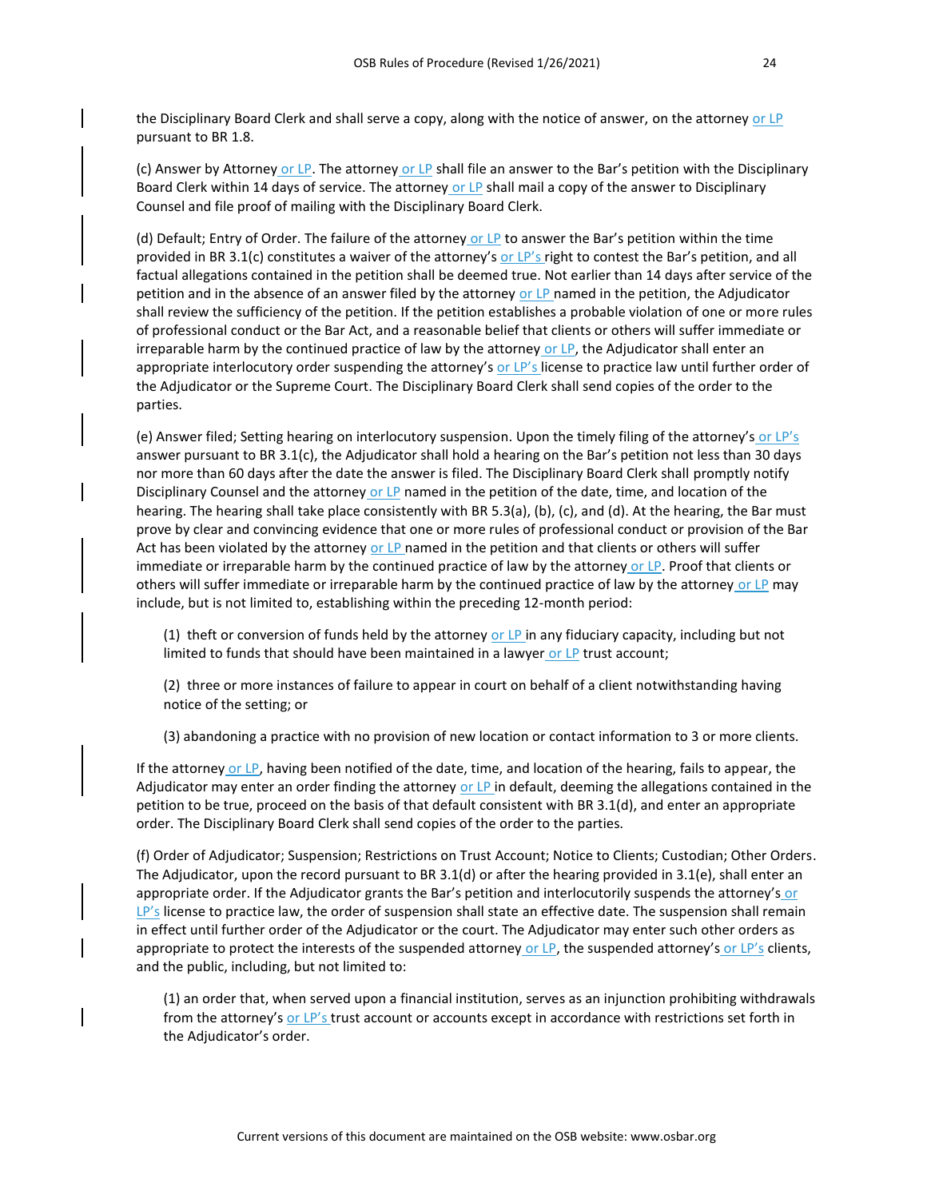the Disciplinary Board Clerk and shall serve a copy, along with the notice of answer, on the attorney or LP pursuant to BR 1.8.

(c) Answer by Attorney or LP. The attorney or LP shall file an answer to the Bar's petition with the Disciplinary Board Clerk within 14 days of service. The attorney or LP shall mail a copy of the answer to Disciplinary Counsel and file proof of mailing with the Disciplinary Board Clerk.

(d) Default; Entry of Order. The failure of the attorney or LP to answer the Bar's petition within the time provided in BR 3.1(c) constitutes a waiver of the attorney's or LP's right to contest the Bar's petition, and all factual allegations contained in the petition shall be deemed true. Not earlier than 14 days after service of the petition and in the absence of an answer filed by the attorney or LP named in the petition, the Adjudicator shall review the sufficiency of the petition. If the petition establishes a probable violation of one or more rules of professional conduct or the Bar Act, and a reasonable belief that clients or others will suffer immediate or irreparable harm by the continued practice of law by the attorney or LP, the Adjudicator shall enter an appropriate interlocutory order suspending the attorney's or LP's license to practice law until further order of the Adjudicator or the Supreme Court. The Disciplinary Board Clerk shall send copies of the order to the parties.

(e) Answer filed; Setting hearing on interlocutory suspension. Upon the timely filing of the attorney's or LP's answer pursuant to BR 3.1(c), the Adjudicator shall hold a hearing on the Bar's petition not less than 30 days nor more than 60 days after the date the answer is filed. The Disciplinary Board Clerk shall promptly notify Disciplinary Counsel and the attorney or LP named in the petition of the date, time, and location of the hearing. The hearing shall take place consistently with BR 5.3(a), (b), (c), and (d). At the hearing, the Bar must prove by clear and convincing evidence that one or more rules of professional conduct or provision of the Bar Act has been violated by the attorney or LP named in the petition and that clients or others will suffer immediate or irreparable harm by the continued practice of law by the attorney or LP. Proof that clients or others will suffer immediate or irreparable harm by the continued practice of law by the attorney or LP may include, but is not limited to, establishing within the preceding 12-month period:

(1) theft or conversion of funds held by the attorney or LP in any fiduciary capacity, including but not limited to funds that should have been maintained in a lawyer or LP trust account;

(2) three or more instances of failure to appear in court on behalf of a client notwithstanding having notice of the setting; or

(3) abandoning a practice with no provision of new location or contact information to 3 or more clients.

If the attorney or LP, having been notified of the date, time, and location of the hearing, fails to appear, the Adjudicator may enter an order finding the attorney or LP in default, deeming the allegations contained in the petition to be true, proceed on the basis of that default consistent with BR 3.1(d), and enter an appropriate order. The Disciplinary Board Clerk shall send copies of the order to the parties.

(f) Order of Adjudicator; Suspension; Restrictions on Trust Account; Notice to Clients; Custodian; Other Orders. The Adjudicator, upon the record pursuant to BR 3.1(d) or after the hearing provided in 3.1(e), shall enter an appropriate order. If the Adjudicator grants the Bar's petition and interlocutorily suspends the attorney's or LP's license to practice law, the order of suspension shall state an effective date. The suspension shall remain in effect until further order of the Adjudicator or the court. The Adjudicator may enter such other orders as appropriate to protect the interests of the suspended attorney or LP, the suspended attorney's or LP's clients, and the public, including, but not limited to:

(1) an order that, when served upon a financial institution, serves as an injunction prohibiting withdrawals from the attorney's or LP's trust account or accounts except in accordance with restrictions set forth in the Adjudicator's order.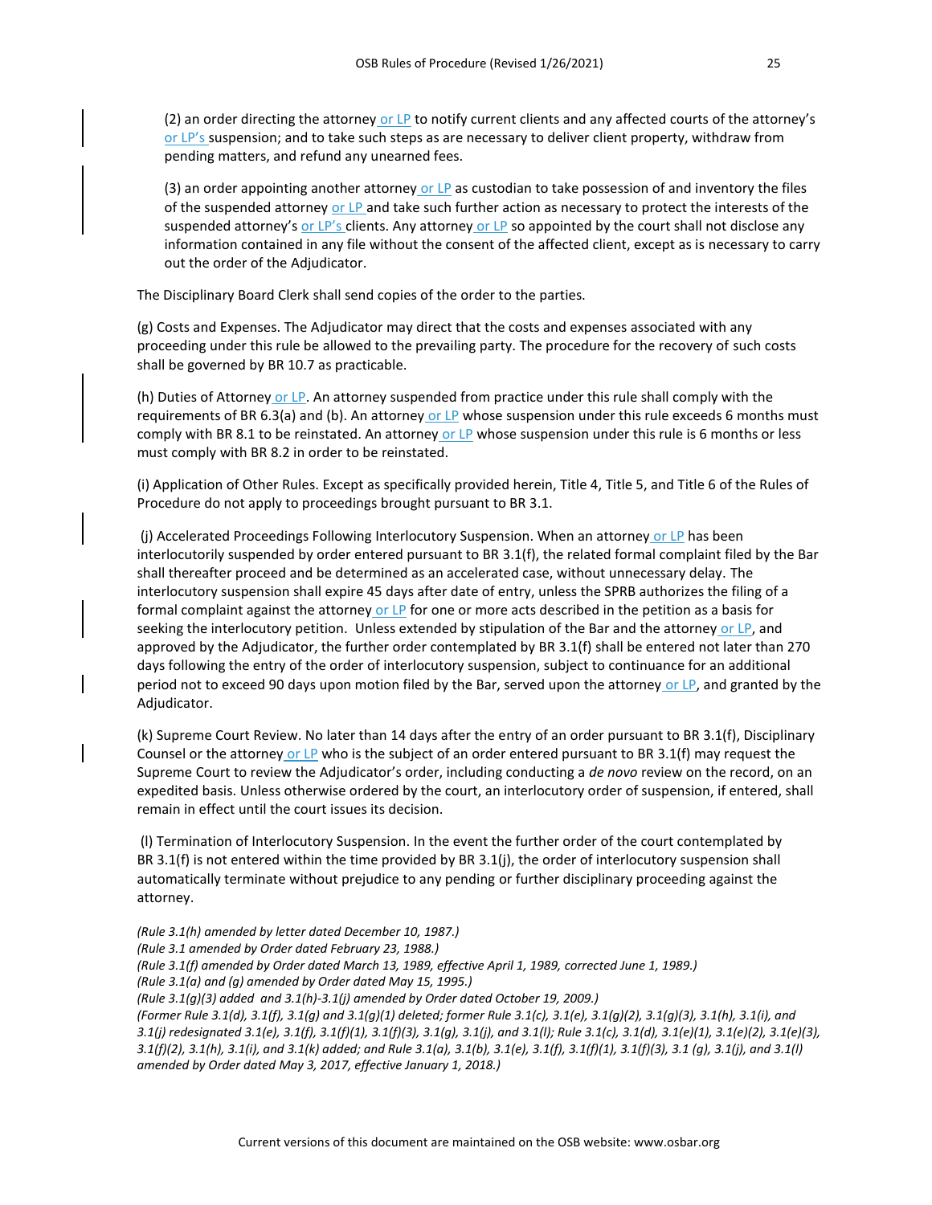(2) an order directing the attorney or LP to notify current clients and any affected courts of the attorney's or LP's suspension; and to take such steps as are necessary to deliver client property, withdraw from pending matters, and refund any unearned fees.

(3) an order appointing another attorney or LP as custodian to take possession of and inventory the files of the suspended attorney or LP and take such further action as necessary to protect the interests of the suspended attorney's or LP's clients. Any attorney or LP so appointed by the court shall not disclose any information contained in any file without the consent of the affected client, except as is necessary to carry out the order of the Adjudicator.

The Disciplinary Board Clerk shall send copies of the order to the parties.

(g) Costs and Expenses. The Adjudicator may direct that the costs and expenses associated with any proceeding under this rule be allowed to the prevailing party. The procedure for the recovery of such costs shall be governed by BR 10.7 as practicable.

(h) Duties of Attorney or LP. An attorney suspended from practice under this rule shall comply with the requirements of BR 6.3(a) and (b). An attorney or LP whose suspension under this rule exceeds 6 months must comply with BR 8.1 to be reinstated. An attorney or LP whose suspension under this rule is 6 months or less must comply with BR 8.2 in order to be reinstated.

(i) Application of Other Rules. Except as specifically provided herein, Title 4, Title 5, and Title 6 of the Rules of Procedure do not apply to proceedings brought pursuant to BR 3.1.

(j) Accelerated Proceedings Following Interlocutory Suspension. When an attorney or LP has been interlocutorily suspended by order entered pursuant to BR 3.1(f), the related formal complaint filed by the Bar shall thereafter proceed and be determined as an accelerated case, without unnecessary delay. The interlocutory suspension shall expire 45 days after date of entry, unless the SPRB authorizes the filing of a formal complaint against the attorney or LP for one or more acts described in the petition as a basis for seeking the interlocutory petition. Unless extended by stipulation of the Bar and the attorney or LP, and approved by the Adjudicator, the further order contemplated by BR 3.1(f) shall be entered not later than 270 days following the entry of the order of interlocutory suspension, subject to continuance for an additional period not to exceed 90 days upon motion filed by the Bar, served upon the attorney or LP, and granted by the Adjudicator.

(k) Supreme Court Review. No later than 14 days after the entry of an order pursuant to BR 3.1(f), Disciplinary Counsel or the attorney or LP who is the subject of an order entered pursuant to BR 3.1(f) may request the Supreme Court to review the Adjudicator's order, including conducting a *de novo* review on the record, on an expedited basis. Unless otherwise ordered by the court, an interlocutory order of suspension, if entered, shall remain in effect until the court issues its decision.

(l) Termination of Interlocutory Suspension. In the event the further order of the court contemplated by BR 3.1(f) is not entered within the time provided by BR 3.1(j), the order of interlocutory suspension shall automatically terminate without prejudice to any pending or further disciplinary proceeding against the attorney.

*(Rule 3.1(h) amended by letter dated December 10, 1987.)*
*(Rule 3.1 amended by Order dated February 23, 1988.)*
*(Rule 3.1(f) amended by Order dated March 13, 1989, effective April 1, 1989, corrected June 1, 1989.)*
*(Rule 3.1(a) and (g) amended by Order dated May 15, 1995.)*
*(Rule 3.1(g)(3) added and 3.1(h)-3.1(j) amended by Order dated October 19, 2009.)*
*(Former Rule 3.1(d), 3.1(f), 3.1(g) and 3.1(g)(1) deleted; former Rule 3.1(c), 3.1(e), 3.1(g)(2), 3.1(g)(3), 3.1(h), 3.1(i), and 3.1(j) redesignated 3.1(e), 3.1(f), 3.1(f)(1), 3.1(f)(3), 3.1(g), 3.1(j), and 3.1(l); Rule 3.1(c), 3.1(d), 3.1(e)(1), 3.1(e)(2), 3.1(e)(3), 3.1(f)(2), 3.1(h), 3.1(i), and 3.1(k) added; and Rule 3.1(a), 3.1(b), 3.1(e), 3.1(f), 3.1(f)(1), 3.1(f)(3), 3.1 (g), 3.1(j), and 3.1(l) amended by Order dated May 3, 2017, effective January 1, 2018.)*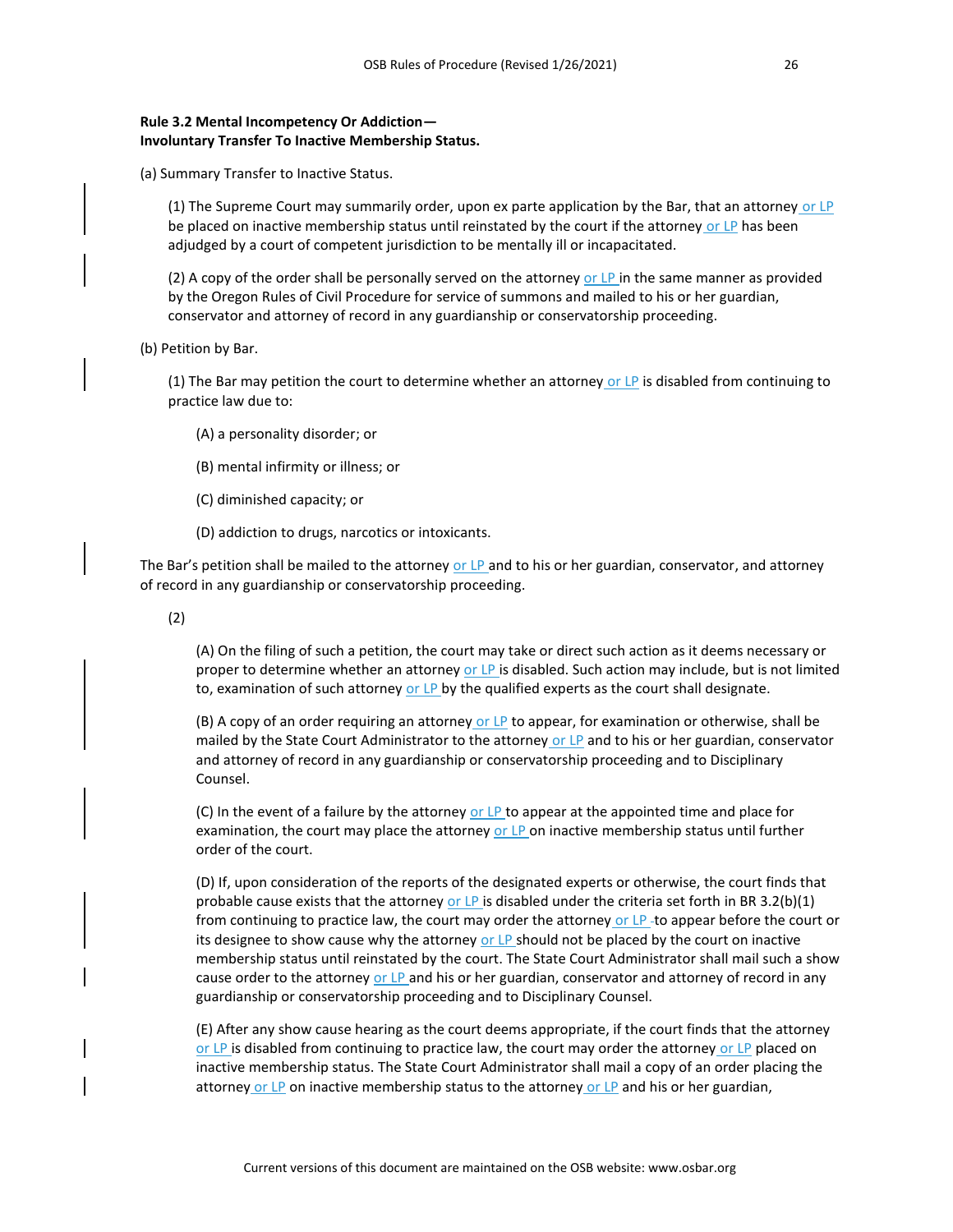**Rule 3.2 Mental Incompetency Or Addiction— Involuntary Transfer To Inactive Membership Status.**

(a) Summary Transfer to Inactive Status.

(1) The Supreme Court may summarily order, upon ex parte application by the Bar, that an attorney or LP be placed on inactive membership status until reinstated by the court if the attorney or LP has been adjudged by a court of competent jurisdiction to be mentally ill or incapacitated.

(2) A copy of the order shall be personally served on the attorney or LP in the same manner as provided by the Oregon Rules of Civil Procedure for service of summons and mailed to his or her guardian, conservator and attorney of record in any guardianship or conservatorship proceeding.

(b) Petition by Bar.

(1) The Bar may petition the court to determine whether an attorney or LP is disabled from continuing to practice law due to:

(A) a personality disorder; or

(B) mental infirmity or illness; or

(C) diminished capacity; or

(D) addiction to drugs, narcotics or intoxicants.

The Bar's petition shall be mailed to the attorney or LP and to his or her guardian, conservator, and attorney of record in any guardianship or conservatorship proceeding.

(2)

(A) On the filing of such a petition, the court may take or direct such action as it deems necessary or proper to determine whether an attorney or LP is disabled. Such action may include, but is not limited to, examination of such attorney or LP by the qualified experts as the court shall designate.

(B) A copy of an order requiring an attorney or LP to appear, for examination or otherwise, shall be mailed by the State Court Administrator to the attorney or LP and to his or her guardian, conservator and attorney of record in any guardianship or conservatorship proceeding and to Disciplinary Counsel.

(C) In the event of a failure by the attorney or LP to appear at the appointed time and place for examination, the court may place the attorney or LP on inactive membership status until further order of the court.

(D) If, upon consideration of the reports of the designated experts or otherwise, the court finds that probable cause exists that the attorney or LP is disabled under the criteria set forth in BR 3.2(b)(1) from continuing to practice law, the court may order the attorney or LP to appear before the court or its designee to show cause why the attorney or LP should not be placed by the court on inactive membership status until reinstated by the court. The State Court Administrator shall mail such a show cause order to the attorney or LP and his or her guardian, conservator and attorney of record in any guardianship or conservatorship proceeding and to Disciplinary Counsel.

(E) After any show cause hearing as the court deems appropriate, if the court finds that the attorney or LP is disabled from continuing to practice law, the court may order the attorney or LP placed on inactive membership status. The State Court Administrator shall mail a copy of an order placing the attorney or LP on inactive membership status to the attorney or LP and his or her guardian,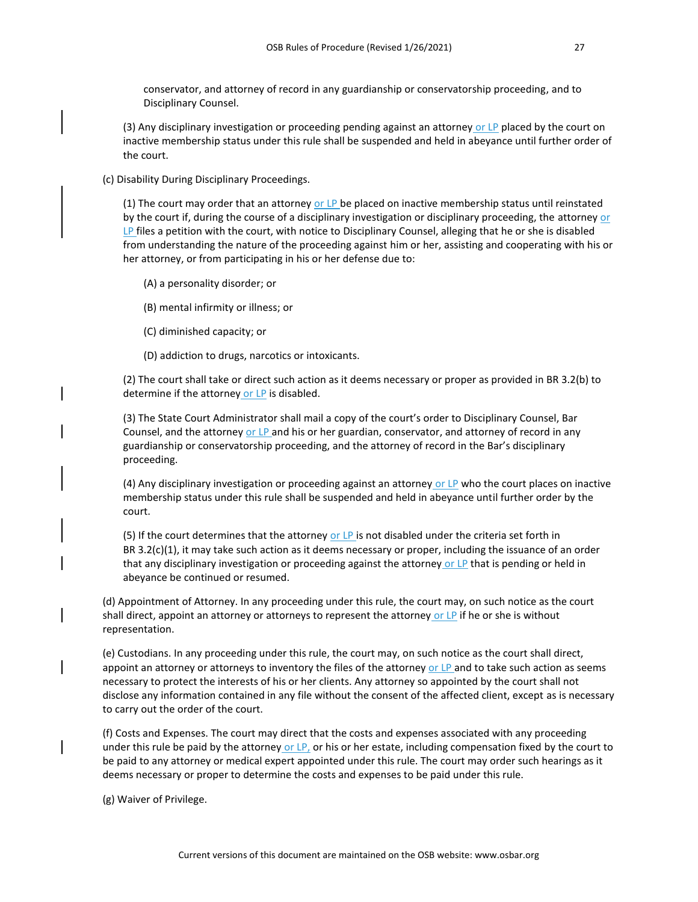conservator, and attorney of record in any guardianship or conservatorship proceeding, and to Disciplinary Counsel.

(3) Any disciplinary investigation or proceeding pending against an attorney or LP placed by the court on inactive membership status under this rule shall be suspended and held in abeyance until further order of the court.

(c) Disability During Disciplinary Proceedings.

(1) The court may order that an attorney or LP be placed on inactive membership status until reinstated by the court if, during the course of a disciplinary investigation or disciplinary proceeding, the attorney or LP files a petition with the court, with notice to Disciplinary Counsel, alleging that he or she is disabled from understanding the nature of the proceeding against him or her, assisting and cooperating with his or her attorney, or from participating in his or her defense due to:

(A) a personality disorder; or

(B) mental infirmity or illness; or

(C) diminished capacity; or

(D) addiction to drugs, narcotics or intoxicants.

(2) The court shall take or direct such action as it deems necessary or proper as provided in BR 3.2(b) to determine if the attorney or LP is disabled.

(3) The State Court Administrator shall mail a copy of the court's order to Disciplinary Counsel, Bar Counsel, and the attorney or LP and his or her guardian, conservator, and attorney of record in any guardianship or conservatorship proceeding, and the attorney of record in the Bar's disciplinary proceeding.

(4) Any disciplinary investigation or proceeding against an attorney or LP who the court places on inactive membership status under this rule shall be suspended and held in abeyance until further order by the court.

(5) If the court determines that the attorney or LP is not disabled under the criteria set forth in BR 3.2(c)(1), it may take such action as it deems necessary or proper, including the issuance of an order that any disciplinary investigation or proceeding against the attorney or LP that is pending or held in abeyance be continued or resumed.

(d) Appointment of Attorney. In any proceeding under this rule, the court may, on such notice as the court shall direct, appoint an attorney or attorneys to represent the attorney or LP if he or she is without representation.

(e) Custodians. In any proceeding under this rule, the court may, on such notice as the court shall direct, appoint an attorney or attorneys to inventory the files of the attorney or LP and to take such action as seems necessary to protect the interests of his or her clients. Any attorney so appointed by the court shall not disclose any information contained in any file without the consent of the affected client, except as is necessary to carry out the order of the court.

(f) Costs and Expenses. The court may direct that the costs and expenses associated with any proceeding under this rule be paid by the attorney or LP, or his or her estate, including compensation fixed by the court to be paid to any attorney or medical expert appointed under this rule. The court may order such hearings as it deems necessary or proper to determine the costs and expenses to be paid under this rule.

(g) Waiver of Privilege.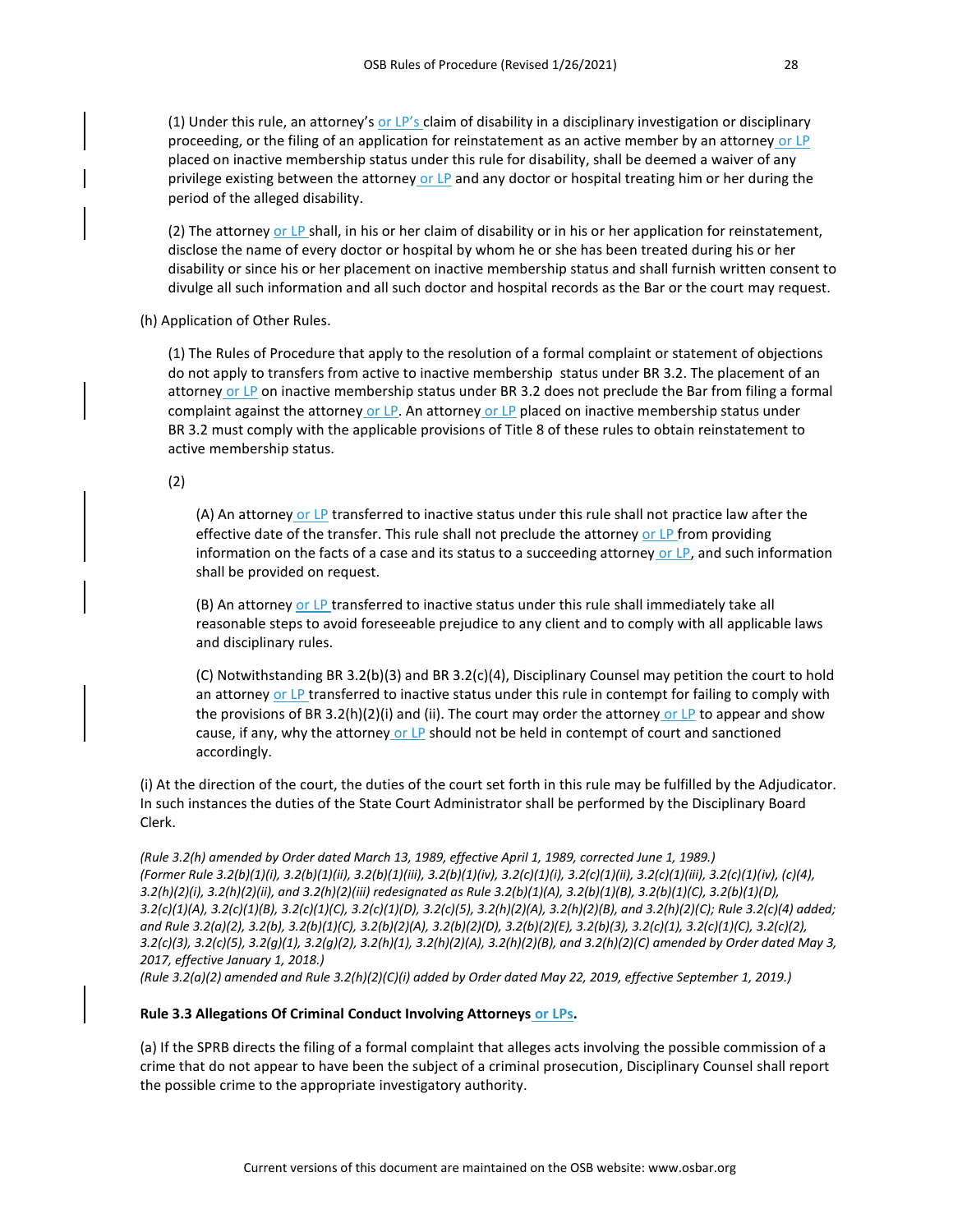(1) Under this rule, an attorney's or LP's claim of disability in a disciplinary investigation or disciplinary proceeding, or the filing of an application for reinstatement as an active member by an attorney or LP placed on inactive membership status under this rule for disability, shall be deemed a waiver of any privilege existing between the attorney or LP and any doctor or hospital treating him or her during the period of the alleged disability.

(2) The attorney or LP shall, in his or her claim of disability or in his or her application for reinstatement, disclose the name of every doctor or hospital by whom he or she has been treated during his or her disability or since his or her placement on inactive membership status and shall furnish written consent to divulge all such information and all such doctor and hospital records as the Bar or the court may request.

(h) Application of Other Rules.

(1) The Rules of Procedure that apply to the resolution of a formal complaint or statement of objections do not apply to transfers from active to inactive membership status under BR 3.2. The placement of an attorney or LP on inactive membership status under BR 3.2 does not preclude the Bar from filing a formal complaint against the attorney or LP. An attorney or LP placed on inactive membership status under BR 3.2 must comply with the applicable provisions of Title 8 of these rules to obtain reinstatement to active membership status.

(2)

(A) An attorney or LP transferred to inactive status under this rule shall not practice law after the effective date of the transfer. This rule shall not preclude the attorney or LP from providing information on the facts of a case and its status to a succeeding attorney or LP, and such information shall be provided on request.

(B) An attorney or LP transferred to inactive status under this rule shall immediately take all reasonable steps to avoid foreseeable prejudice to any client and to comply with all applicable laws and disciplinary rules.

(C) Notwithstanding BR 3.2(b)(3) and BR 3.2(c)(4), Disciplinary Counsel may petition the court to hold an attorney or LP transferred to inactive status under this rule in contempt for failing to comply with the provisions of BR 3.2(h)(2)(i) and (ii). The court may order the attorney or LP to appear and show cause, if any, why the attorney or LP should not be held in contempt of court and sanctioned accordingly.

(i) At the direction of the court, the duties of the court set forth in this rule may be fulfilled by the Adjudicator. In such instances the duties of the State Court Administrator shall be performed by the Disciplinary Board Clerk.

*(Rule 3.2(h) amended by Order dated March 13, 1989, effective April 1, 1989, corrected June 1, 1989.)*
*(Former Rule 3.2(b)(1)(i), 3.2(b)(1)(ii), 3.2(b)(1)(iii), 3.2(b)(1)(iv), 3.2(c)(1)(i), 3.2(c)(1)(ii), 3.2(c)(1)(iii), 3.2(c)(1)(iv), (c)(4), 3.2(h)(2)(i), 3.2(h)(2)(ii), and 3.2(h)(2)(iii) redesignated as Rule 3.2(b)(1)(A), 3.2(b)(1)(B), 3.2(b)(1)(C), 3.2(b)(1)(D), 3.2(c)(1)(A), 3.2(c)(1)(B), 3.2(c)(1)(C), 3.2(c)(1)(D), 3.2(c)(5), 3.2(h)(2)(A), 3.2(h)(2)(B), and 3.2(h)(2)(C); Rule 3.2(c)(4) added; and Rule 3.2(a)(2), 3.2(b), 3.2(b)(1)(C), 3.2(b)(2)(A), 3.2(b)(2)(D), 3.2(b)(2)(E), 3.2(b)(3), 3.2(c)(1), 3.2(c)(1)(C), 3.2(c)(2), 3.2(c)(3), 3.2(c)(5), 3.2(g)(1), 3.2(g)(2), 3.2(h)(1), 3.2(h)(2)(A), 3.2(h)(2)(B), and 3.2(h)(2)(C) amended by Order dated May 3, 2017, effective January 1, 2018.)*
*(Rule 3.2(a)(2) amended and Rule 3.2(h)(2)(C)(i) added by Order dated May 22, 2019, effective September 1, 2019.)*

**Rule 3.3 Allegations Of Criminal Conduct Involving Attorneys or LPs.**

(a) If the SPRB directs the filing of a formal complaint that alleges acts involving the possible commission of a crime that do not appear to have been the subject of a criminal prosecution, Disciplinary Counsel shall report the possible crime to the appropriate investigatory authority.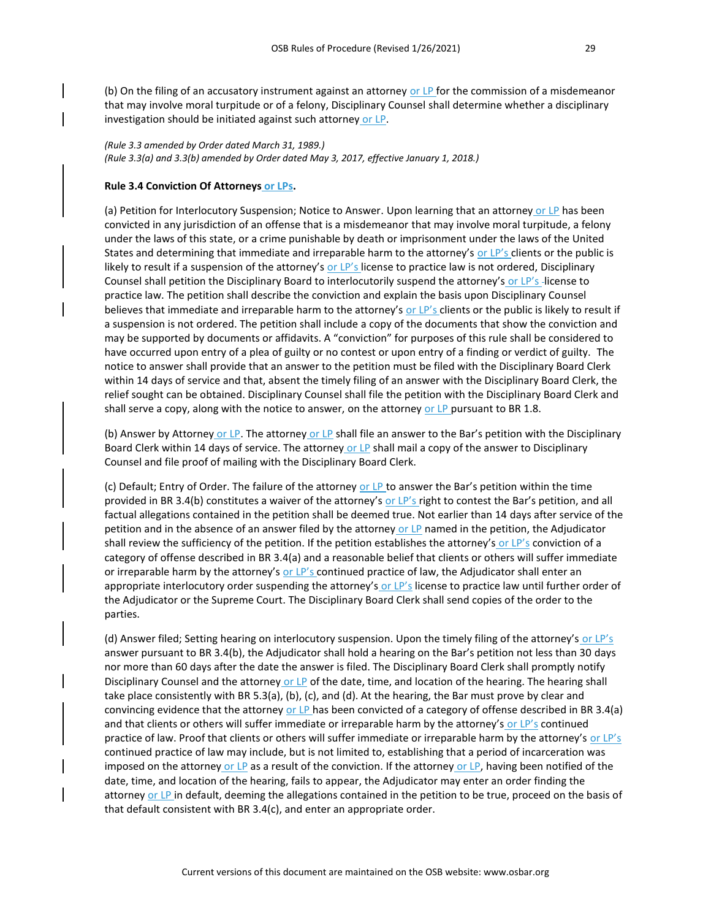(b) On the filing of an accusatory instrument against an attorney or LP for the commission of a misdemeanor that may involve moral turpitude or of a felony, Disciplinary Counsel shall determine whether a disciplinary investigation should be initiated against such attorney or LP.

*(Rule 3.3 amended by Order dated March 31, 1989.)*
*(Rule 3.3(a) and 3.3(b) amended by Order dated May 3, 2017, effective January 1, 2018.)*

**Rule 3.4 Conviction Of Attorneys or LPs.**

(a) Petition for Interlocutory Suspension; Notice to Answer. Upon learning that an attorney or LP has been convicted in any jurisdiction of an offense that is a misdemeanor that may involve moral turpitude, a felony under the laws of this state, or a crime punishable by death or imprisonment under the laws of the United States and determining that immediate and irreparable harm to the attorney's or LP's clients or the public is likely to result if a suspension of the attorney's or LP's license to practice law is not ordered, Disciplinary Counsel shall petition the Disciplinary Board to interlocutorily suspend the attorney's or LP's license to practice law. The petition shall describe the conviction and explain the basis upon Disciplinary Counsel believes that immediate and irreparable harm to the attorney's or LP's clients or the public is likely to result if a suspension is not ordered. The petition shall include a copy of the documents that show the conviction and may be supported by documents or affidavits. A "conviction" for purposes of this rule shall be considered to have occurred upon entry of a plea of guilty or no contest or upon entry of a finding or verdict of guilty. The notice to answer shall provide that an answer to the petition must be filed with the Disciplinary Board Clerk within 14 days of service and that, absent the timely filing of an answer with the Disciplinary Board Clerk, the relief sought can be obtained. Disciplinary Counsel shall file the petition with the Disciplinary Board Clerk and shall serve a copy, along with the notice to answer, on the attorney or LP pursuant to BR 1.8.

(b) Answer by Attorney or LP. The attorney or LP shall file an answer to the Bar's petition with the Disciplinary Board Clerk within 14 days of service. The attorney or LP shall mail a copy of the answer to Disciplinary Counsel and file proof of mailing with the Disciplinary Board Clerk.

(c) Default; Entry of Order. The failure of the attorney or LP to answer the Bar's petition within the time provided in BR 3.4(b) constitutes a waiver of the attorney's or LP's right to contest the Bar's petition, and all factual allegations contained in the petition shall be deemed true. Not earlier than 14 days after service of the petition and in the absence of an answer filed by the attorney or LP named in the petition, the Adjudicator shall review the sufficiency of the petition. If the petition establishes the attorney's or LP's conviction of a category of offense described in BR 3.4(a) and a reasonable belief that clients or others will suffer immediate or irreparable harm by the attorney's or LP's continued practice of law, the Adjudicator shall enter an appropriate interlocutory order suspending the attorney's or LP's license to practice law until further order of the Adjudicator or the Supreme Court. The Disciplinary Board Clerk shall send copies of the order to the parties.

(d) Answer filed; Setting hearing on interlocutory suspension. Upon the timely filing of the attorney's or LP's answer pursuant to BR 3.4(b), the Adjudicator shall hold a hearing on the Bar's petition not less than 30 days nor more than 60 days after the date the answer is filed. The Disciplinary Board Clerk shall promptly notify Disciplinary Counsel and the attorney or LP of the date, time, and location of the hearing. The hearing shall take place consistently with BR 5.3(a), (b), (c), and (d). At the hearing, the Bar must prove by clear and convincing evidence that the attorney or LP has been convicted of a category of offense described in BR 3.4(a) and that clients or others will suffer immediate or irreparable harm by the attorney's or LP's continued practice of law. Proof that clients or others will suffer immediate or irreparable harm by the attorney's or LP's continued practice of law may include, but is not limited to, establishing that a period of incarceration was imposed on the attorney or LP as a result of the conviction. If the attorney or LP, having been notified of the date, time, and location of the hearing, fails to appear, the Adjudicator may enter an order finding the attorney or LP in default, deeming the allegations contained in the petition to be true, proceed on the basis of that default consistent with BR 3.4(c), and enter an appropriate order.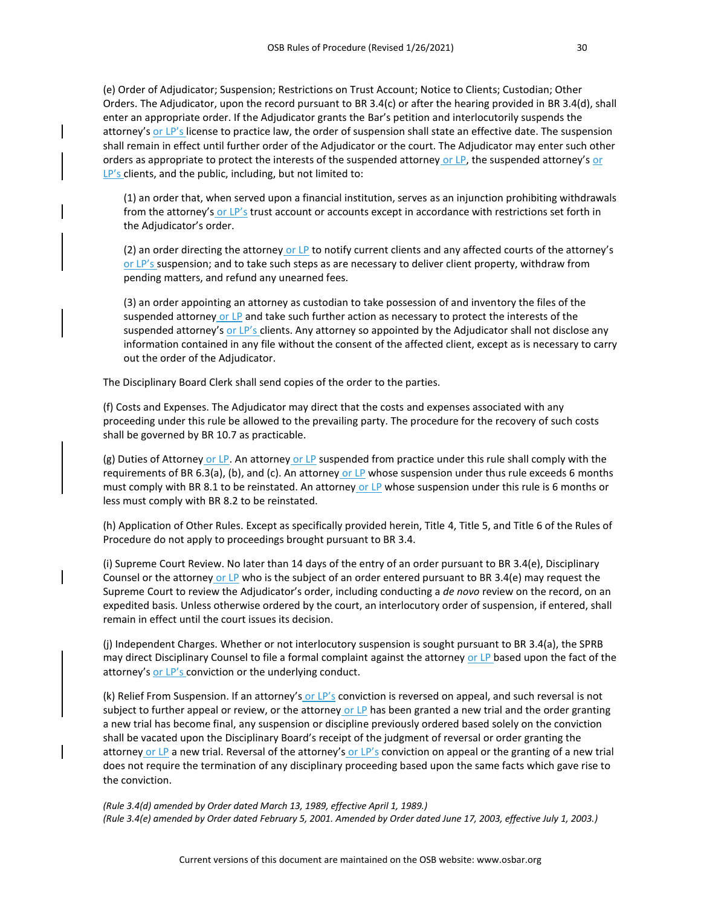(e) Order of Adjudicator; Suspension; Restrictions on Trust Account; Notice to Clients; Custodian; Other Orders. The Adjudicator, upon the record pursuant to BR 3.4(c) or after the hearing provided in BR 3.4(d), shall enter an appropriate order. If the Adjudicator grants the Bar's petition and interlocutorily suspends the attorney's or LP's license to practice law, the order of suspension shall state an effective date. The suspension shall remain in effect until further order of the Adjudicator or the court. The Adjudicator may enter such other orders as appropriate to protect the interests of the suspended attorney or LP, the suspended attorney's or LP's clients, and the public, including, but not limited to:

(1) an order that, when served upon a financial institution, serves as an injunction prohibiting withdrawals from the attorney's or LP's trust account or accounts except in accordance with restrictions set forth in the Adjudicator's order.

(2) an order directing the attorney or LP to notify current clients and any affected courts of the attorney's or LP's suspension; and to take such steps as are necessary to deliver client property, withdraw from pending matters, and refund any unearned fees.

(3) an order appointing an attorney as custodian to take possession of and inventory the files of the suspended attorney or LP and take such further action as necessary to protect the interests of the suspended attorney's or LP's clients. Any attorney so appointed by the Adjudicator shall not disclose any information contained in any file without the consent of the affected client, except as is necessary to carry out the order of the Adjudicator.

The Disciplinary Board Clerk shall send copies of the order to the parties.

(f) Costs and Expenses. The Adjudicator may direct that the costs and expenses associated with any proceeding under this rule be allowed to the prevailing party. The procedure for the recovery of such costs shall be governed by BR 10.7 as practicable.

(g) Duties of Attorney or LP. An attorney or LP suspended from practice under this rule shall comply with the requirements of BR 6.3(a), (b), and (c). An attorney or LP whose suspension under thus rule exceeds 6 months must comply with BR 8.1 to be reinstated. An attorney or LP whose suspension under this rule is 6 months or less must comply with BR 8.2 to be reinstated.

(h) Application of Other Rules. Except as specifically provided herein, Title 4, Title 5, and Title 6 of the Rules of Procedure do not apply to proceedings brought pursuant to BR 3.4.

(i) Supreme Court Review. No later than 14 days of the entry of an order pursuant to BR 3.4(e), Disciplinary Counsel or the attorney or LP who is the subject of an order entered pursuant to BR 3.4(e) may request the Supreme Court to review the Adjudicator's order, including conducting a *de novo* review on the record, on an expedited basis. Unless otherwise ordered by the court, an interlocutory order of suspension, if entered, shall remain in effect until the court issues its decision.

(j) Independent Charges. Whether or not interlocutory suspension is sought pursuant to BR 3.4(a), the SPRB may direct Disciplinary Counsel to file a formal complaint against the attorney or LP based upon the fact of the attorney's or LP's conviction or the underlying conduct.

(k) Relief From Suspension. If an attorney's or LP's conviction is reversed on appeal, and such reversal is not subject to further appeal or review, or the attorney or LP has been granted a new trial and the order granting a new trial has become final, any suspension or discipline previously ordered based solely on the conviction shall be vacated upon the Disciplinary Board's receipt of the judgment of reversal or order granting the attorney or LP a new trial. Reversal of the attorney's or LP's conviction on appeal or the granting of a new trial does not require the termination of any disciplinary proceeding based upon the same facts which gave rise to the conviction.

*(Rule 3.4(d) amended by Order dated March 13, 1989, effective April 1, 1989.)*
*(Rule 3.4(e) amended by Order dated February 5, 2001. Amended by Order dated June 17, 2003, effective July 1, 2003.)*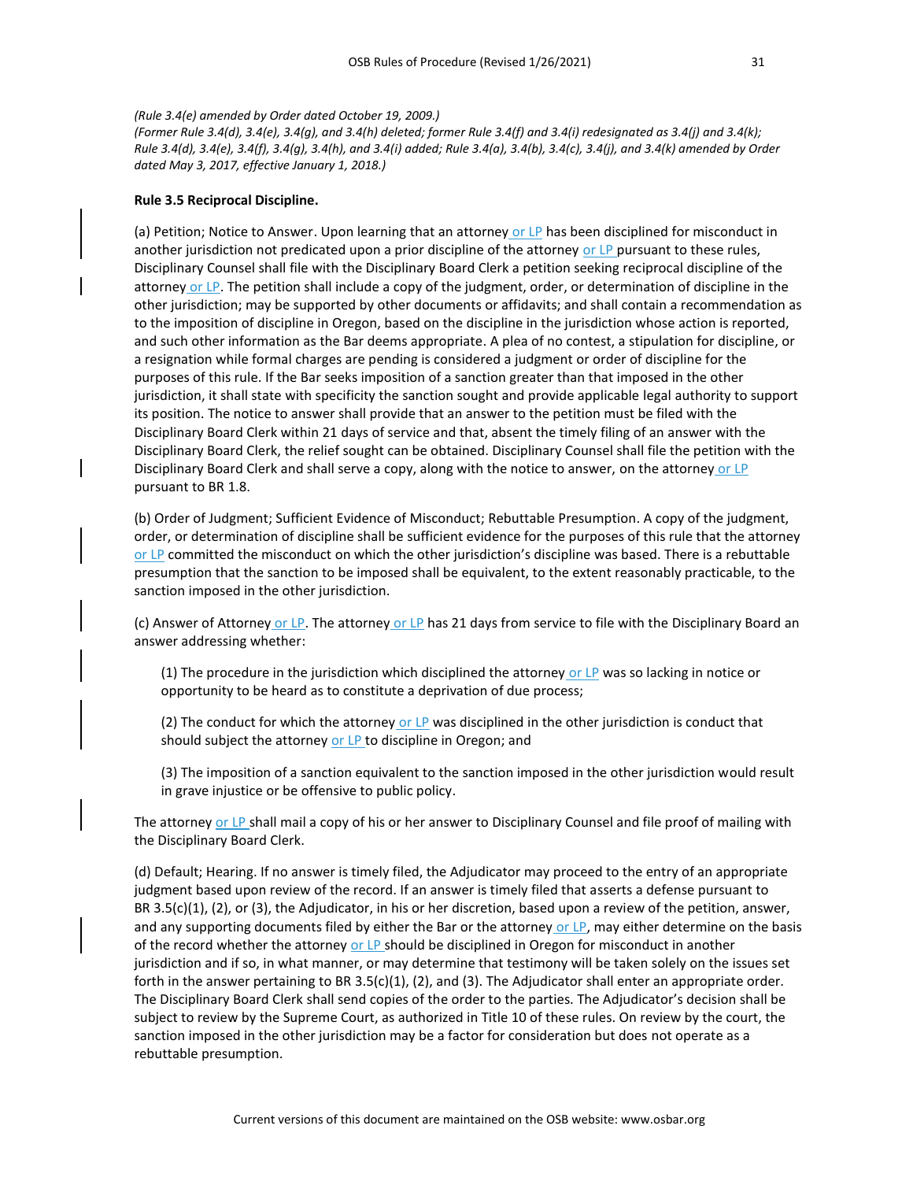*(Rule 3.4(e) amended by Order dated October 19, 2009.)*
*(Former Rule 3.4(d), 3.4(e), 3.4(g), and 3.4(h) deleted; former Rule 3.4(f) and 3.4(i) redesignated as 3.4(j) and 3.4(k); Rule 3.4(d), 3.4(e), 3.4(f), 3.4(g), 3.4(h), and 3.4(i) added; Rule 3.4(a), 3.4(b), 3.4(c), 3.4(j), and 3.4(k) amended by Order dated May 3, 2017, effective January 1, 2018.)*

**Rule 3.5 Reciprocal Discipline.**

(a) Petition; Notice to Answer. Upon learning that an attorney or LP has been disciplined for misconduct in another jurisdiction not predicated upon a prior discipline of the attorney or LP pursuant to these rules, Disciplinary Counsel shall file with the Disciplinary Board Clerk a petition seeking reciprocal discipline of the attorney or LP. The petition shall include a copy of the judgment, order, or determination of discipline in the other jurisdiction; may be supported by other documents or affidavits; and shall contain a recommendation as to the imposition of discipline in Oregon, based on the discipline in the jurisdiction whose action is reported, and such other information as the Bar deems appropriate. A plea of no contest, a stipulation for discipline, or a resignation while formal charges are pending is considered a judgment or order of discipline for the purposes of this rule. If the Bar seeks imposition of a sanction greater than that imposed in the other jurisdiction, it shall state with specificity the sanction sought and provide applicable legal authority to support its position. The notice to answer shall provide that an answer to the petition must be filed with the Disciplinary Board Clerk within 21 days of service and that, absent the timely filing of an answer with the Disciplinary Board Clerk, the relief sought can be obtained. Disciplinary Counsel shall file the petition with the Disciplinary Board Clerk and shall serve a copy, along with the notice to answer, on the attorney or LP pursuant to BR 1.8.

(b) Order of Judgment; Sufficient Evidence of Misconduct; Rebuttable Presumption. A copy of the judgment, order, or determination of discipline shall be sufficient evidence for the purposes of this rule that the attorney or LP committed the misconduct on which the other jurisdiction's discipline was based. There is a rebuttable presumption that the sanction to be imposed shall be equivalent, to the extent reasonably practicable, to the sanction imposed in the other jurisdiction.

(c) Answer of Attorney or LP. The attorney or LP has 21 days from service to file with the Disciplinary Board an answer addressing whether:

(1) The procedure in the jurisdiction which disciplined the attorney or LP was so lacking in notice or opportunity to be heard as to constitute a deprivation of due process;

(2) The conduct for which the attorney or LP was disciplined in the other jurisdiction is conduct that should subject the attorney or LP to discipline in Oregon; and

(3) The imposition of a sanction equivalent to the sanction imposed in the other jurisdiction would result in grave injustice or be offensive to public policy.

The attorney or LP shall mail a copy of his or her answer to Disciplinary Counsel and file proof of mailing with the Disciplinary Board Clerk.

(d) Default; Hearing. If no answer is timely filed, the Adjudicator may proceed to the entry of an appropriate judgment based upon review of the record. If an answer is timely filed that asserts a defense pursuant to BR 3.5(c)(1), (2), or (3), the Adjudicator, in his or her discretion, based upon a review of the petition, answer, and any supporting documents filed by either the Bar or the attorney or LP, may either determine on the basis of the record whether the attorney or LP should be disciplined in Oregon for misconduct in another jurisdiction and if so, in what manner, or may determine that testimony will be taken solely on the issues set forth in the answer pertaining to BR 3.5(c)(1), (2), and (3). The Adjudicator shall enter an appropriate order. The Disciplinary Board Clerk shall send copies of the order to the parties. The Adjudicator's decision shall be subject to review by the Supreme Court, as authorized in Title 10 of these rules. On review by the court, the sanction imposed in the other jurisdiction may be a factor for consideration but does not operate as a rebuttable presumption.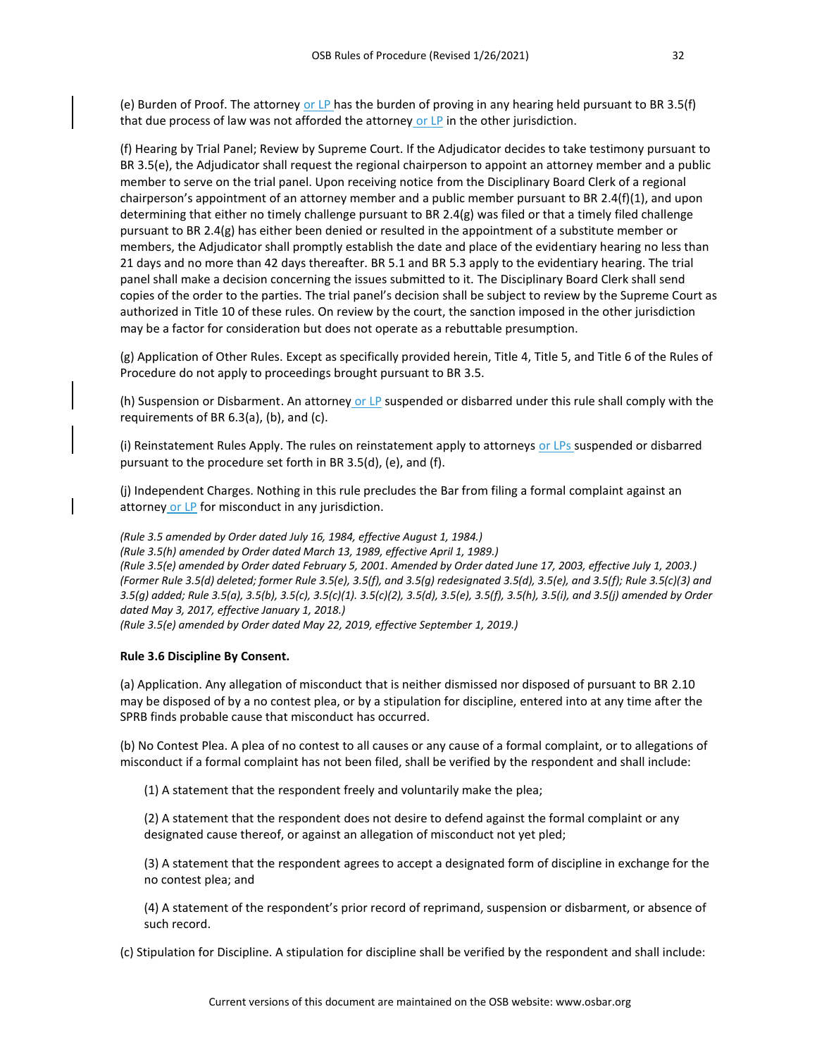(e) Burden of Proof. The attorney or LP has the burden of proving in any hearing held pursuant to BR 3.5(f) that due process of law was not afforded the attorney or LP in the other jurisdiction.

(f) Hearing by Trial Panel; Review by Supreme Court. If the Adjudicator decides to take testimony pursuant to BR 3.5(e), the Adjudicator shall request the regional chairperson to appoint an attorney member and a public member to serve on the trial panel. Upon receiving notice from the Disciplinary Board Clerk of a regional chairperson's appointment of an attorney member and a public member pursuant to BR 2.4(f)(1), and upon determining that either no timely challenge pursuant to BR 2.4(g) was filed or that a timely filed challenge pursuant to BR 2.4(g) has either been denied or resulted in the appointment of a substitute member or members, the Adjudicator shall promptly establish the date and place of the evidentiary hearing no less than 21 days and no more than 42 days thereafter. BR 5.1 and BR 5.3 apply to the evidentiary hearing. The trial panel shall make a decision concerning the issues submitted to it. The Disciplinary Board Clerk shall send copies of the order to the parties. The trial panel's decision shall be subject to review by the Supreme Court as authorized in Title 10 of these rules. On review by the court, the sanction imposed in the other jurisdiction may be a factor for consideration but does not operate as a rebuttable presumption.

(g) Application of Other Rules. Except as specifically provided herein, Title 4, Title 5, and Title 6 of the Rules of Procedure do not apply to proceedings brought pursuant to BR 3.5.

(h) Suspension or Disbarment. An attorney or LP suspended or disbarred under this rule shall comply with the requirements of BR 6.3(a), (b), and (c).

(i) Reinstatement Rules Apply. The rules on reinstatement apply to attorneys or LPs suspended or disbarred pursuant to the procedure set forth in BR 3.5(d), (e), and (f).

(j) Independent Charges. Nothing in this rule precludes the Bar from filing a formal complaint against an attorney or LP for misconduct in any jurisdiction.

*(Rule 3.5 amended by Order dated July 16, 1984, effective August 1, 1984.)*
*(Rule 3.5(h) amended by Order dated March 13, 1989, effective April 1, 1989.)*
*(Rule 3.5(e) amended by Order dated February 5, 2001. Amended by Order dated June 17, 2003, effective July 1, 2003.)*
*(Former Rule 3.5(d) deleted; former Rule 3.5(e), 3.5(f), and 3.5(g) redesignated 3.5(d), 3.5(e), and 3.5(f); Rule 3.5(c)(3) and 3.5(g) added; Rule 3.5(a), 3.5(b), 3.5(c), 3.5(c)(1). 3.5(c)(2), 3.5(d), 3.5(e), 3.5(f), 3.5(h), 3.5(i), and 3.5(j) amended by Order dated May 3, 2017, effective January 1, 2018.)*
*(Rule 3.5(e) amended by Order dated May 22, 2019, effective September 1, 2019.)*

**Rule 3.6 Discipline By Consent.**

(a) Application. Any allegation of misconduct that is neither dismissed nor disposed of pursuant to BR 2.10 may be disposed of by a no contest plea, or by a stipulation for discipline, entered into at any time after the SPRB finds probable cause that misconduct has occurred.

(b) No Contest Plea. A plea of no contest to all causes or any cause of a formal complaint, or to allegations of misconduct if a formal complaint has not been filed, shall be verified by the respondent and shall include:

(1) A statement that the respondent freely and voluntarily make the plea;

(2) A statement that the respondent does not desire to defend against the formal complaint or any designated cause thereof, or against an allegation of misconduct not yet pled;

(3) A statement that the respondent agrees to accept a designated form of discipline in exchange for the no contest plea; and

(4) A statement of the respondent's prior record of reprimand, suspension or disbarment, or absence of such record.

(c) Stipulation for Discipline. A stipulation for discipline shall be verified by the respondent and shall include: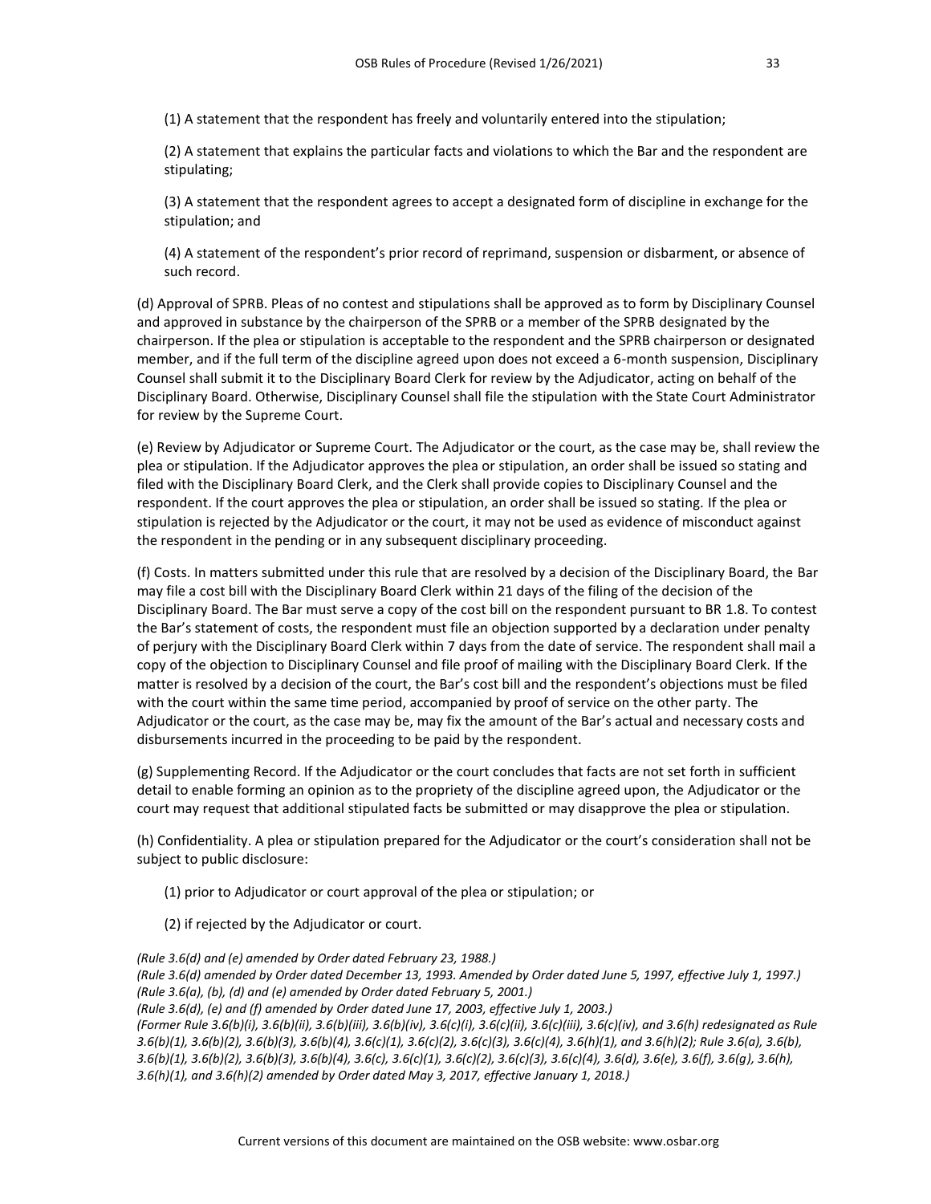(1) A statement that the respondent has freely and voluntarily entered into the stipulation;

(2) A statement that explains the particular facts and violations to which the Bar and the respondent are stipulating;

(3) A statement that the respondent agrees to accept a designated form of discipline in exchange for the stipulation; and

(4) A statement of the respondent's prior record of reprimand, suspension or disbarment, or absence of such record.

(d) Approval of SPRB. Pleas of no contest and stipulations shall be approved as to form by Disciplinary Counsel and approved in substance by the chairperson of the SPRB or a member of the SPRB designated by the chairperson. If the plea or stipulation is acceptable to the respondent and the SPRB chairperson or designated member, and if the full term of the discipline agreed upon does not exceed a 6-month suspension, Disciplinary Counsel shall submit it to the Disciplinary Board Clerk for review by the Adjudicator, acting on behalf of the Disciplinary Board. Otherwise, Disciplinary Counsel shall file the stipulation with the State Court Administrator for review by the Supreme Court.

(e) Review by Adjudicator or Supreme Court. The Adjudicator or the court, as the case may be, shall review the plea or stipulation. If the Adjudicator approves the plea or stipulation, an order shall be issued so stating and filed with the Disciplinary Board Clerk, and the Clerk shall provide copies to Disciplinary Counsel and the respondent. If the court approves the plea or stipulation, an order shall be issued so stating. If the plea or stipulation is rejected by the Adjudicator or the court, it may not be used as evidence of misconduct against the respondent in the pending or in any subsequent disciplinary proceeding.

(f) Costs. In matters submitted under this rule that are resolved by a decision of the Disciplinary Board, the Bar may file a cost bill with the Disciplinary Board Clerk within 21 days of the filing of the decision of the Disciplinary Board. The Bar must serve a copy of the cost bill on the respondent pursuant to BR 1.8. To contest the Bar's statement of costs, the respondent must file an objection supported by a declaration under penalty of perjury with the Disciplinary Board Clerk within 7 days from the date of service. The respondent shall mail a copy of the objection to Disciplinary Counsel and file proof of mailing with the Disciplinary Board Clerk. If the matter is resolved by a decision of the court, the Bar's cost bill and the respondent's objections must be filed with the court within the same time period, accompanied by proof of service on the other party. The Adjudicator or the court, as the case may be, may fix the amount of the Bar's actual and necessary costs and disbursements incurred in the proceeding to be paid by the respondent.

(g) Supplementing Record. If the Adjudicator or the court concludes that facts are not set forth in sufficient detail to enable forming an opinion as to the propriety of the discipline agreed upon, the Adjudicator or the court may request that additional stipulated facts be submitted or may disapprove the plea or stipulation.

(h) Confidentiality. A plea or stipulation prepared for the Adjudicator or the court's consideration shall not be subject to public disclosure:

(1) prior to Adjudicator or court approval of the plea or stipulation; or

(2) if rejected by the Adjudicator or court.

*(Rule 3.6(d) and (e) amended by Order dated February 23, 1988.)*
*(Rule 3.6(d) amended by Order dated December 13, 1993. Amended by Order dated June 5, 1997, effective July 1, 1997.)*
*(Rule 3.6(a), (b), (d) and (e) amended by Order dated February 5, 2001.)*
*(Rule 3.6(d), (e) and (f) amended by Order dated June 17, 2003, effective July 1, 2003.)*
*(Former Rule 3.6(b)(i), 3.6(b)(ii), 3.6(b)(iii), 3.6(b)(iv), 3.6(c)(i), 3.6(c)(ii), 3.6(c)(iii), 3.6(c)(iv), and 3.6(h) redesignated as Rule 3.6(b)(1), 3.6(b)(2), 3.6(b)(3), 3.6(b)(4), 3.6(c)(1), 3.6(c)(2), 3.6(c)(3), 3.6(c)(4), 3.6(h)(1), and 3.6(h)(2); Rule 3.6(a), 3.6(b), 3.6(b)(1), 3.6(b)(2), 3.6(b)(3), 3.6(b)(4), 3.6(c), 3.6(c)(1), 3.6(c)(2), 3.6(c)(3), 3.6(c)(4), 3.6(d), 3.6(e), 3.6(f), 3.6(g), 3.6(h), 3.6(h)(1), and 3.6(h)(2) amended by Order dated May 3, 2017, effective January 1, 2018.)*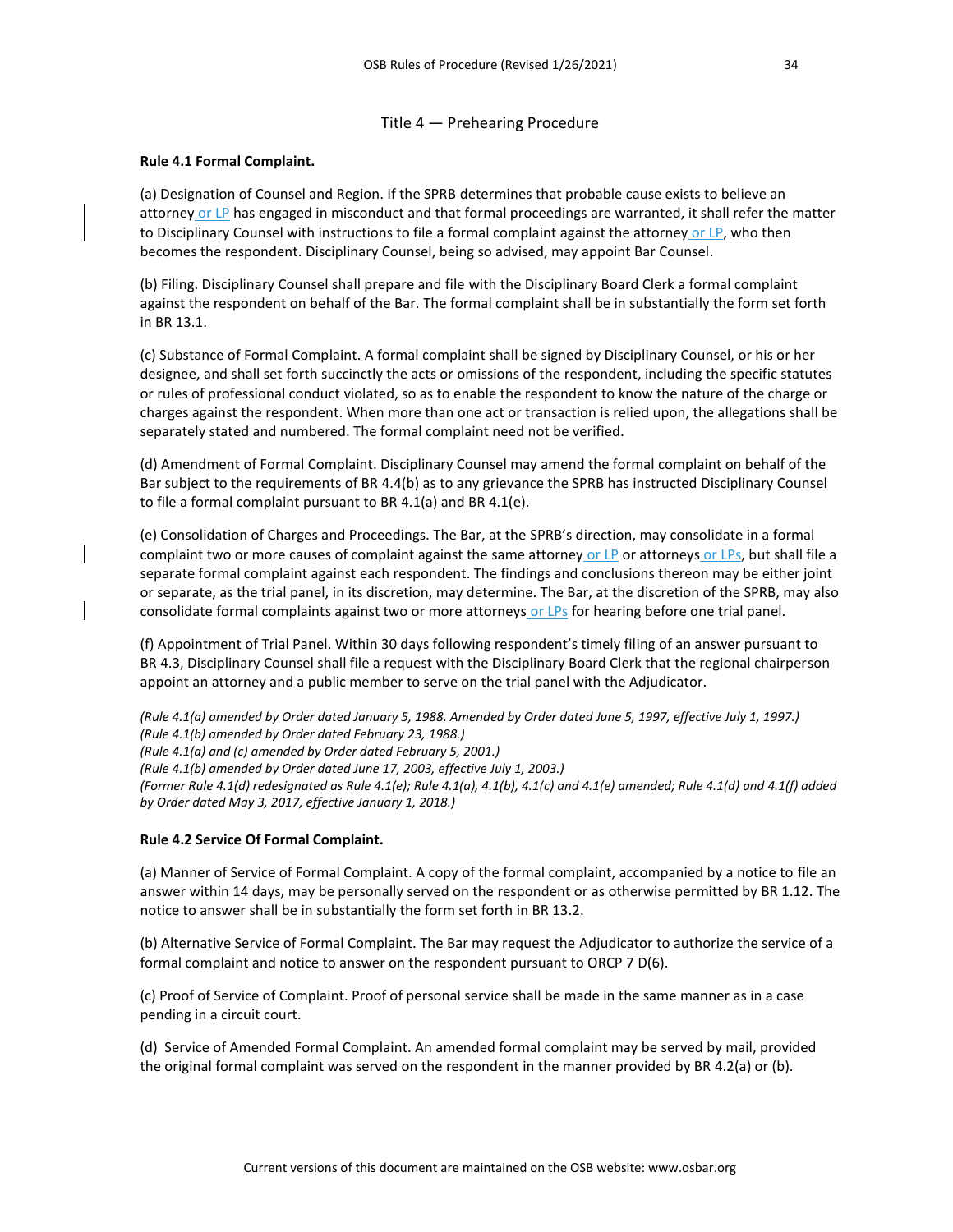## Title 4 — Prehearing Procedure

**Rule 4.1 Formal Complaint.**

(a) Designation of Counsel and Region. If the SPRB determines that probable cause exists to believe an attorney or LP has engaged in misconduct and that formal proceedings are warranted, it shall refer the matter to Disciplinary Counsel with instructions to file a formal complaint against the attorney or LP, who then becomes the respondent. Disciplinary Counsel, being so advised, may appoint Bar Counsel.

(b) Filing. Disciplinary Counsel shall prepare and file with the Disciplinary Board Clerk a formal complaint against the respondent on behalf of the Bar. The formal complaint shall be in substantially the form set forth in BR 13.1.

(c) Substance of Formal Complaint. A formal complaint shall be signed by Disciplinary Counsel, or his or her designee, and shall set forth succinctly the acts or omissions of the respondent, including the specific statutes or rules of professional conduct violated, so as to enable the respondent to know the nature of the charge or charges against the respondent. When more than one act or transaction is relied upon, the allegations shall be separately stated and numbered. The formal complaint need not be verified.

(d) Amendment of Formal Complaint. Disciplinary Counsel may amend the formal complaint on behalf of the Bar subject to the requirements of BR 4.4(b) as to any grievance the SPRB has instructed Disciplinary Counsel to file a formal complaint pursuant to BR 4.1(a) and BR 4.1(e).

(e) Consolidation of Charges and Proceedings. The Bar, at the SPRB's direction, may consolidate in a formal complaint two or more causes of complaint against the same attorney or LP or attorneys or LPs, but shall file a separate formal complaint against each respondent. The findings and conclusions thereon may be either joint or separate, as the trial panel, in its discretion, may determine. The Bar, at the discretion of the SPRB, may also consolidate formal complaints against two or more attorneys or LPs for hearing before one trial panel.

(f) Appointment of Trial Panel. Within 30 days following respondent's timely filing of an answer pursuant to BR 4.3, Disciplinary Counsel shall file a request with the Disciplinary Board Clerk that the regional chairperson appoint an attorney and a public member to serve on the trial panel with the Adjudicator.

*(Rule 4.1(a) amended by Order dated January 5, 1988. Amended by Order dated June 5, 1997, effective July 1, 1997.)*
*(Rule 4.1(b) amended by Order dated February 23, 1988.)*
*(Rule 4.1(a) and (c) amended by Order dated February 5, 2001.)*
*(Rule 4.1(b) amended by Order dated June 17, 2003, effective July 1, 2003.)*
*(Former Rule 4.1(d) redesignated as Rule 4.1(e); Rule 4.1(a), 4.1(b), 4.1(c) and 4.1(e) amended; Rule 4.1(d) and 4.1(f) added by Order dated May 3, 2017, effective January 1, 2018.)*

**Rule 4.2 Service Of Formal Complaint.**

(a) Manner of Service of Formal Complaint. A copy of the formal complaint, accompanied by a notice to file an answer within 14 days, may be personally served on the respondent or as otherwise permitted by BR 1.12. The notice to answer shall be in substantially the form set forth in BR 13.2.

(b) Alternative Service of Formal Complaint. The Bar may request the Adjudicator to authorize the service of a formal complaint and notice to answer on the respondent pursuant to ORCP 7 D(6).

(c) Proof of Service of Complaint. Proof of personal service shall be made in the same manner as in a case pending in a circuit court.

(d) Service of Amended Formal Complaint. An amended formal complaint may be served by mail, provided the original formal complaint was served on the respondent in the manner provided by BR 4.2(a) or (b).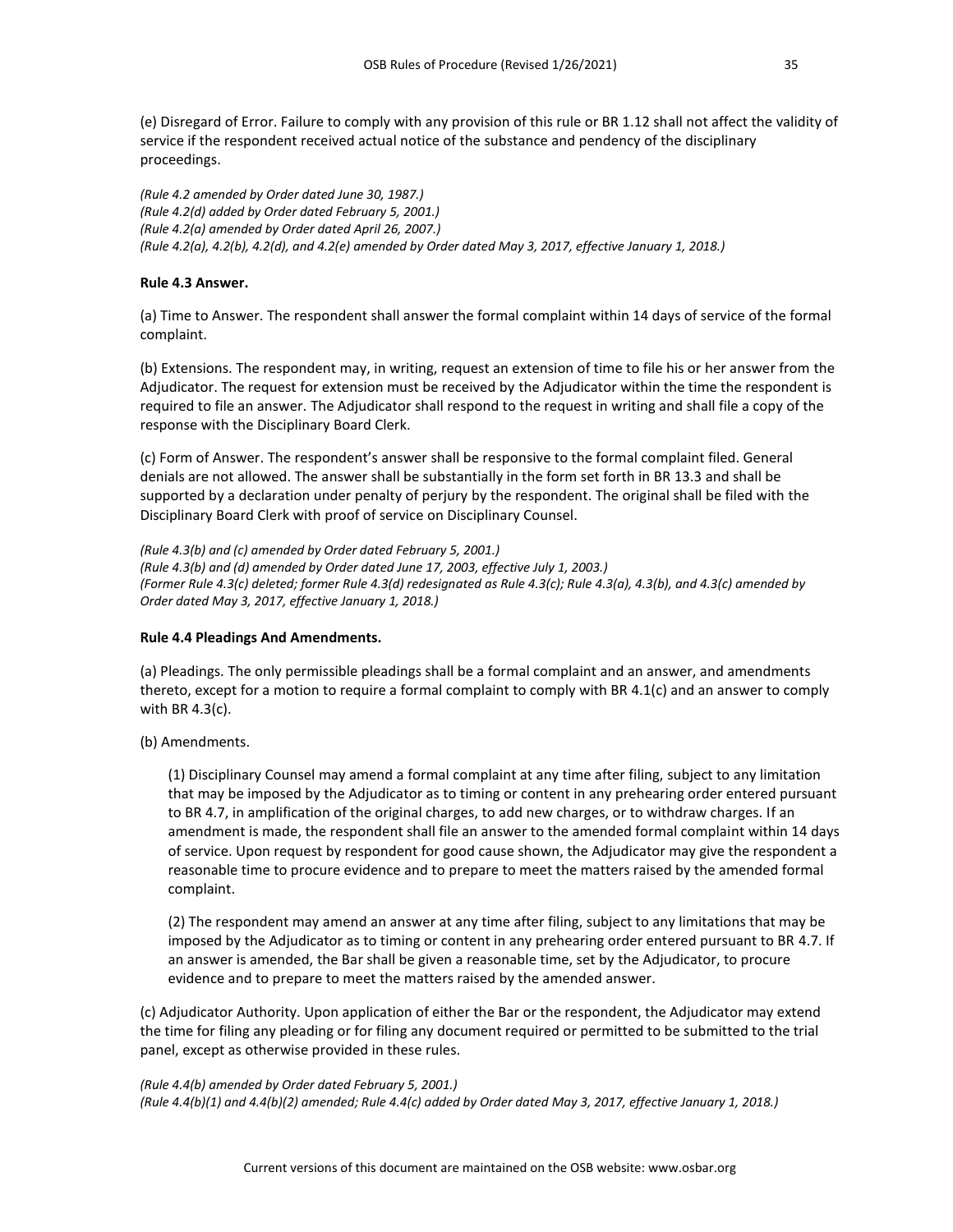(e) Disregard of Error. Failure to comply with any provision of this rule or BR 1.12 shall not affect the validity of service if the respondent received actual notice of the substance and pendency of the disciplinary proceedings.

*(Rule 4.2 amended by Order dated June 30, 1987.)*
*(Rule 4.2(d) added by Order dated February 5, 2001.)*
*(Rule 4.2(a) amended by Order dated April 26, 2007.)*
*(Rule 4.2(a), 4.2(b), 4.2(d), and 4.2(e) amended by Order dated May 3, 2017, effective January 1, 2018.)*

**Rule 4.3 Answer.**

(a) Time to Answer. The respondent shall answer the formal complaint within 14 days of service of the formal complaint.

(b) Extensions. The respondent may, in writing, request an extension of time to file his or her answer from the Adjudicator. The request for extension must be received by the Adjudicator within the time the respondent is required to file an answer. The Adjudicator shall respond to the request in writing and shall file a copy of the response with the Disciplinary Board Clerk.

(c) Form of Answer. The respondent's answer shall be responsive to the formal complaint filed. General denials are not allowed. The answer shall be substantially in the form set forth in BR 13.3 and shall be supported by a declaration under penalty of perjury by the respondent. The original shall be filed with the Disciplinary Board Clerk with proof of service on Disciplinary Counsel.

*(Rule 4.3(b) and (c) amended by Order dated February 5, 2001.)*
*(Rule 4.3(b) and (d) amended by Order dated June 17, 2003, effective July 1, 2003.)*
*(Former Rule 4.3(c) deleted; former Rule 4.3(d) redesignated as Rule 4.3(c); Rule 4.3(a), 4.3(b), and 4.3(c) amended by Order dated May 3, 2017, effective January 1, 2018.)*

**Rule 4.4 Pleadings And Amendments.**

(a) Pleadings. The only permissible pleadings shall be a formal complaint and an answer, and amendments thereto, except for a motion to require a formal complaint to comply with BR 4.1(c) and an answer to comply with BR 4.3(c).

(b) Amendments.

(1) Disciplinary Counsel may amend a formal complaint at any time after filing, subject to any limitation that may be imposed by the Adjudicator as to timing or content in any prehearing order entered pursuant to BR 4.7, in amplification of the original charges, to add new charges, or to withdraw charges. If an amendment is made, the respondent shall file an answer to the amended formal complaint within 14 days of service. Upon request by respondent for good cause shown, the Adjudicator may give the respondent a reasonable time to procure evidence and to prepare to meet the matters raised by the amended formal complaint.

(2) The respondent may amend an answer at any time after filing, subject to any limitations that may be imposed by the Adjudicator as to timing or content in any prehearing order entered pursuant to BR 4.7. If an answer is amended, the Bar shall be given a reasonable time, set by the Adjudicator, to procure evidence and to prepare to meet the matters raised by the amended answer.

(c) Adjudicator Authority. Upon application of either the Bar or the respondent, the Adjudicator may extend the time for filing any pleading or for filing any document required or permitted to be submitted to the trial panel, except as otherwise provided in these rules.

*(Rule 4.4(b) amended by Order dated February 5, 2001.)*
*(Rule 4.4(b)(1) and 4.4(b)(2) amended; Rule 4.4(c) added by Order dated May 3, 2017, effective January 1, 2018.)*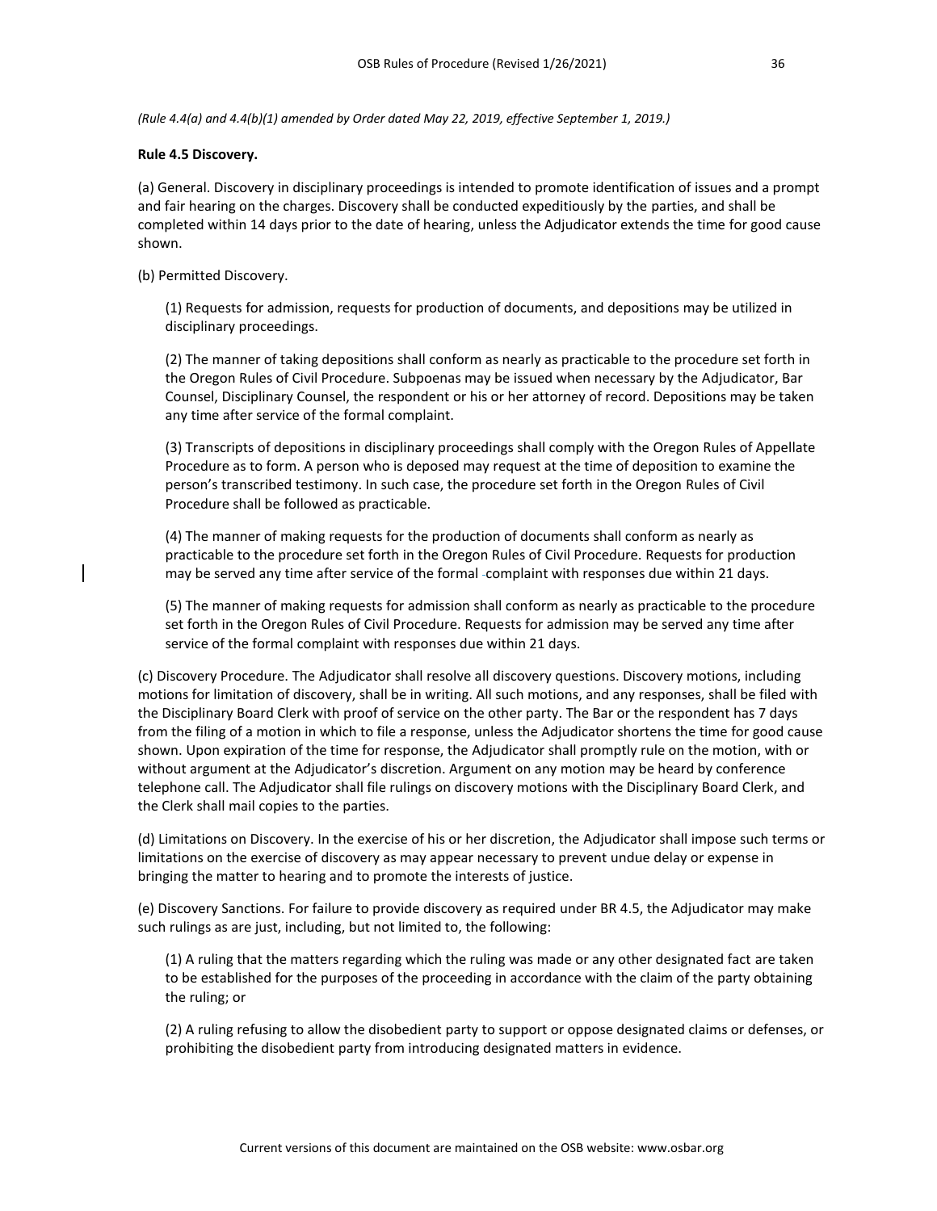*(Rule 4.4(a) and 4.4(b)(1) amended by Order dated May 22, 2019, effective September 1, 2019.)*

**Rule 4.5 Discovery.**

(a) General. Discovery in disciplinary proceedings is intended to promote identification of issues and a prompt and fair hearing on the charges. Discovery shall be conducted expeditiously by the parties, and shall be completed within 14 days prior to the date of hearing, unless the Adjudicator extends the time for good cause shown.

(b) Permitted Discovery.

(1) Requests for admission, requests for production of documents, and depositions may be utilized in disciplinary proceedings.

(2) The manner of taking depositions shall conform as nearly as practicable to the procedure set forth in the Oregon Rules of Civil Procedure. Subpoenas may be issued when necessary by the Adjudicator, Bar Counsel, Disciplinary Counsel, the respondent or his or her attorney of record. Depositions may be taken any time after service of the formal complaint.

(3) Transcripts of depositions in disciplinary proceedings shall comply with the Oregon Rules of Appellate Procedure as to form. A person who is deposed may request at the time of deposition to examine the person's transcribed testimony. In such case, the procedure set forth in the Oregon Rules of Civil Procedure shall be followed as practicable.

(4) The manner of making requests for the production of documents shall conform as nearly as practicable to the procedure set forth in the Oregon Rules of Civil Procedure. Requests for production may be served any time after service of the formal complaint with responses due within 21 days.

(5) The manner of making requests for admission shall conform as nearly as practicable to the procedure set forth in the Oregon Rules of Civil Procedure. Requests for admission may be served any time after service of the formal complaint with responses due within 21 days.

(c) Discovery Procedure. The Adjudicator shall resolve all discovery questions. Discovery motions, including motions for limitation of discovery, shall be in writing. All such motions, and any responses, shall be filed with the Disciplinary Board Clerk with proof of service on the other party. The Bar or the respondent has 7 days from the filing of a motion in which to file a response, unless the Adjudicator shortens the time for good cause shown. Upon expiration of the time for response, the Adjudicator shall promptly rule on the motion, with or without argument at the Adjudicator's discretion. Argument on any motion may be heard by conference telephone call. The Adjudicator shall file rulings on discovery motions with the Disciplinary Board Clerk, and the Clerk shall mail copies to the parties.

(d) Limitations on Discovery. In the exercise of his or her discretion, the Adjudicator shall impose such terms or limitations on the exercise of discovery as may appear necessary to prevent undue delay or expense in bringing the matter to hearing and to promote the interests of justice.

(e) Discovery Sanctions. For failure to provide discovery as required under BR 4.5, the Adjudicator may make such rulings as are just, including, but not limited to, the following:

(1) A ruling that the matters regarding which the ruling was made or any other designated fact are taken to be established for the purposes of the proceeding in accordance with the claim of the party obtaining the ruling; or

(2) A ruling refusing to allow the disobedient party to support or oppose designated claims or defenses, or prohibiting the disobedient party from introducing designated matters in evidence.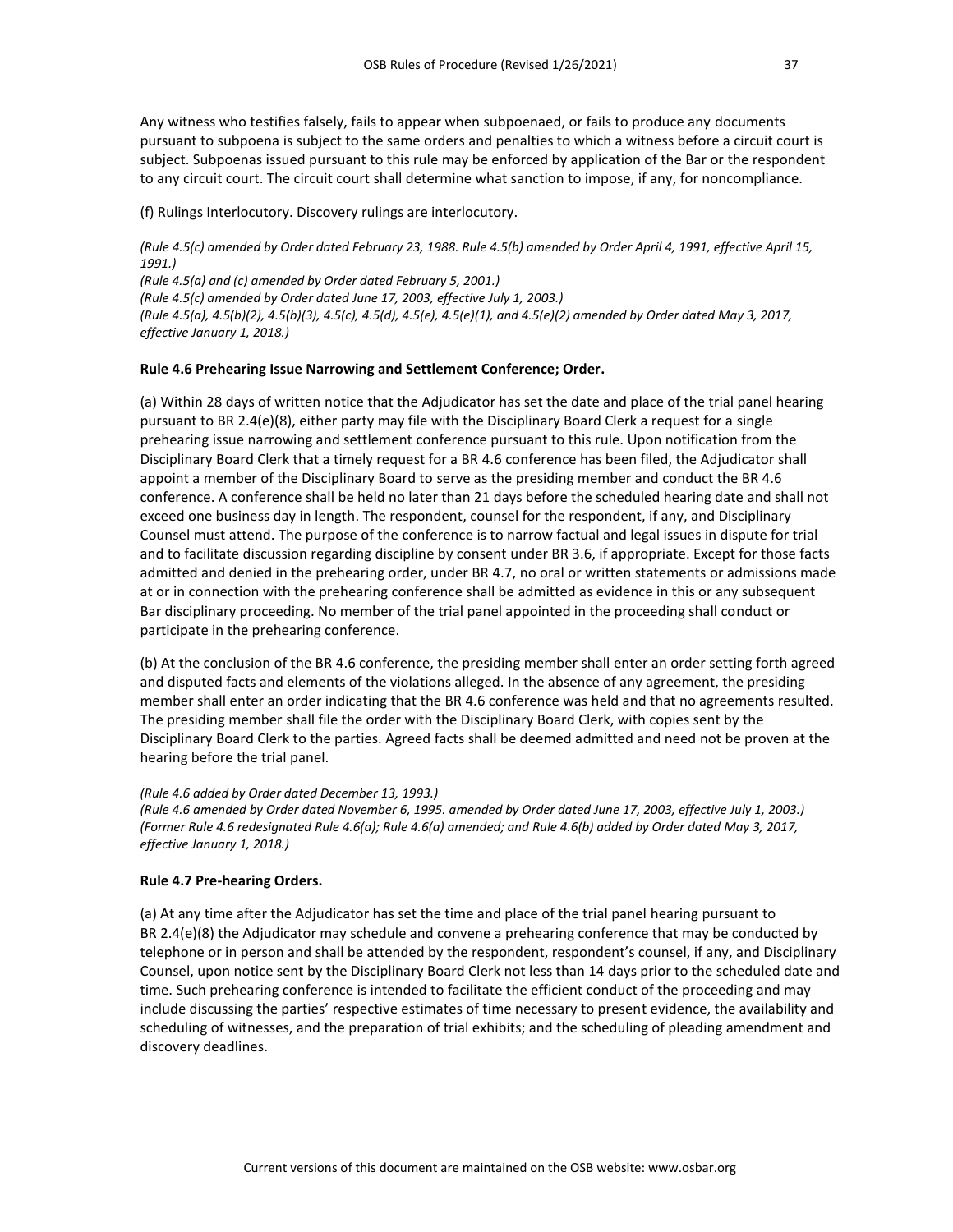Any witness who testifies falsely, fails to appear when subpoenaed, or fails to produce any documents pursuant to subpoena is subject to the same orders and penalties to which a witness before a circuit court is subject. Subpoenas issued pursuant to this rule may be enforced by application of the Bar or the respondent to any circuit court. The circuit court shall determine what sanction to impose, if any, for noncompliance.

(f) Rulings Interlocutory. Discovery rulings are interlocutory.

*(Rule 4.5(c) amended by Order dated February 23, 1988. Rule 4.5(b) amended by Order April 4, 1991, effective April 15, 1991.)*
*(Rule 4.5(a) and (c) amended by Order dated February 5, 2001.)*
*(Rule 4.5(c) amended by Order dated June 17, 2003, effective July 1, 2003.)*
*(Rule 4.5(a), 4.5(b)(2), 4.5(b)(3), 4.5(c), 4.5(d), 4.5(e), 4.5(e)(1), and 4.5(e)(2) amended by Order dated May 3, 2017, effective January 1, 2018.)*

**Rule 4.6 Prehearing Issue Narrowing and Settlement Conference; Order.**

(a) Within 28 days of written notice that the Adjudicator has set the date and place of the trial panel hearing pursuant to BR 2.4(e)(8), either party may file with the Disciplinary Board Clerk a request for a single prehearing issue narrowing and settlement conference pursuant to this rule. Upon notification from the Disciplinary Board Clerk that a timely request for a BR 4.6 conference has been filed, the Adjudicator shall appoint a member of the Disciplinary Board to serve as the presiding member and conduct the BR 4.6 conference. A conference shall be held no later than 21 days before the scheduled hearing date and shall not exceed one business day in length. The respondent, counsel for the respondent, if any, and Disciplinary Counsel must attend. The purpose of the conference is to narrow factual and legal issues in dispute for trial and to facilitate discussion regarding discipline by consent under BR 3.6, if appropriate. Except for those facts admitted and denied in the prehearing order, under BR 4.7, no oral or written statements or admissions made at or in connection with the prehearing conference shall be admitted as evidence in this or any subsequent Bar disciplinary proceeding. No member of the trial panel appointed in the proceeding shall conduct or participate in the prehearing conference.

(b) At the conclusion of the BR 4.6 conference, the presiding member shall enter an order setting forth agreed and disputed facts and elements of the violations alleged. In the absence of any agreement, the presiding member shall enter an order indicating that the BR 4.6 conference was held and that no agreements resulted. The presiding member shall file the order with the Disciplinary Board Clerk, with copies sent by the Disciplinary Board Clerk to the parties. Agreed facts shall be deemed admitted and need not be proven at the hearing before the trial panel.

*(Rule 4.6 added by Order dated December 13, 1993.)*
*(Rule 4.6 amended by Order dated November 6, 1995. amended by Order dated June 17, 2003, effective July 1, 2003.)*
*(Former Rule 4.6 redesignated Rule 4.6(a); Rule 4.6(a) amended; and Rule 4.6(b) added by Order dated May 3, 2017, effective January 1, 2018.)*

**Rule 4.7 Pre-hearing Orders.**

(a) At any time after the Adjudicator has set the time and place of the trial panel hearing pursuant to BR 2.4(e)(8) the Adjudicator may schedule and convene a prehearing conference that may be conducted by telephone or in person and shall be attended by the respondent, respondent's counsel, if any, and Disciplinary Counsel, upon notice sent by the Disciplinary Board Clerk not less than 14 days prior to the scheduled date and time. Such prehearing conference is intended to facilitate the efficient conduct of the proceeding and may include discussing the parties' respective estimates of time necessary to present evidence, the availability and scheduling of witnesses, and the preparation of trial exhibits; and the scheduling of pleading amendment and discovery deadlines.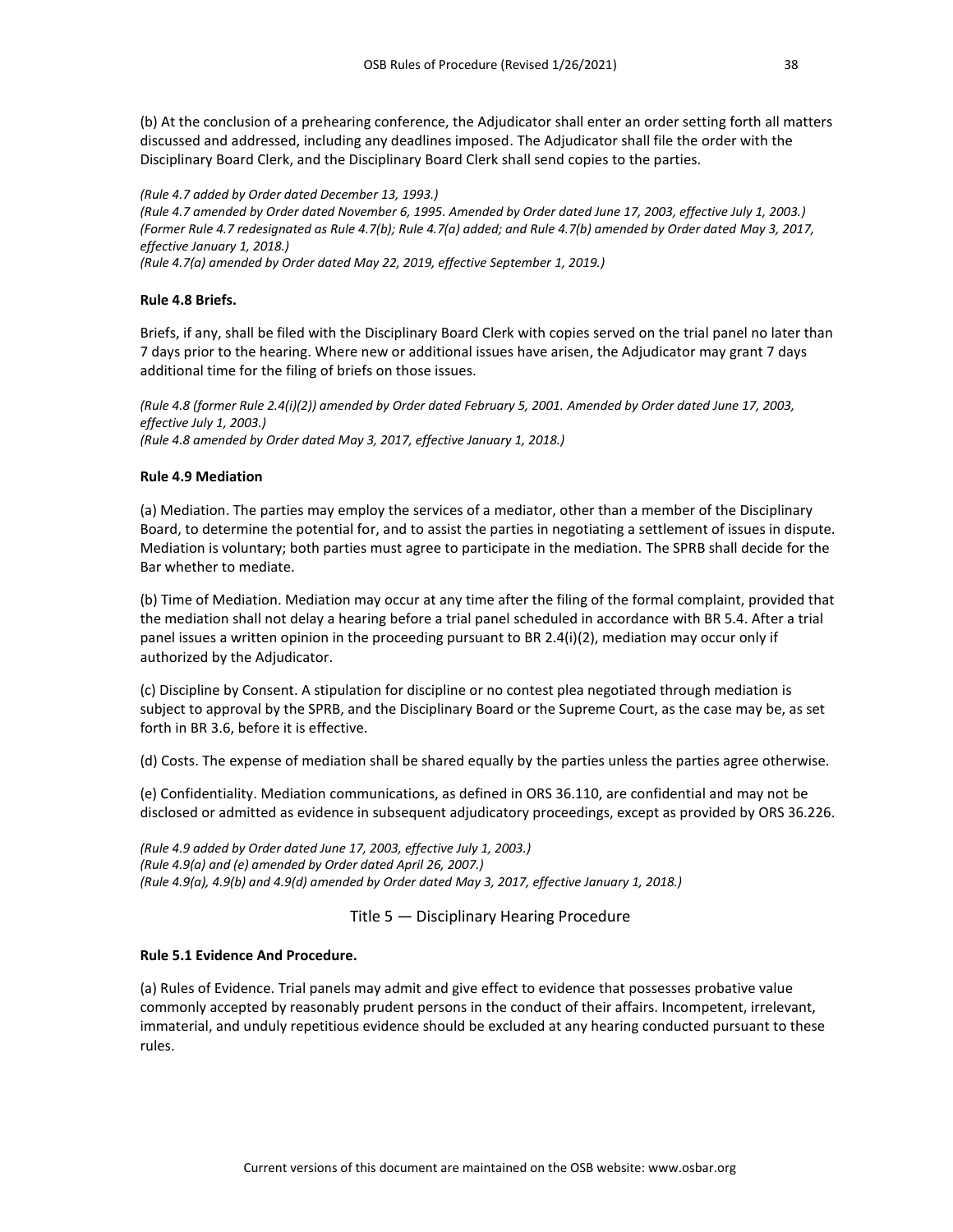(b) At the conclusion of a prehearing conference, the Adjudicator shall enter an order setting forth all matters discussed and addressed, including any deadlines imposed. The Adjudicator shall file the order with the Disciplinary Board Clerk, and the Disciplinary Board Clerk shall send copies to the parties.

*(Rule 4.7 added by Order dated December 13, 1993.)*
*(Rule 4.7 amended by Order dated November 6, 1995. Amended by Order dated June 17, 2003, effective July 1, 2003.)*
*(Former Rule 4.7 redesignated as Rule 4.7(b); Rule 4.7(a) added; and Rule 4.7(b) amended by Order dated May 3, 2017, effective January 1, 2018.)*
*(Rule 4.7(a) amended by Order dated May 22, 2019, effective September 1, 2019.)*

**Rule 4.8 Briefs.**

Briefs, if any, shall be filed with the Disciplinary Board Clerk with copies served on the trial panel no later than 7 days prior to the hearing. Where new or additional issues have arisen, the Adjudicator may grant 7 days additional time for the filing of briefs on those issues.

*(Rule 4.8 (former Rule 2.4(i)(2)) amended by Order dated February 5, 2001. Amended by Order dated June 17, 2003, effective July 1, 2003.)*
*(Rule 4.8 amended by Order dated May 3, 2017, effective January 1, 2018.)*

**Rule 4.9 Mediation**

(a) Mediation. The parties may employ the services of a mediator, other than a member of the Disciplinary Board, to determine the potential for, and to assist the parties in negotiating a settlement of issues in dispute. Mediation is voluntary; both parties must agree to participate in the mediation. The SPRB shall decide for the Bar whether to mediate.

(b) Time of Mediation. Mediation may occur at any time after the filing of the formal complaint, provided that the mediation shall not delay a hearing before a trial panel scheduled in accordance with BR 5.4. After a trial panel issues a written opinion in the proceeding pursuant to BR 2.4(i)(2), mediation may occur only if authorized by the Adjudicator.

(c) Discipline by Consent. A stipulation for discipline or no contest plea negotiated through mediation is subject to approval by the SPRB, and the Disciplinary Board or the Supreme Court, as the case may be, as set forth in BR 3.6, before it is effective.

(d) Costs. The expense of mediation shall be shared equally by the parties unless the parties agree otherwise.

(e) Confidentiality. Mediation communications, as defined in ORS 36.110, are confidential and may not be disclosed or admitted as evidence in subsequent adjudicatory proceedings, except as provided by ORS 36.226.

*(Rule 4.9 added by Order dated June 17, 2003, effective July 1, 2003.)*
*(Rule 4.9(a) and (e) amended by Order dated April 26, 2007.)*
*(Rule 4.9(a), 4.9(b) and 4.9(d) amended by Order dated May 3, 2017, effective January 1, 2018.)*

## Title 5 — Disciplinary Hearing Procedure

**Rule 5.1 Evidence And Procedure.**

(a) Rules of Evidence. Trial panels may admit and give effect to evidence that possesses probative value commonly accepted by reasonably prudent persons in the conduct of their affairs. Incompetent, irrelevant, immaterial, and unduly repetitious evidence should be excluded at any hearing conducted pursuant to these rules.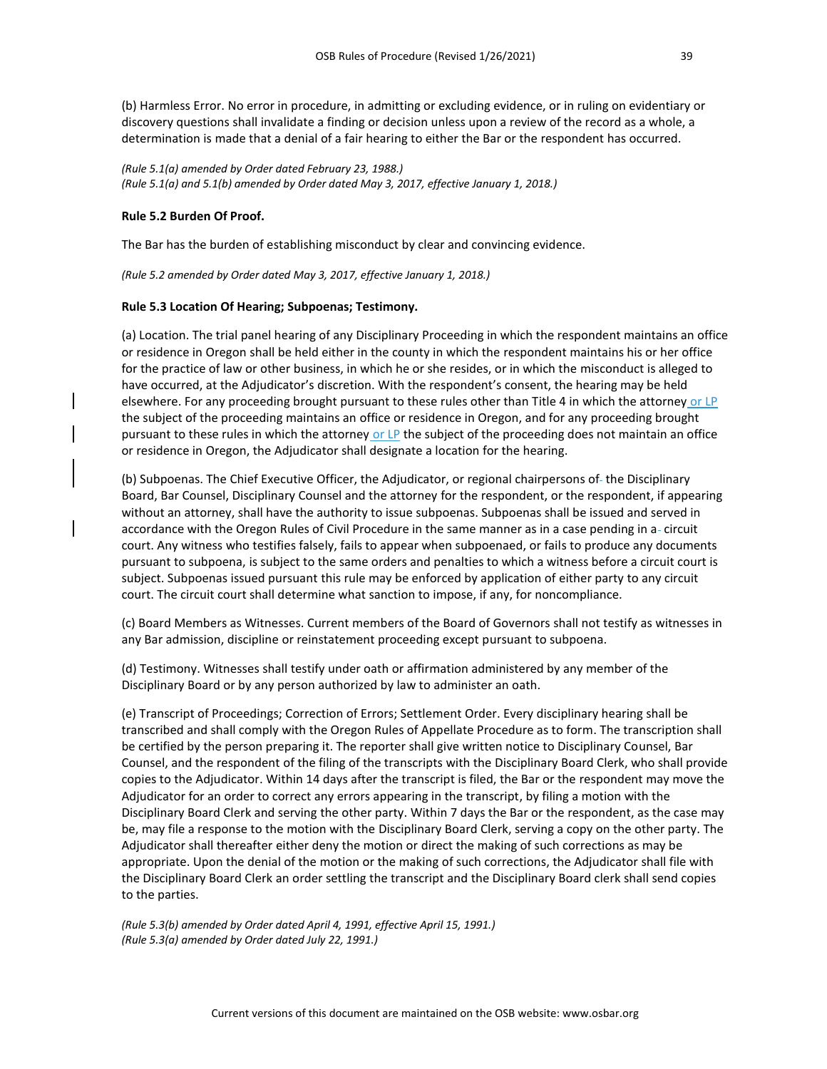(b) Harmless Error. No error in procedure, in admitting or excluding evidence, or in ruling on evidentiary or discovery questions shall invalidate a finding or decision unless upon a review of the record as a whole, a determination is made that a denial of a fair hearing to either the Bar or the respondent has occurred.

*(Rule 5.1(a) amended by Order dated February 23, 1988.)*
*(Rule 5.1(a) and 5.1(b) amended by Order dated May 3, 2017, effective January 1, 2018.)*

**Rule 5.2 Burden Of Proof.**

The Bar has the burden of establishing misconduct by clear and convincing evidence.

*(Rule 5.2 amended by Order dated May 3, 2017, effective January 1, 2018.)*

**Rule 5.3 Location Of Hearing; Subpoenas; Testimony.**

(a) Location. The trial panel hearing of any Disciplinary Proceeding in which the respondent maintains an office or residence in Oregon shall be held either in the county in which the respondent maintains his or her office for the practice of law or other business, in which he or she resides, or in which the misconduct is alleged to have occurred, at the Adjudicator's discretion. With the respondent's consent, the hearing may be held elsewhere. For any proceeding brought pursuant to these rules other than Title 4 in which the attorney or LP the subject of the proceeding maintains an office or residence in Oregon, and for any proceeding brought pursuant to these rules in which the attorney or LP the subject of the proceeding does not maintain an office or residence in Oregon, the Adjudicator shall designate a location for the hearing.

(b) Subpoenas. The Chief Executive Officer, the Adjudicator, or regional chairpersons of the Disciplinary Board, Bar Counsel, Disciplinary Counsel and the attorney for the respondent, or the respondent, if appearing without an attorney, shall have the authority to issue subpoenas. Subpoenas shall be issued and served in accordance with the Oregon Rules of Civil Procedure in the same manner as in a case pending in a circuit court. Any witness who testifies falsely, fails to appear when subpoenaed, or fails to produce any documents pursuant to subpoena, is subject to the same orders and penalties to which a witness before a circuit court is subject. Subpoenas issued pursuant this rule may be enforced by application of either party to any circuit court. The circuit court shall determine what sanction to impose, if any, for noncompliance.

(c) Board Members as Witnesses. Current members of the Board of Governors shall not testify as witnesses in any Bar admission, discipline or reinstatement proceeding except pursuant to subpoena.

(d) Testimony. Witnesses shall testify under oath or affirmation administered by any member of the Disciplinary Board or by any person authorized by law to administer an oath.

(e) Transcript of Proceedings; Correction of Errors; Settlement Order. Every disciplinary hearing shall be transcribed and shall comply with the Oregon Rules of Appellate Procedure as to form. The transcription shall be certified by the person preparing it. The reporter shall give written notice to Disciplinary Counsel, Bar Counsel, and the respondent of the filing of the transcripts with the Disciplinary Board Clerk, who shall provide copies to the Adjudicator. Within 14 days after the transcript is filed, the Bar or the respondent may move the Adjudicator for an order to correct any errors appearing in the transcript, by filing a motion with the Disciplinary Board Clerk and serving the other party. Within 7 days the Bar or the respondent, as the case may be, may file a response to the motion with the Disciplinary Board Clerk, serving a copy on the other party. The Adjudicator shall thereafter either deny the motion or direct the making of such corrections as may be appropriate. Upon the denial of the motion or the making of such corrections, the Adjudicator shall file with the Disciplinary Board Clerk an order settling the transcript and the Disciplinary Board clerk shall send copies to the parties.

*(Rule 5.3(b) amended by Order dated April 4, 1991, effective April 15, 1991.)*
*(Rule 5.3(a) amended by Order dated July 22, 1991.)*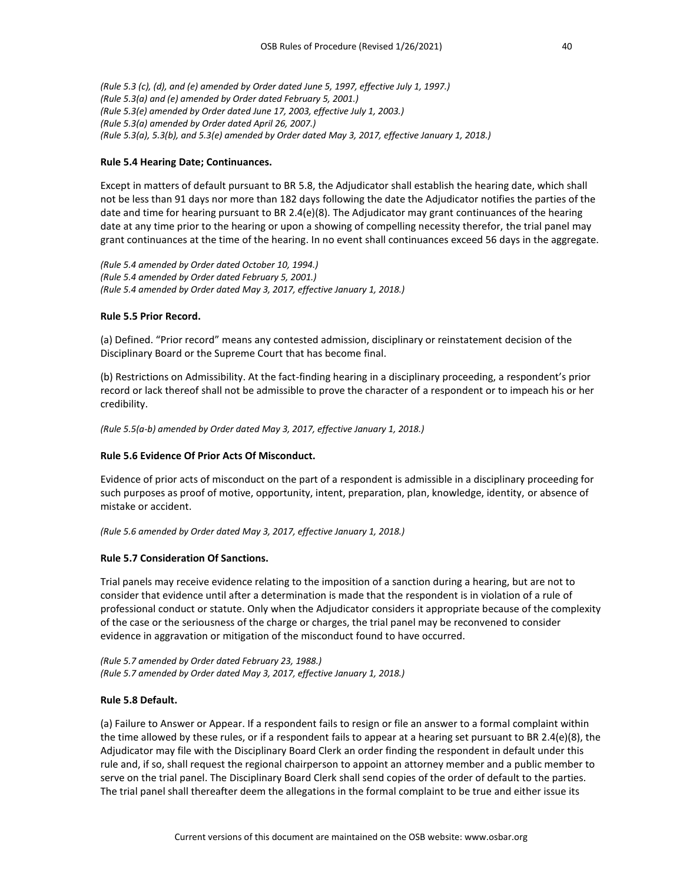*(Rule 5.3 (c), (d), and (e) amended by Order dated June 5, 1997, effective July 1, 1997.)*
*(Rule 5.3(a) and (e) amended by Order dated February 5, 2001.)*
*(Rule 5.3(e) amended by Order dated June 17, 2003, effective July 1, 2003.)*
*(Rule 5.3(a) amended by Order dated April 26, 2007.)*
*(Rule 5.3(a), 5.3(b), and 5.3(e) amended by Order dated May 3, 2017, effective January 1, 2018.)*

**Rule 5.4 Hearing Date; Continuances.**

Except in matters of default pursuant to BR 5.8, the Adjudicator shall establish the hearing date, which shall not be less than 91 days nor more than 182 days following the date the Adjudicator notifies the parties of the date and time for hearing pursuant to BR 2.4(e)(8). The Adjudicator may grant continuances of the hearing date at any time prior to the hearing or upon a showing of compelling necessity therefor, the trial panel may grant continuances at the time of the hearing. In no event shall continuances exceed 56 days in the aggregate.

*(Rule 5.4 amended by Order dated October 10, 1994.)*
*(Rule 5.4 amended by Order dated February 5, 2001.)*
*(Rule 5.4 amended by Order dated May 3, 2017, effective January 1, 2018.)*

**Rule 5.5 Prior Record.**

(a) Defined. "Prior record" means any contested admission, disciplinary or reinstatement decision of the Disciplinary Board or the Supreme Court that has become final.

(b) Restrictions on Admissibility. At the fact-finding hearing in a disciplinary proceeding, a respondent's prior record or lack thereof shall not be admissible to prove the character of a respondent or to impeach his or her credibility.

*(Rule 5.5(a-b) amended by Order dated May 3, 2017, effective January 1, 2018.)*

**Rule 5.6 Evidence Of Prior Acts Of Misconduct.**

Evidence of prior acts of misconduct on the part of a respondent is admissible in a disciplinary proceeding for such purposes as proof of motive, opportunity, intent, preparation, plan, knowledge, identity, or absence of mistake or accident.

*(Rule 5.6 amended by Order dated May 3, 2017, effective January 1, 2018.)*

**Rule 5.7 Consideration Of Sanctions.**

Trial panels may receive evidence relating to the imposition of a sanction during a hearing, but are not to consider that evidence until after a determination is made that the respondent is in violation of a rule of professional conduct or statute. Only when the Adjudicator considers it appropriate because of the complexity of the case or the seriousness of the charge or charges, the trial panel may be reconvened to consider evidence in aggravation or mitigation of the misconduct found to have occurred.

*(Rule 5.7 amended by Order dated February 23, 1988.)*
*(Rule 5.7 amended by Order dated May 3, 2017, effective January 1, 2018.)*

**Rule 5.8 Default.**

(a) Failure to Answer or Appear. If a respondent fails to resign or file an answer to a formal complaint within the time allowed by these rules, or if a respondent fails to appear at a hearing set pursuant to BR 2.4(e)(8), the Adjudicator may file with the Disciplinary Board Clerk an order finding the respondent in default under this rule and, if so, shall request the regional chairperson to appoint an attorney member and a public member to serve on the trial panel. The Disciplinary Board Clerk shall send copies of the order of default to the parties. The trial panel shall thereafter deem the allegations in the formal complaint to be true and either issue its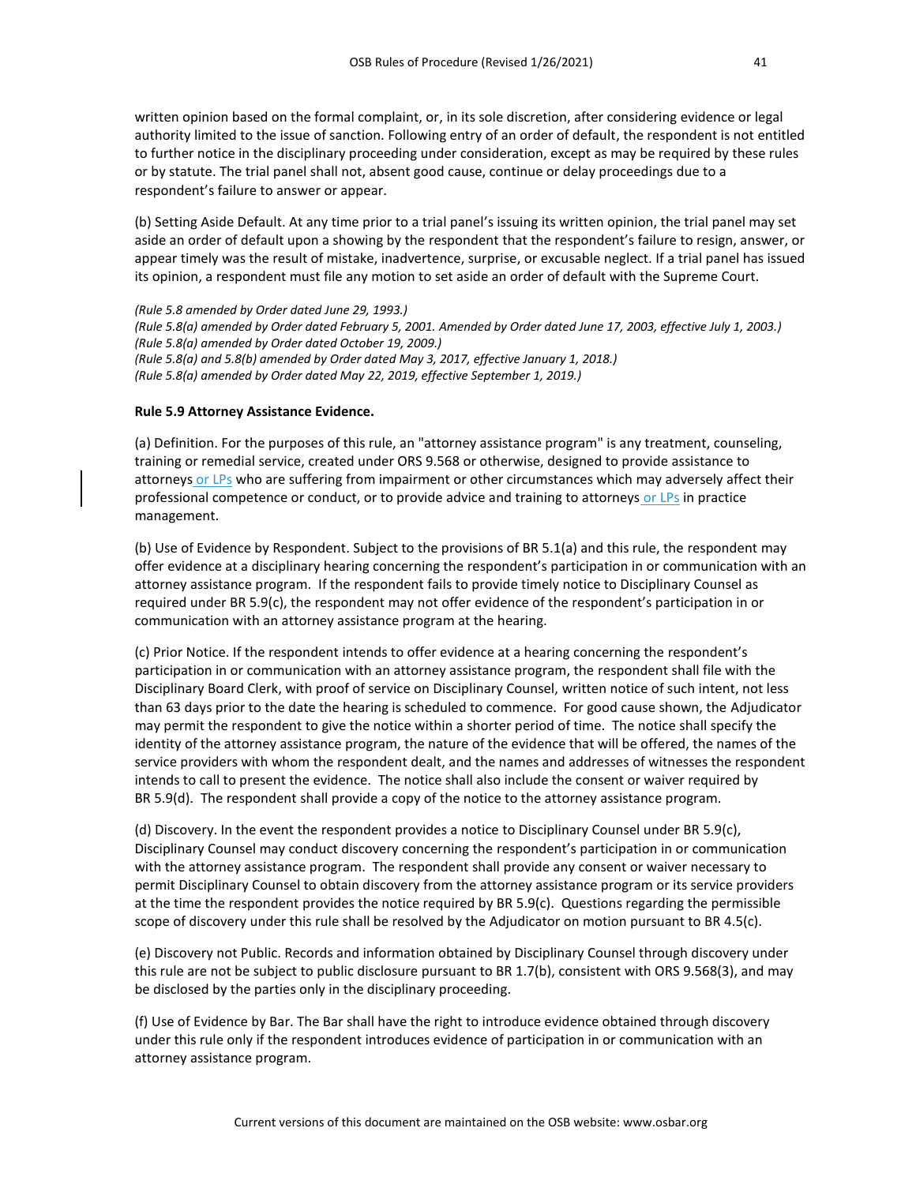written opinion based on the formal complaint, or, in its sole discretion, after considering evidence or legal authority limited to the issue of sanction. Following entry of an order of default, the respondent is not entitled to further notice in the disciplinary proceeding under consideration, except as may be required by these rules or by statute. The trial panel shall not, absent good cause, continue or delay proceedings due to a respondent's failure to answer or appear.

(b) Setting Aside Default. At any time prior to a trial panel's issuing its written opinion, the trial panel may set aside an order of default upon a showing by the respondent that the respondent's failure to resign, answer, or appear timely was the result of mistake, inadvertence, surprise, or excusable neglect. If a trial panel has issued its opinion, a respondent must file any motion to set aside an order of default with the Supreme Court.

*(Rule 5.8 amended by Order dated June 29, 1993.)*
*(Rule 5.8(a) amended by Order dated February 5, 2001. Amended by Order dated June 17, 2003, effective July 1, 2003.)*
*(Rule 5.8(a) amended by Order dated October 19, 2009.)*
*(Rule 5.8(a) and 5.8(b) amended by Order dated May 3, 2017, effective January 1, 2018.)*
*(Rule 5.8(a) amended by Order dated May 22, 2019, effective September 1, 2019.)*

**Rule 5.9 Attorney Assistance Evidence.**

(a) Definition. For the purposes of this rule, an "attorney assistance program" is any treatment, counseling, training or remedial service, created under ORS 9.568 or otherwise, designed to provide assistance to attorneys or LPs who are suffering from impairment or other circumstances which may adversely affect their professional competence or conduct, or to provide advice and training to attorneys or LPs in practice management.

(b) Use of Evidence by Respondent. Subject to the provisions of BR 5.1(a) and this rule, the respondent may offer evidence at a disciplinary hearing concerning the respondent's participation in or communication with an attorney assistance program. If the respondent fails to provide timely notice to Disciplinary Counsel as required under BR 5.9(c), the respondent may not offer evidence of the respondent's participation in or communication with an attorney assistance program at the hearing.

(c) Prior Notice. If the respondent intends to offer evidence at a hearing concerning the respondent's participation in or communication with an attorney assistance program, the respondent shall file with the Disciplinary Board Clerk, with proof of service on Disciplinary Counsel, written notice of such intent, not less than 63 days prior to the date the hearing is scheduled to commence. For good cause shown, the Adjudicator may permit the respondent to give the notice within a shorter period of time. The notice shall specify the identity of the attorney assistance program, the nature of the evidence that will be offered, the names of the service providers with whom the respondent dealt, and the names and addresses of witnesses the respondent intends to call to present the evidence. The notice shall also include the consent or waiver required by BR 5.9(d). The respondent shall provide a copy of the notice to the attorney assistance program.

(d) Discovery. In the event the respondent provides a notice to Disciplinary Counsel under BR 5.9(c), Disciplinary Counsel may conduct discovery concerning the respondent's participation in or communication with the attorney assistance program. The respondent shall provide any consent or waiver necessary to permit Disciplinary Counsel to obtain discovery from the attorney assistance program or its service providers at the time the respondent provides the notice required by BR 5.9(c). Questions regarding the permissible scope of discovery under this rule shall be resolved by the Adjudicator on motion pursuant to BR 4.5(c).

(e) Discovery not Public. Records and information obtained by Disciplinary Counsel through discovery under this rule are not be subject to public disclosure pursuant to BR 1.7(b), consistent with ORS 9.568(3), and may be disclosed by the parties only in the disciplinary proceeding.

(f) Use of Evidence by Bar. The Bar shall have the right to introduce evidence obtained through discovery under this rule only if the respondent introduces evidence of participation in or communication with an attorney assistance program.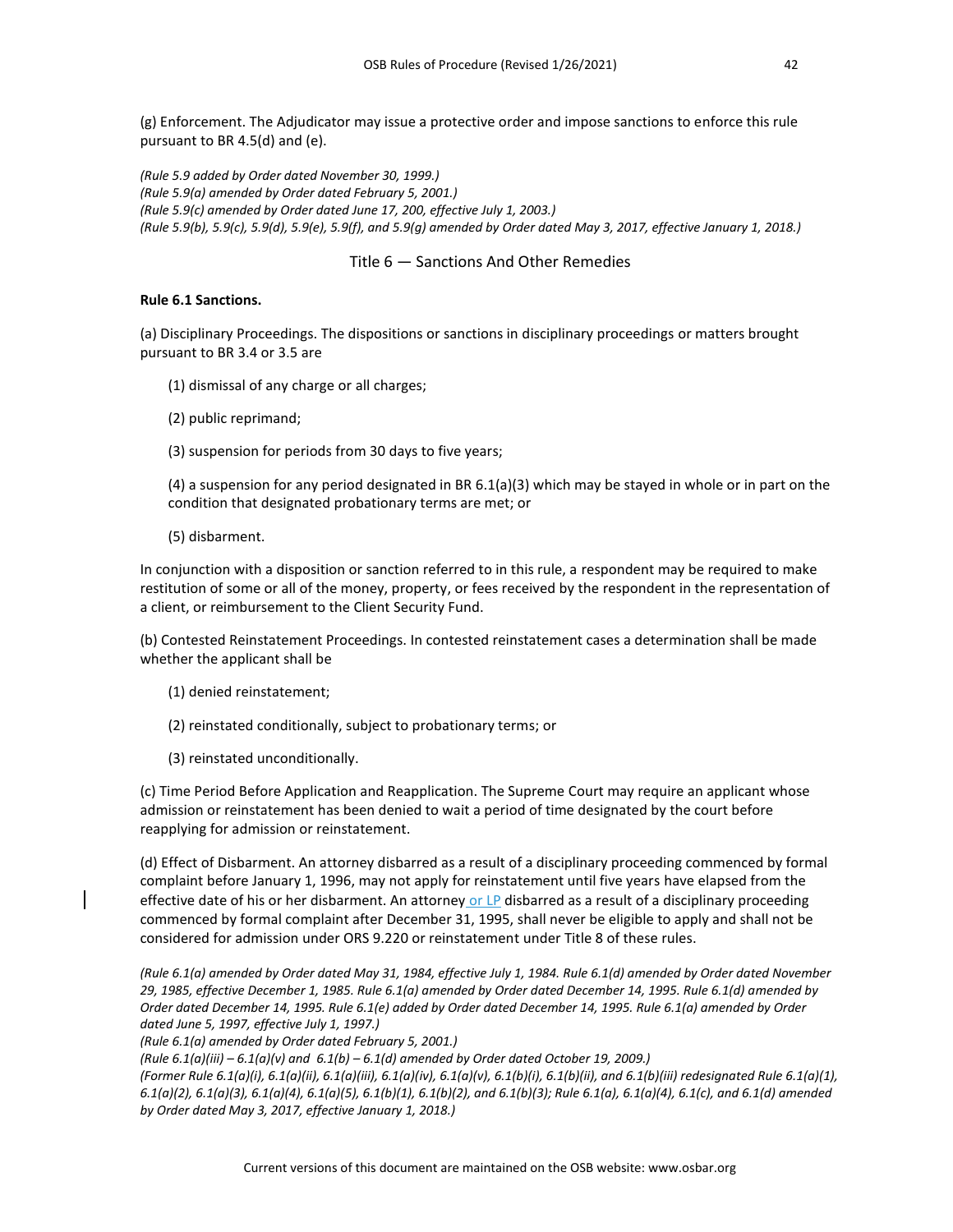(g) Enforcement. The Adjudicator may issue a protective order and impose sanctions to enforce this rule pursuant to BR 4.5(d) and (e).

*(Rule 5.9 added by Order dated November 30, 1999.)*
*(Rule 5.9(a) amended by Order dated February 5, 2001.)*
*(Rule 5.9(c) amended by Order dated June 17, 200, effective July 1, 2003.)*
*(Rule 5.9(b), 5.9(c), 5.9(d), 5.9(e), 5.9(f), and 5.9(g) amended by Order dated May 3, 2017, effective January 1, 2018.)*

## Title 6 — Sanctions And Other Remedies

**Rule 6.1 Sanctions.**

(a) Disciplinary Proceedings. The dispositions or sanctions in disciplinary proceedings or matters brought pursuant to BR 3.4 or 3.5 are

(1) dismissal of any charge or all charges;

(2) public reprimand;

(3) suspension for periods from 30 days to five years;

(4) a suspension for any period designated in BR 6.1(a)(3) which may be stayed in whole or in part on the condition that designated probationary terms are met; or

(5) disbarment.

In conjunction with a disposition or sanction referred to in this rule, a respondent may be required to make restitution of some or all of the money, property, or fees received by the respondent in the representation of a client, or reimbursement to the Client Security Fund.

(b) Contested Reinstatement Proceedings. In contested reinstatement cases a determination shall be made whether the applicant shall be

(1) denied reinstatement;

(2) reinstated conditionally, subject to probationary terms; or

(3) reinstated unconditionally.

(c) Time Period Before Application and Reapplication. The Supreme Court may require an applicant whose admission or reinstatement has been denied to wait a period of time designated by the court before reapplying for admission or reinstatement.

(d) Effect of Disbarment. An attorney disbarred as a result of a disciplinary proceeding commenced by formal complaint before January 1, 1996, may not apply for reinstatement until five years have elapsed from the effective date of his or her disbarment. An attorney or LP disbarred as a result of a disciplinary proceeding commenced by formal complaint after December 31, 1995, shall never be eligible to apply and shall not be considered for admission under ORS 9.220 or reinstatement under Title 8 of these rules.

*(Rule 6.1(a) amended by Order dated May 31, 1984, effective July 1, 1984. Rule 6.1(d) amended by Order dated November 29, 1985, effective December 1, 1985. Rule 6.1(a) amended by Order dated December 14, 1995. Rule 6.1(d) amended by Order dated December 14, 1995. Rule 6.1(e) added by Order dated December 14, 1995. Rule 6.1(a) amended by Order dated June 5, 1997, effective July 1, 1997.)*
*(Rule 6.1(a) amended by Order dated February 5, 2001.)*
*(Rule 6.1(a)(iii) – 6.1(a)(v) and 6.1(b) – 6.1(d) amended by Order dated October 19, 2009.)*
*(Former Rule 6.1(a)(i), 6.1(a)(ii), 6.1(a)(iii), 6.1(a)(iv), 6.1(a)(v), 6.1(b)(i), 6.1(b)(ii), and 6.1(b)(iii) redesignated Rule 6.1(a)(1), 6.1(a)(2), 6.1(a)(3), 6.1(a)(4), 6.1(a)(5), 6.1(b)(1), 6.1(b)(2), and 6.1(b)(3); Rule 6.1(a), 6.1(a)(4), 6.1(c), and 6.1(d) amended by Order dated May 3, 2017, effective January 1, 2018.)*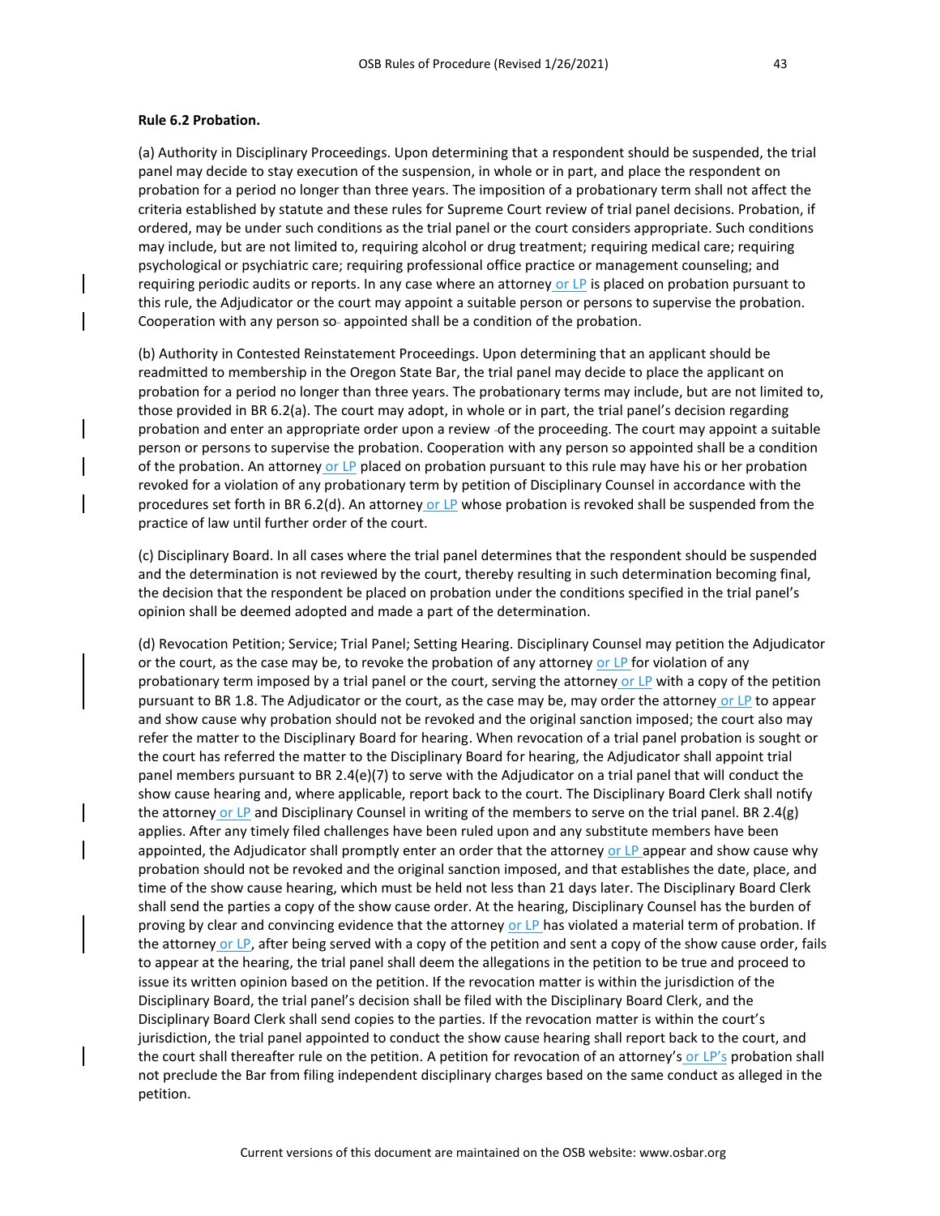**Rule 6.2 Probation.**

(a) Authority in Disciplinary Proceedings. Upon determining that a respondent should be suspended, the trial panel may decide to stay execution of the suspension, in whole or in part, and place the respondent on probation for a period no longer than three years. The imposition of a probationary term shall not affect the criteria established by statute and these rules for Supreme Court review of trial panel decisions. Probation, if ordered, may be under such conditions as the trial panel or the court considers appropriate. Such conditions may include, but are not limited to, requiring alcohol or drug treatment; requiring medical care; requiring psychological or psychiatric care; requiring professional office practice or management counseling; and requiring periodic audits or reports. In any case where an attorney or LP is placed on probation pursuant to this rule, the Adjudicator or the court may appoint a suitable person or persons to supervise the probation. Cooperation with any person so appointed shall be a condition of the probation.

(b) Authority in Contested Reinstatement Proceedings. Upon determining that an applicant should be readmitted to membership in the Oregon State Bar, the trial panel may decide to place the applicant on probation for a period no longer than three years. The probationary terms may include, but are not limited to, those provided in BR 6.2(a). The court may adopt, in whole or in part, the trial panel's decision regarding probation and enter an appropriate order upon a review of the proceeding. The court may appoint a suitable person or persons to supervise the probation. Cooperation with any person so appointed shall be a condition of the probation. An attorney or LP placed on probation pursuant to this rule may have his or her probation revoked for a violation of any probationary term by petition of Disciplinary Counsel in accordance with the procedures set forth in BR 6.2(d). An attorney or LP whose probation is revoked shall be suspended from the practice of law until further order of the court.

(c) Disciplinary Board. In all cases where the trial panel determines that the respondent should be suspended and the determination is not reviewed by the court, thereby resulting in such determination becoming final, the decision that the respondent be placed on probation under the conditions specified in the trial panel's opinion shall be deemed adopted and made a part of the determination.

(d) Revocation Petition; Service; Trial Panel; Setting Hearing. Disciplinary Counsel may petition the Adjudicator or the court, as the case may be, to revoke the probation of any attorney or LP for violation of any probationary term imposed by a trial panel or the court, serving the attorney or LP with a copy of the petition pursuant to BR 1.8. The Adjudicator or the court, as the case may be, may order the attorney or LP to appear and show cause why probation should not be revoked and the original sanction imposed; the court also may refer the matter to the Disciplinary Board for hearing. When revocation of a trial panel probation is sought or the court has referred the matter to the Disciplinary Board for hearing, the Adjudicator shall appoint trial panel members pursuant to BR 2.4(e)(7) to serve with the Adjudicator on a trial panel that will conduct the show cause hearing and, where applicable, report back to the court. The Disciplinary Board Clerk shall notify the attorney or LP and Disciplinary Counsel in writing of the members to serve on the trial panel. BR 2.4(g) applies. After any timely filed challenges have been ruled upon and any substitute members have been appointed, the Adjudicator shall promptly enter an order that the attorney or LP appear and show cause why probation should not be revoked and the original sanction imposed, and that establishes the date, place, and time of the show cause hearing, which must be held not less than 21 days later. The Disciplinary Board Clerk shall send the parties a copy of the show cause order. At the hearing, Disciplinary Counsel has the burden of proving by clear and convincing evidence that the attorney or LP has violated a material term of probation. If the attorney or LP, after being served with a copy of the petition and sent a copy of the show cause order, fails to appear at the hearing, the trial panel shall deem the allegations in the petition to be true and proceed to issue its written opinion based on the petition. If the revocation matter is within the jurisdiction of the Disciplinary Board, the trial panel's decision shall be filed with the Disciplinary Board Clerk, and the Disciplinary Board Clerk shall send copies to the parties. If the revocation matter is within the court's jurisdiction, the trial panel appointed to conduct the show cause hearing shall report back to the court, and the court shall thereafter rule on the petition. A petition for revocation of an attorney's or LP's probation shall not preclude the Bar from filing independent disciplinary charges based on the same conduct as alleged in the petition.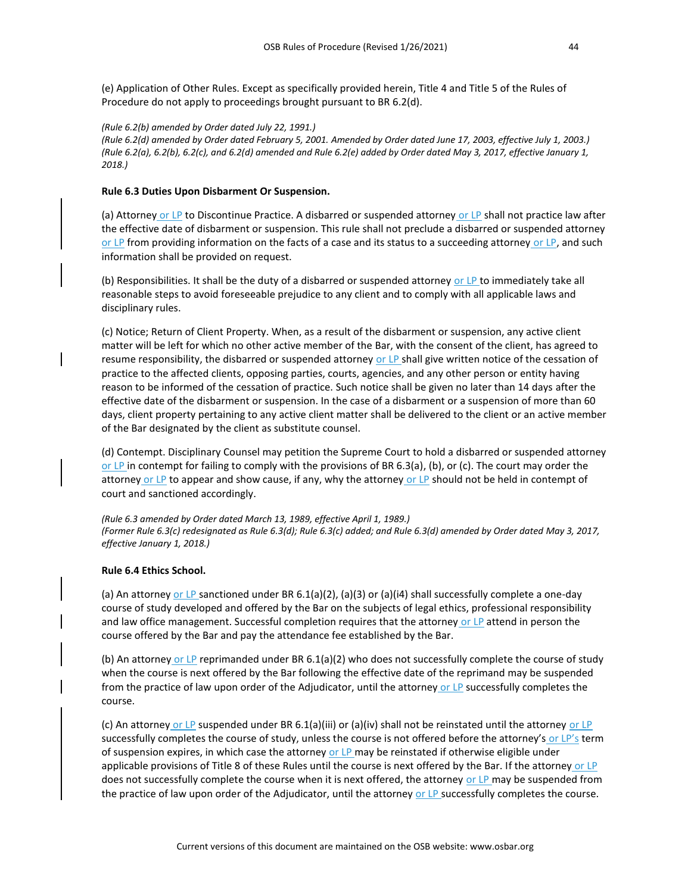(e) Application of Other Rules. Except as specifically provided herein, Title 4 and Title 5 of the Rules of Procedure do not apply to proceedings brought pursuant to BR 6.2(d).

*(Rule 6.2(b) amended by Order dated July 22, 1991.)*
*(Rule 6.2(d) amended by Order dated February 5, 2001. Amended by Order dated June 17, 2003, effective July 1, 2003.)*
*(Rule 6.2(a), 6.2(b), 6.2(c), and 6.2(d) amended and Rule 6.2(e) added by Order dated May 3, 2017, effective January 1, 2018.)*

**Rule 6.3 Duties Upon Disbarment Or Suspension.**

(a) Attorney or LP to Discontinue Practice. A disbarred or suspended attorney or LP shall not practice law after the effective date of disbarment or suspension. This rule shall not preclude a disbarred or suspended attorney or LP from providing information on the facts of a case and its status to a succeeding attorney or LP, and such information shall be provided on request.

(b) Responsibilities. It shall be the duty of a disbarred or suspended attorney or LP to immediately take all reasonable steps to avoid foreseeable prejudice to any client and to comply with all applicable laws and disciplinary rules.

(c) Notice; Return of Client Property. When, as a result of the disbarment or suspension, any active client matter will be left for which no other active member of the Bar, with the consent of the client, has agreed to resume responsibility, the disbarred or suspended attorney or LP shall give written notice of the cessation of practice to the affected clients, opposing parties, courts, agencies, and any other person or entity having reason to be informed of the cessation of practice. Such notice shall be given no later than 14 days after the effective date of the disbarment or suspension. In the case of a disbarment or a suspension of more than 60 days, client property pertaining to any active client matter shall be delivered to the client or an active member of the Bar designated by the client as substitute counsel.

(d) Contempt. Disciplinary Counsel may petition the Supreme Court to hold a disbarred or suspended attorney or LP in contempt for failing to comply with the provisions of BR 6.3(a), (b), or (c). The court may order the attorney or LP to appear and show cause, if any, why the attorney or LP should not be held in contempt of court and sanctioned accordingly.

*(Rule 6.3 amended by Order dated March 13, 1989, effective April 1, 1989.)*
*(Former Rule 6.3(c) redesignated as Rule 6.3(d); Rule 6.3(c) added; and Rule 6.3(d) amended by Order dated May 3, 2017, effective January 1, 2018.)*

**Rule 6.4 Ethics School.**

(a) An attorney or LP sanctioned under BR 6.1(a)(2), (a)(3) or (a)(i4) shall successfully complete a one-day course of study developed and offered by the Bar on the subjects of legal ethics, professional responsibility and law office management. Successful completion requires that the attorney or LP attend in person the course offered by the Bar and pay the attendance fee established by the Bar.

(b) An attorney or LP reprimanded under BR 6.1(a)(2) who does not successfully complete the course of study when the course is next offered by the Bar following the effective date of the reprimand may be suspended from the practice of law upon order of the Adjudicator, until the attorney or LP successfully completes the course.

(c) An attorney or LP suspended under BR 6.1(a)(iii) or (a)(iv) shall not be reinstated until the attorney or LP successfully completes the course of study, unless the course is not offered before the attorney's or LP's term of suspension expires, in which case the attorney or LP may be reinstated if otherwise eligible under applicable provisions of Title 8 of these Rules until the course is next offered by the Bar. If the attorney or LP does not successfully complete the course when it is next offered, the attorney or LP may be suspended from the practice of law upon order of the Adjudicator, until the attorney or LP successfully completes the course.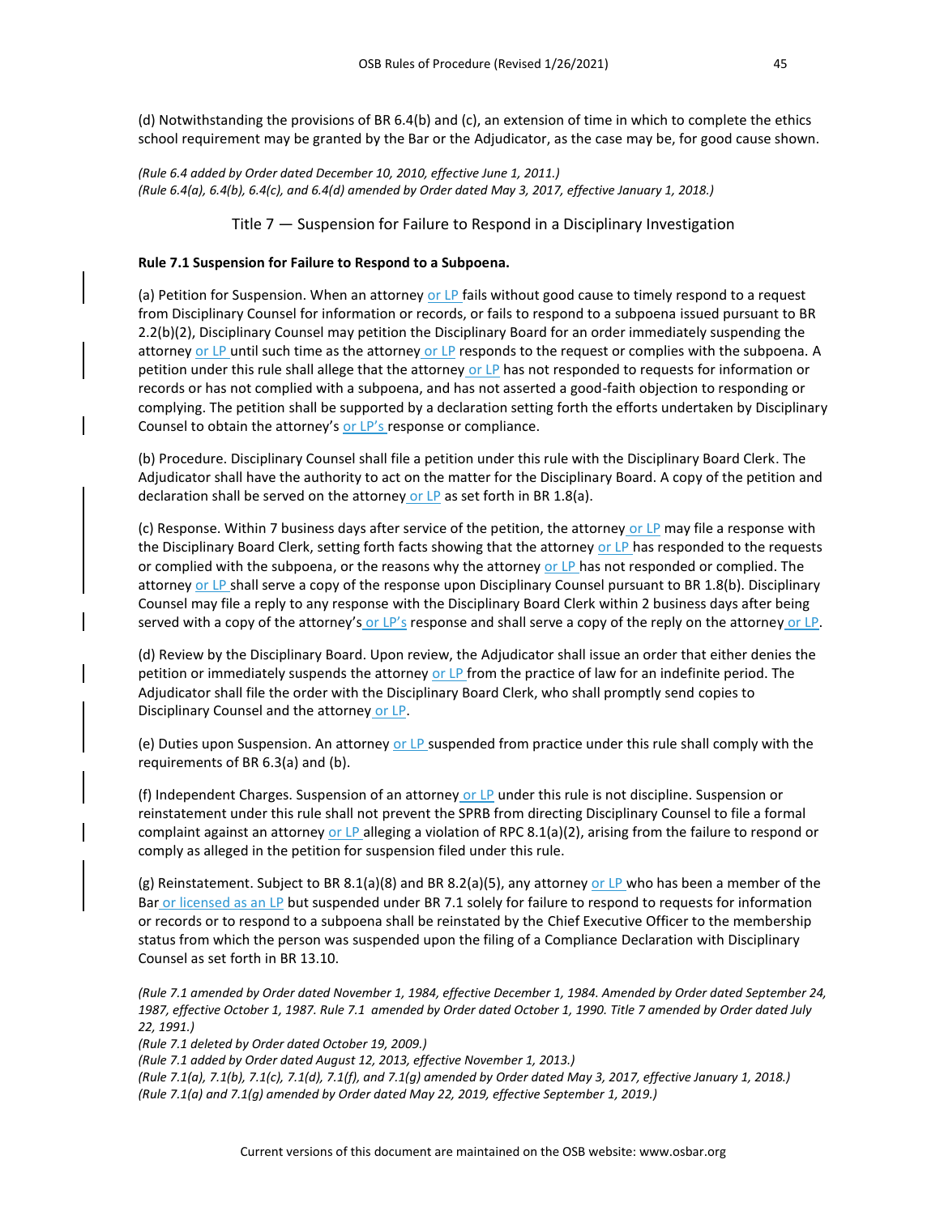(d) Notwithstanding the provisions of BR 6.4(b) and (c), an extension of time in which to complete the ethics school requirement may be granted by the Bar or the Adjudicator, as the case may be, for good cause shown.

*(Rule 6.4 added by Order dated December 10, 2010, effective June 1, 2011.)*
*(Rule 6.4(a), 6.4(b), 6.4(c), and 6.4(d) amended by Order dated May 3, 2017, effective January 1, 2018.)*

## Title 7 — Suspension for Failure to Respond in a Disciplinary Investigation

**Rule 7.1 Suspension for Failure to Respond to a Subpoena.**

(a) Petition for Suspension. When an attorney or LP fails without good cause to timely respond to a request from Disciplinary Counsel for information or records, or fails to respond to a subpoena issued pursuant to BR 2.2(b)(2), Disciplinary Counsel may petition the Disciplinary Board for an order immediately suspending the attorney or LP until such time as the attorney or LP responds to the request or complies with the subpoena. A petition under this rule shall allege that the attorney or LP has not responded to requests for information or records or has not complied with a subpoena, and has not asserted a good-faith objection to responding or complying. The petition shall be supported by a declaration setting forth the efforts undertaken by Disciplinary Counsel to obtain the attorney's or LP's response or compliance.

(b) Procedure. Disciplinary Counsel shall file a petition under this rule with the Disciplinary Board Clerk. The Adjudicator shall have the authority to act on the matter for the Disciplinary Board. A copy of the petition and declaration shall be served on the attorney or LP as set forth in BR 1.8(a).

(c) Response. Within 7 business days after service of the petition, the attorney or LP may file a response with the Disciplinary Board Clerk, setting forth facts showing that the attorney or LP has responded to the requests or complied with the subpoena, or the reasons why the attorney or LP has not responded or complied. The attorney or LP shall serve a copy of the response upon Disciplinary Counsel pursuant to BR 1.8(b). Disciplinary Counsel may file a reply to any response with the Disciplinary Board Clerk within 2 business days after being served with a copy of the attorney's or LP's response and shall serve a copy of the reply on the attorney or LP.

(d) Review by the Disciplinary Board. Upon review, the Adjudicator shall issue an order that either denies the petition or immediately suspends the attorney or LP from the practice of law for an indefinite period. The Adjudicator shall file the order with the Disciplinary Board Clerk, who shall promptly send copies to Disciplinary Counsel and the attorney or LP.

(e) Duties upon Suspension. An attorney or LP suspended from practice under this rule shall comply with the requirements of BR 6.3(a) and (b).

(f) Independent Charges. Suspension of an attorney or LP under this rule is not discipline. Suspension or reinstatement under this rule shall not prevent the SPRB from directing Disciplinary Counsel to file a formal complaint against an attorney or LP alleging a violation of RPC 8.1(a)(2), arising from the failure to respond or comply as alleged in the petition for suspension filed under this rule.

(g) Reinstatement. Subject to BR 8.1(a)(8) and BR 8.2(a)(5), any attorney or LP who has been a member of the Bar or licensed as an LP but suspended under BR 7.1 solely for failure to respond to requests for information or records or to respond to a subpoena shall be reinstated by the Chief Executive Officer to the membership status from which the person was suspended upon the filing of a Compliance Declaration with Disciplinary Counsel as set forth in BR 13.10.

*(Rule 7.1 amended by Order dated November 1, 1984, effective December 1, 1984. Amended by Order dated September 24, 1987, effective October 1, 1987. Rule 7.1 amended by Order dated October 1, 1990. Title 7 amended by Order dated July 22, 1991.)*
*(Rule 7.1 deleted by Order dated October 19, 2009.)*
*(Rule 7.1 added by Order dated August 12, 2013, effective November 1, 2013.)*
*(Rule 7.1(a), 7.1(b), 7.1(c), 7.1(d), 7.1(f), and 7.1(g) amended by Order dated May 3, 2017, effective January 1, 2018.)*
*(Rule 7.1(a) and 7.1(g) amended by Order dated May 22, 2019, effective September 1, 2019.)*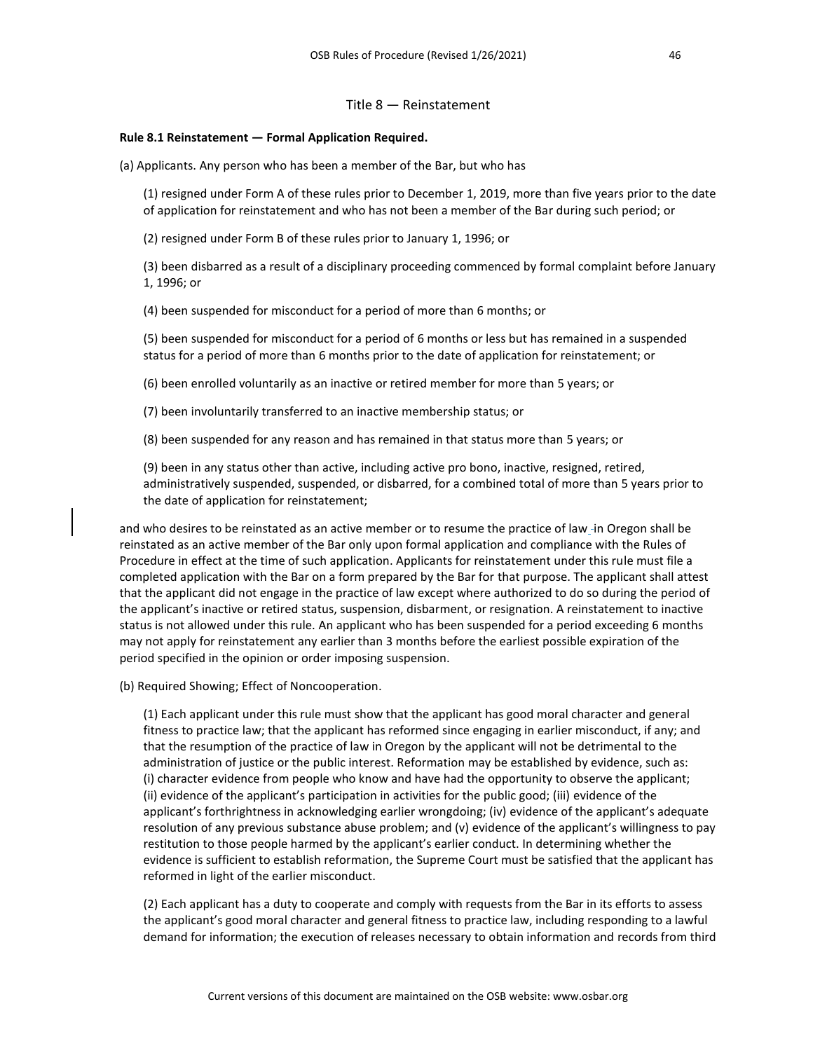## Title 8 — Reinstatement

**Rule 8.1 Reinstatement — Formal Application Required.**

(a) Applicants. Any person who has been a member of the Bar, but who has

(1) resigned under Form A of these rules prior to December 1, 2019, more than five years prior to the date of application for reinstatement and who has not been a member of the Bar during such period; or

(2) resigned under Form B of these rules prior to January 1, 1996; or

(3) been disbarred as a result of a disciplinary proceeding commenced by formal complaint before January 1, 1996; or

(4) been suspended for misconduct for a period of more than 6 months; or

(5) been suspended for misconduct for a period of 6 months or less but has remained in a suspended status for a period of more than 6 months prior to the date of application for reinstatement; or

(6) been enrolled voluntarily as an inactive or retired member for more than 5 years; or

(7) been involuntarily transferred to an inactive membership status; or

(8) been suspended for any reason and has remained in that status more than 5 years; or

(9) been in any status other than active, including active pro bono, inactive, resigned, retired, administratively suspended, suspended, or disbarred, for a combined total of more than 5 years prior to the date of application for reinstatement;

and who desires to be reinstated as an active member or to resume the practice of law in Oregon shall be reinstated as an active member of the Bar only upon formal application and compliance with the Rules of Procedure in effect at the time of such application. Applicants for reinstatement under this rule must file a completed application with the Bar on a form prepared by the Bar for that purpose. The applicant shall attest that the applicant did not engage in the practice of law except where authorized to do so during the period of the applicant's inactive or retired status, suspension, disbarment, or resignation. A reinstatement to inactive status is not allowed under this rule. An applicant who has been suspended for a period exceeding 6 months may not apply for reinstatement any earlier than 3 months before the earliest possible expiration of the period specified in the opinion or order imposing suspension.

(b) Required Showing; Effect of Noncooperation.

(1) Each applicant under this rule must show that the applicant has good moral character and general fitness to practice law; that the applicant has reformed since engaging in earlier misconduct, if any; and that the resumption of the practice of law in Oregon by the applicant will not be detrimental to the administration of justice or the public interest. Reformation may be established by evidence, such as: (i) character evidence from people who know and have had the opportunity to observe the applicant; (ii) evidence of the applicant's participation in activities for the public good; (iii) evidence of the applicant's forthrightness in acknowledging earlier wrongdoing; (iv) evidence of the applicant's adequate resolution of any previous substance abuse problem; and (v) evidence of the applicant's willingness to pay restitution to those people harmed by the applicant's earlier conduct. In determining whether the evidence is sufficient to establish reformation, the Supreme Court must be satisfied that the applicant has reformed in light of the earlier misconduct.

(2) Each applicant has a duty to cooperate and comply with requests from the Bar in its efforts to assess the applicant's good moral character and general fitness to practice law, including responding to a lawful demand for information; the execution of releases necessary to obtain information and records from third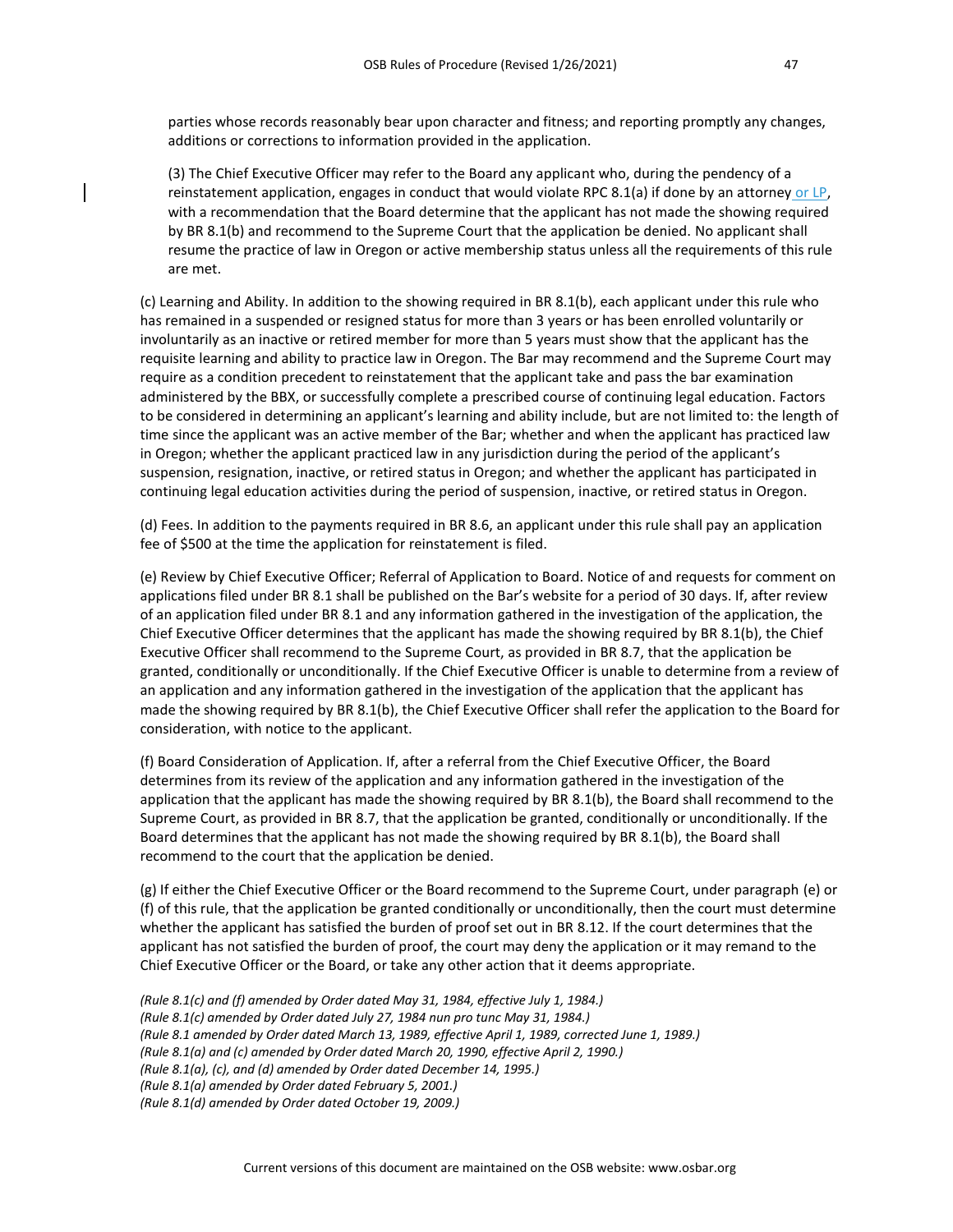parties whose records reasonably bear upon character and fitness; and reporting promptly any changes, additions or corrections to information provided in the application.

(3) The Chief Executive Officer may refer to the Board any applicant who, during the pendency of a reinstatement application, engages in conduct that would violate RPC 8.1(a) if done by an attorney or LP, with a recommendation that the Board determine that the applicant has not made the showing required by BR 8.1(b) and recommend to the Supreme Court that the application be denied. No applicant shall resume the practice of law in Oregon or active membership status unless all the requirements of this rule are met.

(c) Learning and Ability. In addition to the showing required in BR 8.1(b), each applicant under this rule who has remained in a suspended or resigned status for more than 3 years or has been enrolled voluntarily or involuntarily as an inactive or retired member for more than 5 years must show that the applicant has the requisite learning and ability to practice law in Oregon. The Bar may recommend and the Supreme Court may require as a condition precedent to reinstatement that the applicant take and pass the bar examination administered by the BBX, or successfully complete a prescribed course of continuing legal education. Factors to be considered in determining an applicant's learning and ability include, but are not limited to: the length of time since the applicant was an active member of the Bar; whether and when the applicant has practiced law in Oregon; whether the applicant practiced law in any jurisdiction during the period of the applicant's suspension, resignation, inactive, or retired status in Oregon; and whether the applicant has participated in continuing legal education activities during the period of suspension, inactive, or retired status in Oregon.

(d) Fees. In addition to the payments required in BR 8.6, an applicant under this rule shall pay an application fee of $500 at the time the application for reinstatement is filed.

(e) Review by Chief Executive Officer; Referral of Application to Board. Notice of and requests for comment on applications filed under BR 8.1 shall be published on the Bar's website for a period of 30 days. If, after review of an application filed under BR 8.1 and any information gathered in the investigation of the application, the Chief Executive Officer determines that the applicant has made the showing required by BR 8.1(b), the Chief Executive Officer shall recommend to the Supreme Court, as provided in BR 8.7, that the application be granted, conditionally or unconditionally. If the Chief Executive Officer is unable to determine from a review of an application and any information gathered in the investigation of the application that the applicant has made the showing required by BR 8.1(b), the Chief Executive Officer shall refer the application to the Board for consideration, with notice to the applicant.

(f) Board Consideration of Application. If, after a referral from the Chief Executive Officer, the Board determines from its review of the application and any information gathered in the investigation of the application that the applicant has made the showing required by BR 8.1(b), the Board shall recommend to the Supreme Court, as provided in BR 8.7, that the application be granted, conditionally or unconditionally. If the Board determines that the applicant has not made the showing required by BR 8.1(b), the Board shall recommend to the court that the application be denied.

(g) If either the Chief Executive Officer or the Board recommend to the Supreme Court, under paragraph (e) or (f) of this rule, that the application be granted conditionally or unconditionally, then the court must determine whether the applicant has satisfied the burden of proof set out in BR 8.12. If the court determines that the applicant has not satisfied the burden of proof, the court may deny the application or it may remand to the Chief Executive Officer or the Board, or take any other action that it deems appropriate.

*(Rule 8.1(c) and (f) amended by Order dated May 31, 1984, effective July 1, 1984.)*
*(Rule 8.1(c) amended by Order dated July 27, 1984 nun pro tunc May 31, 1984.)*
*(Rule 8.1 amended by Order dated March 13, 1989, effective April 1, 1989, corrected June 1, 1989.)*
*(Rule 8.1(a) and (c) amended by Order dated March 20, 1990, effective April 2, 1990.)*
*(Rule 8.1(a), (c), and (d) amended by Order dated December 14, 1995.)*
*(Rule 8.1(a) amended by Order dated February 5, 2001.)*
*(Rule 8.1(d) amended by Order dated October 19, 2009.)*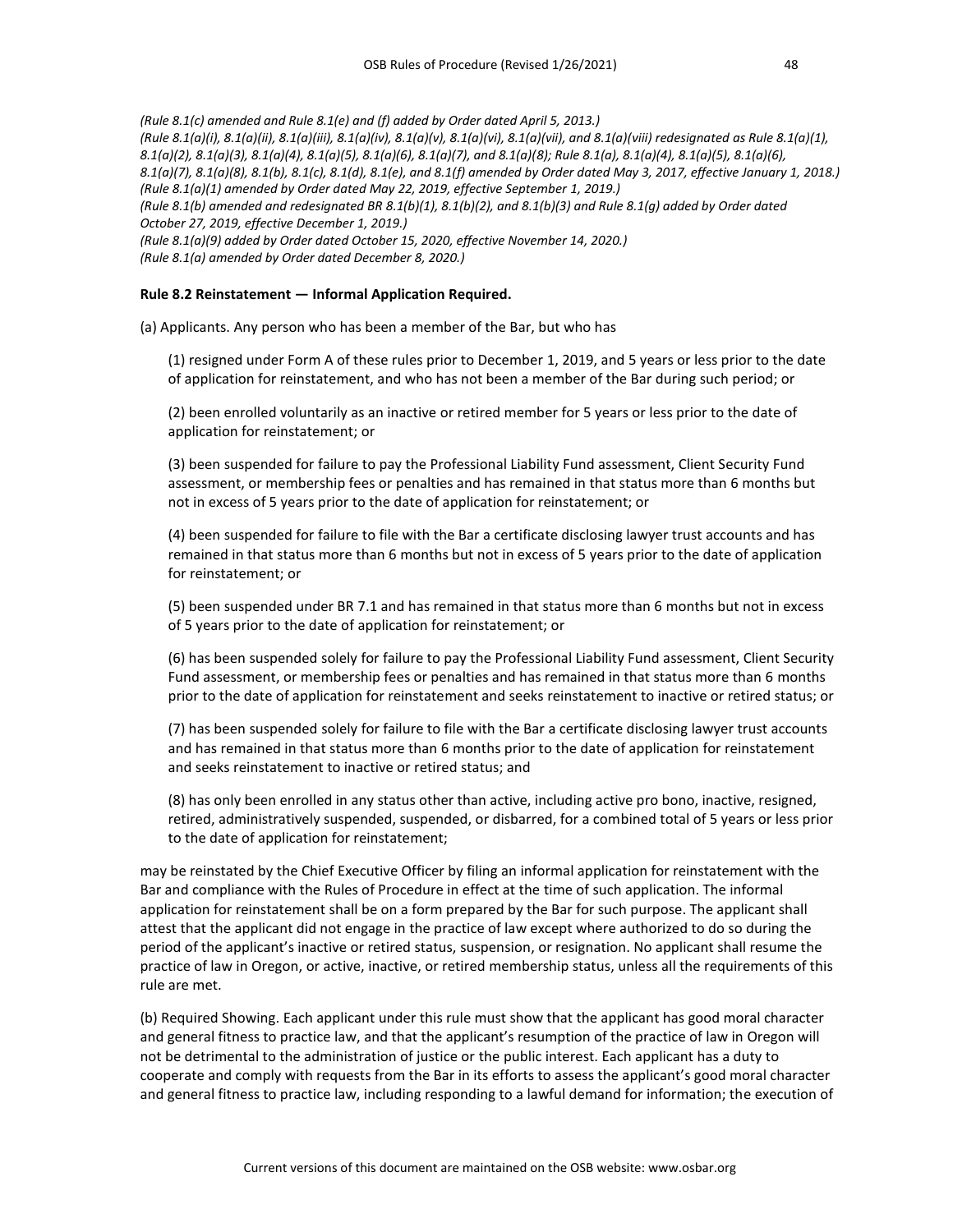*(Rule 8.1(c) amended and Rule 8.1(e) and (f) added by Order dated April 5, 2013.)*
*(Rule 8.1(a)(i), 8.1(a)(ii), 8.1(a)(iii), 8.1(a)(iv), 8.1(a)(v), 8.1(a)(vi), 8.1(a)(vii), and 8.1(a)(viii) redesignated as Rule 8.1(a)(1), 8.1(a)(2), 8.1(a)(3), 8.1(a)(4), 8.1(a)(5), 8.1(a)(6), 8.1(a)(7), and 8.1(a)(8); Rule 8.1(a), 8.1(a)(4), 8.1(a)(5), 8.1(a)(6), 8.1(a)(7), 8.1(a)(8), 8.1(b), 8.1(c), 8.1(d), 8.1(e), and 8.1(f) amended by Order dated May 3, 2017, effective January 1, 2018.)*
*(Rule 8.1(a)(1) amended by Order dated May 22, 2019, effective September 1, 2019.)*
*(Rule 8.1(b) amended and redesignated BR 8.1(b)(1), 8.1(b)(2), and 8.1(b)(3) and Rule 8.1(g) added by Order dated October 27, 2019, effective December 1, 2019.)*
*(Rule 8.1(a)(9) added by Order dated October 15, 2020, effective November 14, 2020.)*
*(Rule 8.1(a) amended by Order dated December 8, 2020.)*

**Rule 8.2 Reinstatement — Informal Application Required.**

(a) Applicants. Any person who has been a member of the Bar, but who has

(1) resigned under Form A of these rules prior to December 1, 2019, and 5 years or less prior to the date of application for reinstatement, and who has not been a member of the Bar during such period; or

(2) been enrolled voluntarily as an inactive or retired member for 5 years or less prior to the date of application for reinstatement; or

(3) been suspended for failure to pay the Professional Liability Fund assessment, Client Security Fund assessment, or membership fees or penalties and has remained in that status more than 6 months but not in excess of 5 years prior to the date of application for reinstatement; or

(4) been suspended for failure to file with the Bar a certificate disclosing lawyer trust accounts and has remained in that status more than 6 months but not in excess of 5 years prior to the date of application for reinstatement; or

(5) been suspended under BR 7.1 and has remained in that status more than 6 months but not in excess of 5 years prior to the date of application for reinstatement; or

(6) has been suspended solely for failure to pay the Professional Liability Fund assessment, Client Security Fund assessment, or membership fees or penalties and has remained in that status more than 6 months prior to the date of application for reinstatement and seeks reinstatement to inactive or retired status; or

(7) has been suspended solely for failure to file with the Bar a certificate disclosing lawyer trust accounts and has remained in that status more than 6 months prior to the date of application for reinstatement and seeks reinstatement to inactive or retired status; and

(8) has only been enrolled in any status other than active, including active pro bono, inactive, resigned, retired, administratively suspended, suspended, or disbarred, for a combined total of 5 years or less prior to the date of application for reinstatement;

may be reinstated by the Chief Executive Officer by filing an informal application for reinstatement with the Bar and compliance with the Rules of Procedure in effect at the time of such application. The informal application for reinstatement shall be on a form prepared by the Bar for such purpose. The applicant shall attest that the applicant did not engage in the practice of law except where authorized to do so during the period of the applicant's inactive or retired status, suspension, or resignation. No applicant shall resume the practice of law in Oregon, or active, inactive, or retired membership status, unless all the requirements of this rule are met.

(b) Required Showing. Each applicant under this rule must show that the applicant has good moral character and general fitness to practice law, and that the applicant's resumption of the practice of law in Oregon will not be detrimental to the administration of justice or the public interest. Each applicant has a duty to cooperate and comply with requests from the Bar in its efforts to assess the applicant's good moral character and general fitness to practice law, including responding to a lawful demand for information; the execution of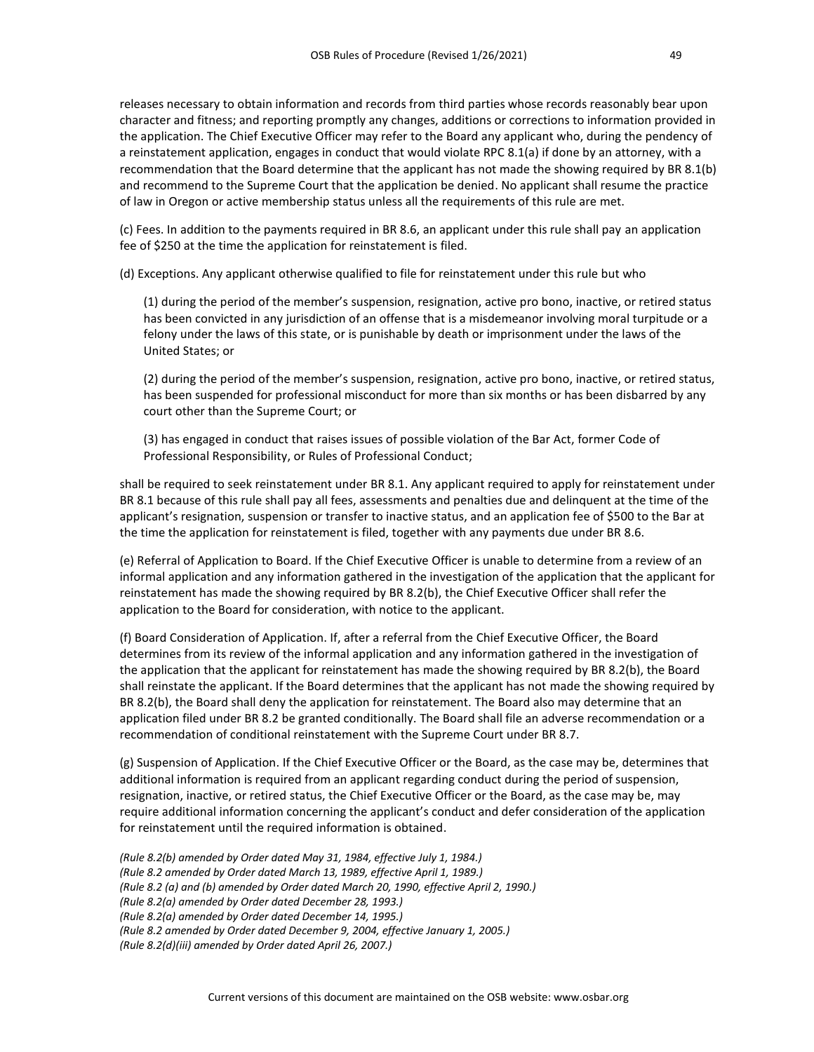releases necessary to obtain information and records from third parties whose records reasonably bear upon character and fitness; and reporting promptly any changes, additions or corrections to information provided in the application. The Chief Executive Officer may refer to the Board any applicant who, during the pendency of a reinstatement application, engages in conduct that would violate RPC 8.1(a) if done by an attorney, with a recommendation that the Board determine that the applicant has not made the showing required by BR 8.1(b) and recommend to the Supreme Court that the application be denied. No applicant shall resume the practice of law in Oregon or active membership status unless all the requirements of this rule are met.

(c) Fees. In addition to the payments required in BR 8.6, an applicant under this rule shall pay an application fee of $250 at the time the application for reinstatement is filed.

(d) Exceptions. Any applicant otherwise qualified to file for reinstatement under this rule but who

> (1) during the period of the member's suspension, resignation, active pro bono, inactive, or retired status has been convicted in any jurisdiction of an offense that is a misdemeanor involving moral turpitude or a felony under the laws of this state, or is punishable by death or imprisonment under the laws of the United States; or
>
> (2) during the period of the member's suspension, resignation, active pro bono, inactive, or retired status, has been suspended for professional misconduct for more than six months or has been disbarred by any court other than the Supreme Court; or
>
> (3) has engaged in conduct that raises issues of possible violation of the Bar Act, former Code of Professional Responsibility, or Rules of Professional Conduct;

shall be required to seek reinstatement under BR 8.1. Any applicant required to apply for reinstatement under BR 8.1 because of this rule shall pay all fees, assessments and penalties due and delinquent at the time of the applicant's resignation, suspension or transfer to inactive status, and an application fee of $500 to the Bar at the time the application for reinstatement is filed, together with any payments due under BR 8.6.

(e) Referral of Application to Board. If the Chief Executive Officer is unable to determine from a review of an informal application and any information gathered in the investigation of the application that the applicant for reinstatement has made the showing required by BR 8.2(b), the Chief Executive Officer shall refer the application to the Board for consideration, with notice to the applicant.

(f) Board Consideration of Application. If, after a referral from the Chief Executive Officer, the Board determines from its review of the informal application and any information gathered in the investigation of the application that the applicant for reinstatement has made the showing required by BR 8.2(b), the Board shall reinstate the applicant. If the Board determines that the applicant has not made the showing required by BR 8.2(b), the Board shall deny the application for reinstatement. The Board also may determine that an application filed under BR 8.2 be granted conditionally. The Board shall file an adverse recommendation or a recommendation of conditional reinstatement with the Supreme Court under BR 8.7.

(g) Suspension of Application. If the Chief Executive Officer or the Board, as the case may be, determines that additional information is required from an applicant regarding conduct during the period of suspension, resignation, inactive, or retired status, the Chief Executive Officer or the Board, as the case may be, may require additional information concerning the applicant's conduct and defer consideration of the application for reinstatement until the required information is obtained.

*(Rule 8.2(b) amended by Order dated May 31, 1984, effective July 1, 1984.)*
*(Rule 8.2 amended by Order dated March 13, 1989, effective April 1, 1989.)*
*(Rule 8.2 (a) and (b) amended by Order dated March 20, 1990, effective April 2, 1990.)*
*(Rule 8.2(a) amended by Order dated December 28, 1993.)*
*(Rule 8.2(a) amended by Order dated December 14, 1995.)*
*(Rule 8.2 amended by Order dated December 9, 2004, effective January 1, 2005.)*
*(Rule 8.2(d)(iii) amended by Order dated April 26, 2007.)*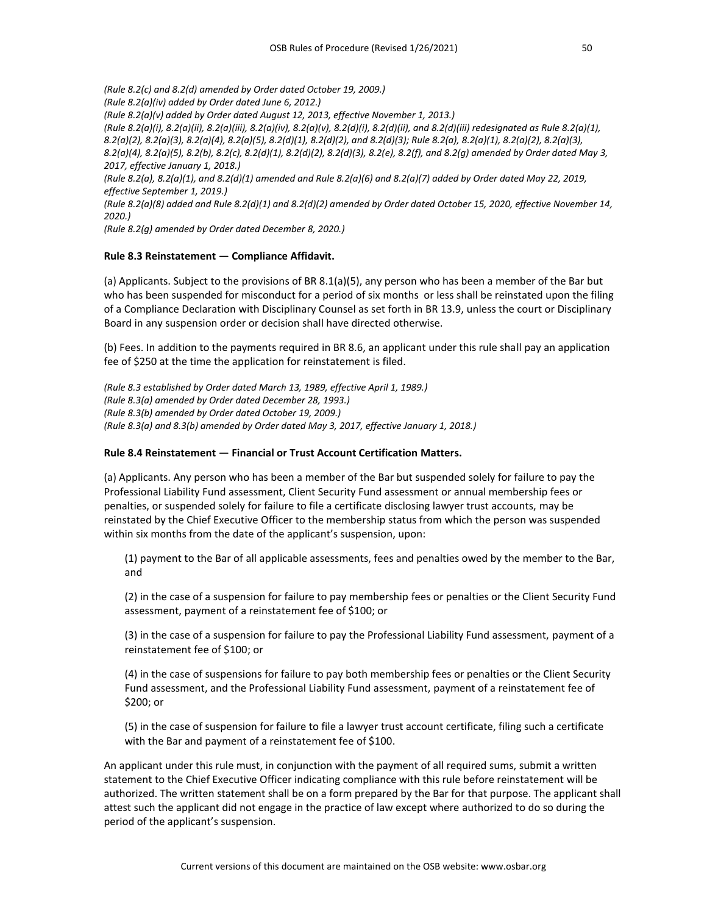*(Rule 8.2(c) and 8.2(d) amended by Order dated October 19, 2009.)*
*(Rule 8.2(a)(iv) added by Order dated June 6, 2012.)*
*(Rule 8.2(a)(v) added by Order dated August 12, 2013, effective November 1, 2013.)*
*(Rule 8.2(a)(i), 8.2(a)(ii), 8.2(a)(iii), 8.2(a)(iv), 8.2(a)(v), 8.2(d)(i), 8.2(d)(ii), and 8.2(d)(iii) redesignated as Rule 8.2(a)(1), 8.2(a)(2), 8.2(a)(3), 8.2(a)(4), 8.2(a)(5), 8.2(d)(1), 8.2(d)(2), and 8.2(d)(3); Rule 8.2(a), 8.2(a)(1), 8.2(a)(2), 8.2(a)(3), 8.2(a)(4), 8.2(a)(5), 8.2(b), 8.2(c), 8.2(d)(1), 8.2(d)(2), 8.2(d)(3), 8.2(e), 8.2(f), and 8.2(g) amended by Order dated May 3, 2017, effective January 1, 2018.)*
*(Rule 8.2(a), 8.2(a)(1), and 8.2(d)(1) amended and Rule 8.2(a)(6) and 8.2(a)(7) added by Order dated May 22, 2019, effective September 1, 2019.)*
*(Rule 8.2(a)(8) added and Rule 8.2(d)(1) and 8.2(d)(2) amended by Order dated October 15, 2020, effective November 14, 2020.)*
*(Rule 8.2(g) amended by Order dated December 8, 2020.)*

**Rule 8.3 Reinstatement — Compliance Affidavit.**

(a) Applicants. Subject to the provisions of BR 8.1(a)(5), any person who has been a member of the Bar but who has been suspended for misconduct for a period of six months or less shall be reinstated upon the filing of a Compliance Declaration with Disciplinary Counsel as set forth in BR 13.9, unless the court or Disciplinary Board in any suspension order or decision shall have directed otherwise.

(b) Fees. In addition to the payments required in BR 8.6, an applicant under this rule shall pay an application fee of $250 at the time the application for reinstatement is filed.

*(Rule 8.3 established by Order dated March 13, 1989, effective April 1, 1989.)*
*(Rule 8.3(a) amended by Order dated December 28, 1993.)*
*(Rule 8.3(b) amended by Order dated October 19, 2009.)*
*(Rule 8.3(a) and 8.3(b) amended by Order dated May 3, 2017, effective January 1, 2018.)*

**Rule 8.4 Reinstatement — Financial or Trust Account Certification Matters.**

(a) Applicants. Any person who has been a member of the Bar but suspended solely for failure to pay the Professional Liability Fund assessment, Client Security Fund assessment or annual membership fees or penalties, or suspended solely for failure to file a certificate disclosing lawyer trust accounts, may be reinstated by the Chief Executive Officer to the membership status from which the person was suspended within six months from the date of the applicant's suspension, upon:

(1) payment to the Bar of all applicable assessments, fees and penalties owed by the member to the Bar, and

(2) in the case of a suspension for failure to pay membership fees or penalties or the Client Security Fund assessment, payment of a reinstatement fee of $100; or

(3) in the case of a suspension for failure to pay the Professional Liability Fund assessment, payment of a reinstatement fee of $100; or

(4) in the case of suspensions for failure to pay both membership fees or penalties or the Client Security Fund assessment, and the Professional Liability Fund assessment, payment of a reinstatement fee of $200; or

(5) in the case of suspension for failure to file a lawyer trust account certificate, filing such a certificate with the Bar and payment of a reinstatement fee of $100.

An applicant under this rule must, in conjunction with the payment of all required sums, submit a written statement to the Chief Executive Officer indicating compliance with this rule before reinstatement will be authorized. The written statement shall be on a form prepared by the Bar for that purpose. The applicant shall attest such the applicant did not engage in the practice of law except where authorized to do so during the period of the applicant's suspension.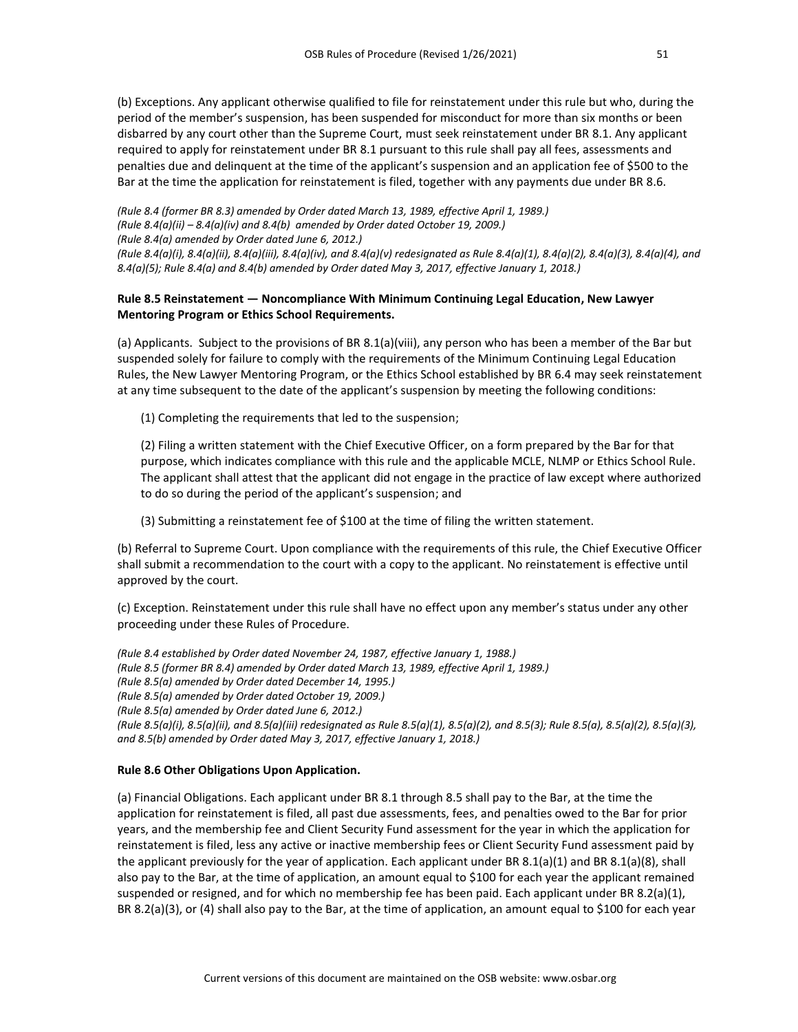(b) Exceptions. Any applicant otherwise qualified to file for reinstatement under this rule but who, during the period of the member's suspension, has been suspended for misconduct for more than six months or been disbarred by any court other than the Supreme Court, must seek reinstatement under BR 8.1. Any applicant required to apply for reinstatement under BR 8.1 pursuant to this rule shall pay all fees, assessments and penalties due and delinquent at the time of the applicant's suspension and an application fee of $500 to the Bar at the time the application for reinstatement is filed, together with any payments due under BR 8.6.

*(Rule 8.4 (former BR 8.3) amended by Order dated March 13, 1989, effective April 1, 1989.)*
*(Rule 8.4(a)(ii) – 8.4(a)(iv) and 8.4(b) amended by Order dated October 19, 2009.)*
*(Rule 8.4(a) amended by Order dated June 6, 2012.)*
*(Rule 8.4(a)(i), 8.4(a)(ii), 8.4(a)(iii), 8.4(a)(iv), and 8.4(a)(v) redesignated as Rule 8.4(a)(1), 8.4(a)(2), 8.4(a)(3), 8.4(a)(4), and 8.4(a)(5); Rule 8.4(a) and 8.4(b) amended by Order dated May 3, 2017, effective January 1, 2018.)*

**Rule 8.5 Reinstatement — Noncompliance With Minimum Continuing Legal Education, New Lawyer Mentoring Program or Ethics School Requirements.**

(a) Applicants. Subject to the provisions of BR 8.1(a)(viii), any person who has been a member of the Bar but suspended solely for failure to comply with the requirements of the Minimum Continuing Legal Education Rules, the New Lawyer Mentoring Program, or the Ethics School established by BR 6.4 may seek reinstatement at any time subsequent to the date of the applicant's suspension by meeting the following conditions:

(1) Completing the requirements that led to the suspension;

(2) Filing a written statement with the Chief Executive Officer, on a form prepared by the Bar for that purpose, which indicates compliance with this rule and the applicable MCLE, NLMP or Ethics School Rule. The applicant shall attest that the applicant did not engage in the practice of law except where authorized to do so during the period of the applicant's suspension; and

(3) Submitting a reinstatement fee of $100 at the time of filing the written statement.

(b) Referral to Supreme Court. Upon compliance with the requirements of this rule, the Chief Executive Officer shall submit a recommendation to the court with a copy to the applicant. No reinstatement is effective until approved by the court.

(c) Exception. Reinstatement under this rule shall have no effect upon any member's status under any other proceeding under these Rules of Procedure.

*(Rule 8.4 established by Order dated November 24, 1987, effective January 1, 1988.)*
*(Rule 8.5 (former BR 8.4) amended by Order dated March 13, 1989, effective April 1, 1989.)*
*(Rule 8.5(a) amended by Order dated December 14, 1995.)*
*(Rule 8.5(a) amended by Order dated October 19, 2009.)*
*(Rule 8.5(a) amended by Order dated June 6, 2012.)*
*(Rule 8.5(a)(i), 8.5(a)(ii), and 8.5(a)(iii) redesignated as Rule 8.5(a)(1), 8.5(a)(2), and 8.5(3); Rule 8.5(a), 8.5(a)(2), 8.5(a)(3), and 8.5(b) amended by Order dated May 3, 2017, effective January 1, 2018.)*

**Rule 8.6 Other Obligations Upon Application.**

(a) Financial Obligations. Each applicant under BR 8.1 through 8.5 shall pay to the Bar, at the time the application for reinstatement is filed, all past due assessments, fees, and penalties owed to the Bar for prior years, and the membership fee and Client Security Fund assessment for the year in which the application for reinstatement is filed, less any active or inactive membership fees or Client Security Fund assessment paid by the applicant previously for the year of application. Each applicant under BR 8.1(a)(1) and BR 8.1(a)(8), shall also pay to the Bar, at the time of application, an amount equal to $100 for each year the applicant remained suspended or resigned, and for which no membership fee has been paid. Each applicant under BR 8.2(a)(1), BR 8.2(a)(3), or (4) shall also pay to the Bar, at the time of application, an amount equal to $100 for each year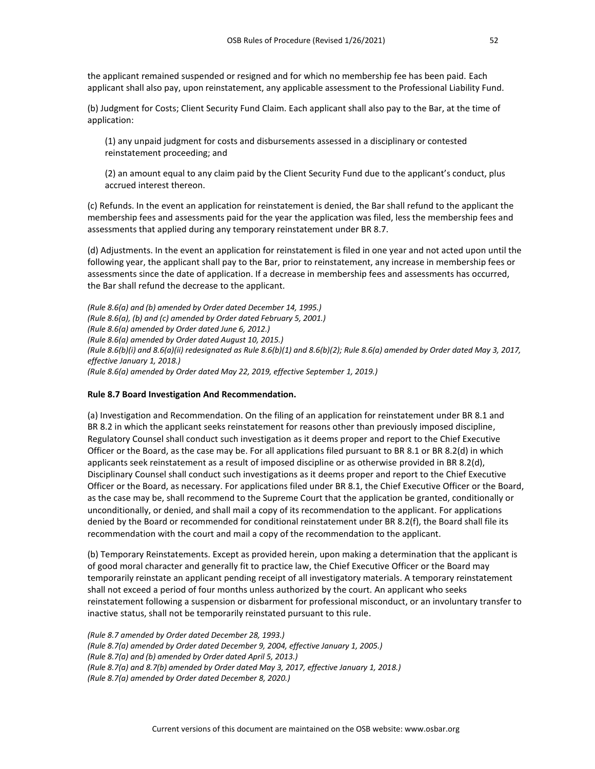the applicant remained suspended or resigned and for which no membership fee has been paid. Each applicant shall also pay, upon reinstatement, any applicable assessment to the Professional Liability Fund.

(b) Judgment for Costs; Client Security Fund Claim. Each applicant shall also pay to the Bar, at the time of application:

> (1) any unpaid judgment for costs and disbursements assessed in a disciplinary or contested reinstatement proceeding; and
>
> (2) an amount equal to any claim paid by the Client Security Fund due to the applicant's conduct, plus accrued interest thereon.

(c) Refunds. In the event an application for reinstatement is denied, the Bar shall refund to the applicant the membership fees and assessments paid for the year the application was filed, less the membership fees and assessments that applied during any temporary reinstatement under BR 8.7.

(d) Adjustments. In the event an application for reinstatement is filed in one year and not acted upon until the following year, the applicant shall pay to the Bar, prior to reinstatement, any increase in membership fees or assessments since the date of application. If a decrease in membership fees and assessments has occurred, the Bar shall refund the decrease to the applicant.

*(Rule 8.6(a) and (b) amended by Order dated December 14, 1995.)*
*(Rule 8.6(a), (b) and (c) amended by Order dated February 5, 2001.)*
*(Rule 8.6(a) amended by Order dated June 6, 2012.)*
*(Rule 8.6(a) amended by Order dated August 10, 2015.)*
*(Rule 8.6(b)(i) and 8.6(a)(ii) redesignated as Rule 8.6(b)(1) and 8.6(b)(2); Rule 8.6(a) amended by Order dated May 3, 2017, effective January 1, 2018.)*
*(Rule 8.6(a) amended by Order dated May 22, 2019, effective September 1, 2019.)*

**Rule 8.7 Board Investigation And Recommendation.**

(a) Investigation and Recommendation. On the filing of an application for reinstatement under BR 8.1 and BR 8.2 in which the applicant seeks reinstatement for reasons other than previously imposed discipline, Regulatory Counsel shall conduct such investigation as it deems proper and report to the Chief Executive Officer or the Board, as the case may be. For all applications filed pursuant to BR 8.1 or BR 8.2(d) in which applicants seek reinstatement as a result of imposed discipline or as otherwise provided in BR 8.2(d), Disciplinary Counsel shall conduct such investigations as it deems proper and report to the Chief Executive Officer or the Board, as necessary. For applications filed under BR 8.1, the Chief Executive Officer or the Board, as the case may be, shall recommend to the Supreme Court that the application be granted, conditionally or unconditionally, or denied, and shall mail a copy of its recommendation to the applicant. For applications denied by the Board or recommended for conditional reinstatement under BR 8.2(f), the Board shall file its recommendation with the court and mail a copy of the recommendation to the applicant.

(b) Temporary Reinstatements. Except as provided herein, upon making a determination that the applicant is of good moral character and generally fit to practice law, the Chief Executive Officer or the Board may temporarily reinstate an applicant pending receipt of all investigatory materials. A temporary reinstatement shall not exceed a period of four months unless authorized by the court. An applicant who seeks reinstatement following a suspension or disbarment for professional misconduct, or an involuntary transfer to inactive status, shall not be temporarily reinstated pursuant to this rule.

*(Rule 8.7 amended by Order dated December 28, 1993.)*
*(Rule 8.7(a) amended by Order dated December 9, 2004, effective January 1, 2005.)*
*(Rule 8.7(a) and (b) amended by Order dated April 5, 2013.)*
*(Rule 8.7(a) and 8.7(b) amended by Order dated May 3, 2017, effective January 1, 2018.)*
*(Rule 8.7(a) amended by Order dated December 8, 2020.)*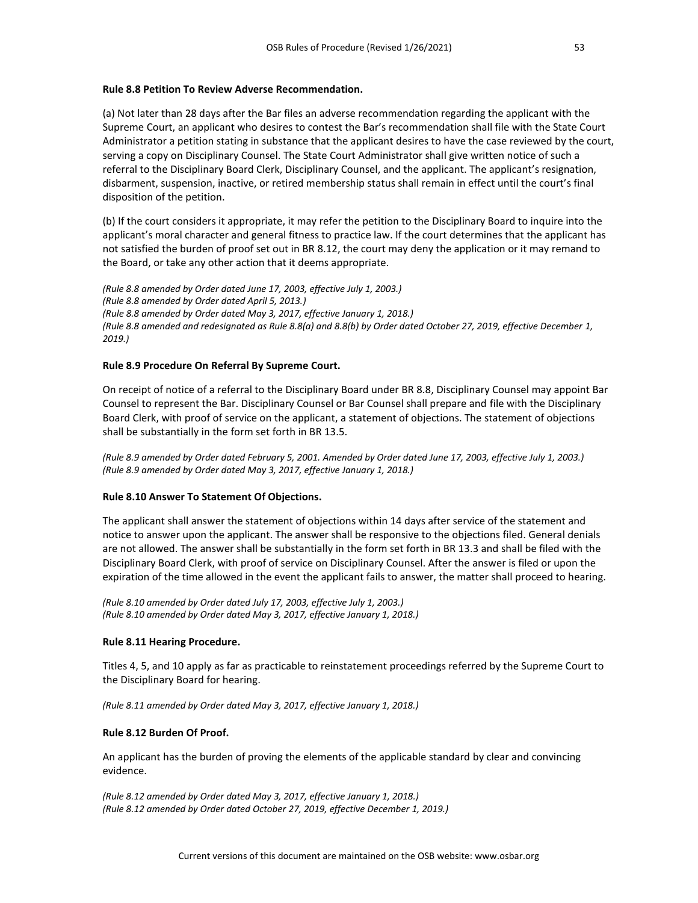**Rule 8.8 Petition To Review Adverse Recommendation.**

(a) Not later than 28 days after the Bar files an adverse recommendation regarding the applicant with the Supreme Court, an applicant who desires to contest the Bar's recommendation shall file with the State Court Administrator a petition stating in substance that the applicant desires to have the case reviewed by the court, serving a copy on Disciplinary Counsel. The State Court Administrator shall give written notice of such a referral to the Disciplinary Board Clerk, Disciplinary Counsel, and the applicant. The applicant's resignation, disbarment, suspension, inactive, or retired membership status shall remain in effect until the court's final disposition of the petition.

(b) If the court considers it appropriate, it may refer the petition to the Disciplinary Board to inquire into the applicant's moral character and general fitness to practice law. If the court determines that the applicant has not satisfied the burden of proof set out in BR 8.12, the court may deny the application or it may remand to the Board, or take any other action that it deems appropriate.

*(Rule 8.8 amended by Order dated June 17, 2003, effective July 1, 2003.)*
*(Rule 8.8 amended by Order dated April 5, 2013.)*
*(Rule 8.8 amended by Order dated May 3, 2017, effective January 1, 2018.)*
*(Rule 8.8 amended and redesignated as Rule 8.8(a) and 8.8(b) by Order dated October 27, 2019, effective December 1, 2019.)*

**Rule 8.9 Procedure On Referral By Supreme Court.**

On receipt of notice of a referral to the Disciplinary Board under BR 8.8, Disciplinary Counsel may appoint Bar Counsel to represent the Bar. Disciplinary Counsel or Bar Counsel shall prepare and file with the Disciplinary Board Clerk, with proof of service on the applicant, a statement of objections. The statement of objections shall be substantially in the form set forth in BR 13.5.

*(Rule 8.9 amended by Order dated February 5, 2001. Amended by Order dated June 17, 2003, effective July 1, 2003.)*
*(Rule 8.9 amended by Order dated May 3, 2017, effective January 1, 2018.)*

**Rule 8.10 Answer To Statement Of Objections.**

The applicant shall answer the statement of objections within 14 days after service of the statement and notice to answer upon the applicant. The answer shall be responsive to the objections filed. General denials are not allowed. The answer shall be substantially in the form set forth in BR 13.3 and shall be filed with the Disciplinary Board Clerk, with proof of service on Disciplinary Counsel. After the answer is filed or upon the expiration of the time allowed in the event the applicant fails to answer, the matter shall proceed to hearing.

*(Rule 8.10 amended by Order dated July 17, 2003, effective July 1, 2003.)*
*(Rule 8.10 amended by Order dated May 3, 2017, effective January 1, 2018.)*

**Rule 8.11 Hearing Procedure.**

Titles 4, 5, and 10 apply as far as practicable to reinstatement proceedings referred by the Supreme Court to the Disciplinary Board for hearing.

*(Rule 8.11 amended by Order dated May 3, 2017, effective January 1, 2018.)*

**Rule 8.12 Burden Of Proof.**

An applicant has the burden of proving the elements of the applicable standard by clear and convincing evidence.

*(Rule 8.12 amended by Order dated May 3, 2017, effective January 1, 2018.)*
*(Rule 8.12 amended by Order dated October 27, 2019, effective December 1, 2019.)*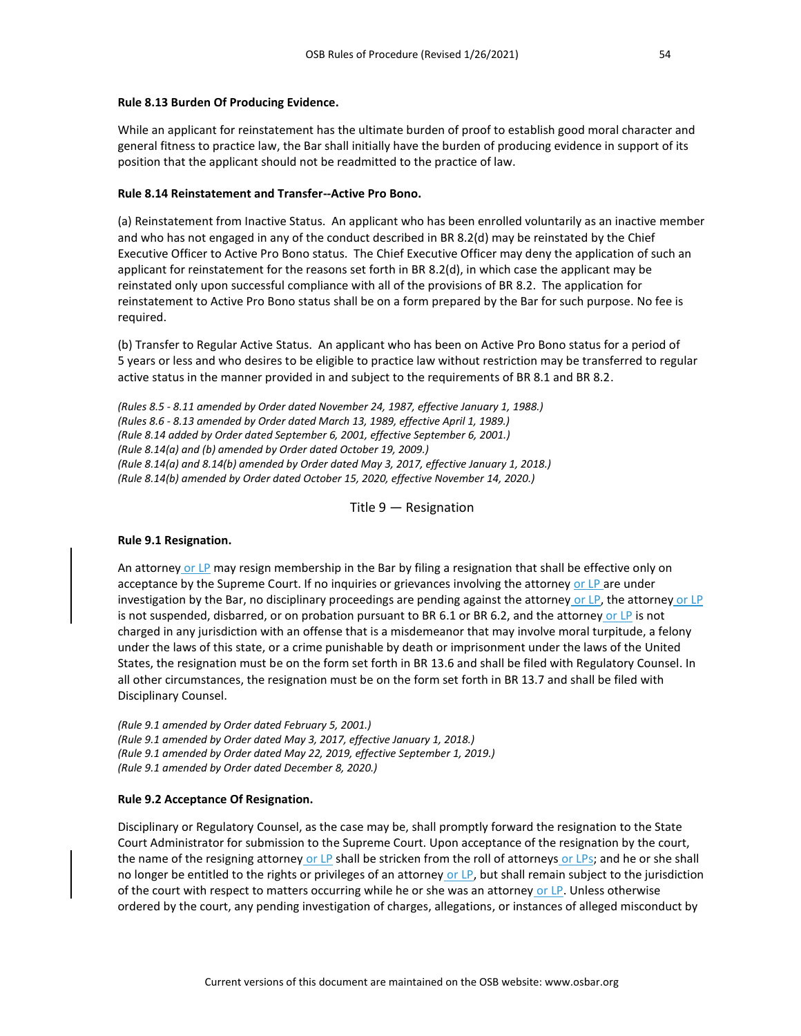**Rule 8.13 Burden Of Producing Evidence.**

While an applicant for reinstatement has the ultimate burden of proof to establish good moral character and general fitness to practice law, the Bar shall initially have the burden of producing evidence in support of its position that the applicant should not be readmitted to the practice of law.

**Rule 8.14 Reinstatement and Transfer--Active Pro Bono.**

(a) Reinstatement from Inactive Status. An applicant who has been enrolled voluntarily as an inactive member and who has not engaged in any of the conduct described in BR 8.2(d) may be reinstated by the Chief Executive Officer to Active Pro Bono status. The Chief Executive Officer may deny the application of such an applicant for reinstatement for the reasons set forth in BR 8.2(d), in which case the applicant may be reinstated only upon successful compliance with all of the provisions of BR 8.2. The application for reinstatement to Active Pro Bono status shall be on a form prepared by the Bar for such purpose. No fee is required.

(b) Transfer to Regular Active Status. An applicant who has been on Active Pro Bono status for a period of 5 years or less and who desires to be eligible to practice law without restriction may be transferred to regular active status in the manner provided in and subject to the requirements of BR 8.1 and BR 8.2.

*(Rules 8.5 - 8.11 amended by Order dated November 24, 1987, effective January 1, 1988.)*
*(Rules 8.6 - 8.13 amended by Order dated March 13, 1989, effective April 1, 1989.)*
*(Rule 8.14 added by Order dated September 6, 2001, effective September 6, 2001.)*
*(Rule 8.14(a) and (b) amended by Order dated October 19, 2009.)*
*(Rule 8.14(a) and 8.14(b) amended by Order dated May 3, 2017, effective January 1, 2018.)*
*(Rule 8.14(b) amended by Order dated October 15, 2020, effective November 14, 2020.)*

## Title 9 — Resignation

**Rule 9.1 Resignation.**

An attorney or LP may resign membership in the Bar by filing a resignation that shall be effective only on acceptance by the Supreme Court. If no inquiries or grievances involving the attorney or LP are under investigation by the Bar, no disciplinary proceedings are pending against the attorney or LP, the attorney or LP is not suspended, disbarred, or on probation pursuant to BR 6.1 or BR 6.2, and the attorney or LP is not charged in any jurisdiction with an offense that is a misdemeanor that may involve moral turpitude, a felony under the laws of this state, or a crime punishable by death or imprisonment under the laws of the United States, the resignation must be on the form set forth in BR 13.6 and shall be filed with Regulatory Counsel. In all other circumstances, the resignation must be on the form set forth in BR 13.7 and shall be filed with Disciplinary Counsel.

*(Rule 9.1 amended by Order dated February 5, 2001.)*
*(Rule 9.1 amended by Order dated May 3, 2017, effective January 1, 2018.)*
*(Rule 9.1 amended by Order dated May 22, 2019, effective September 1, 2019.)*
*(Rule 9.1 amended by Order dated December 8, 2020.)*

**Rule 9.2 Acceptance Of Resignation.**

Disciplinary or Regulatory Counsel, as the case may be, shall promptly forward the resignation to the State Court Administrator for submission to the Supreme Court. Upon acceptance of the resignation by the court, the name of the resigning attorney or LP shall be stricken from the roll of attorneys or LPs; and he or she shall no longer be entitled to the rights or privileges of an attorney or LP, but shall remain subject to the jurisdiction of the court with respect to matters occurring while he or she was an attorney or LP. Unless otherwise ordered by the court, any pending investigation of charges, allegations, or instances of alleged misconduct by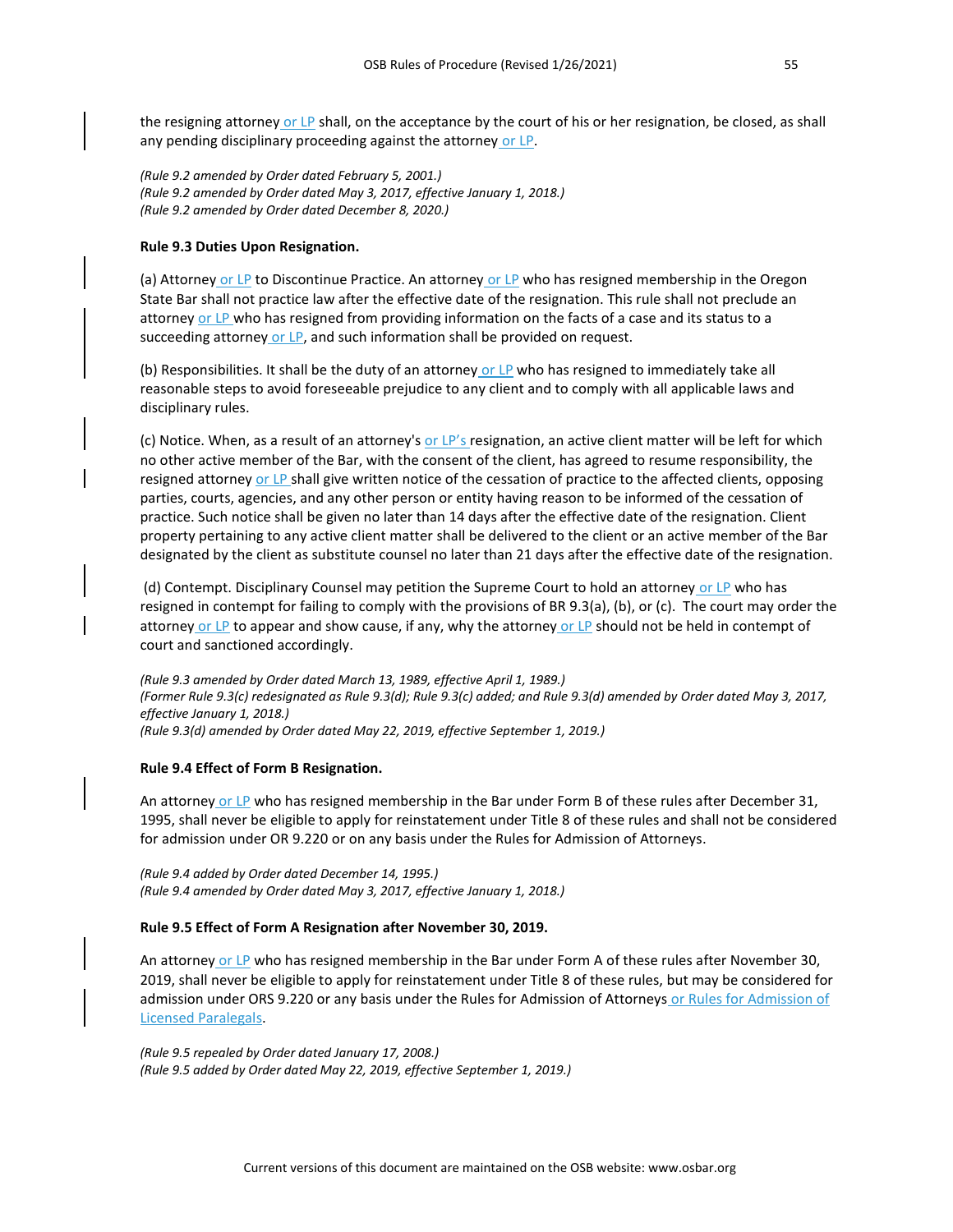the resigning attorney or LP shall, on the acceptance by the court of his or her resignation, be closed, as shall any pending disciplinary proceeding against the attorney or LP.

*(Rule 9.2 amended by Order dated February 5, 2001.)*
*(Rule 9.2 amended by Order dated May 3, 2017, effective January 1, 2018.)*
*(Rule 9.2 amended by Order dated December 8, 2020.)*

**Rule 9.3 Duties Upon Resignation.**

(a) Attorney or LP to Discontinue Practice. An attorney or LP who has resigned membership in the Oregon State Bar shall not practice law after the effective date of the resignation. This rule shall not preclude an attorney or LP who has resigned from providing information on the facts of a case and its status to a succeeding attorney or LP, and such information shall be provided on request.

(b) Responsibilities. It shall be the duty of an attorney or LP who has resigned to immediately take all reasonable steps to avoid foreseeable prejudice to any client and to comply with all applicable laws and disciplinary rules.

(c) Notice. When, as a result of an attorney's or LP's resignation, an active client matter will be left for which no other active member of the Bar, with the consent of the client, has agreed to resume responsibility, the resigned attorney or LP shall give written notice of the cessation of practice to the affected clients, opposing parties, courts, agencies, and any other person or entity having reason to be informed of the cessation of practice. Such notice shall be given no later than 14 days after the effective date of the resignation. Client property pertaining to any active client matter shall be delivered to the client or an active member of the Bar designated by the client as substitute counsel no later than 21 days after the effective date of the resignation.

(d) Contempt. Disciplinary Counsel may petition the Supreme Court to hold an attorney or LP who has resigned in contempt for failing to comply with the provisions of BR 9.3(a), (b), or (c). The court may order the attorney or LP to appear and show cause, if any, why the attorney or LP should not be held in contempt of court and sanctioned accordingly.

*(Rule 9.3 amended by Order dated March 13, 1989, effective April 1, 1989.)*
*(Former Rule 9.3(c) redesignated as Rule 9.3(d); Rule 9.3(c) added; and Rule 9.3(d) amended by Order dated May 3, 2017, effective January 1, 2018.)*
*(Rule 9.3(d) amended by Order dated May 22, 2019, effective September 1, 2019.)*

**Rule 9.4 Effect of Form B Resignation.**

An attorney or LP who has resigned membership in the Bar under Form B of these rules after December 31, 1995, shall never be eligible to apply for reinstatement under Title 8 of these rules and shall not be considered for admission under OR 9.220 or on any basis under the Rules for Admission of Attorneys.

*(Rule 9.4 added by Order dated December 14, 1995.)*
*(Rule 9.4 amended by Order dated May 3, 2017, effective January 1, 2018.)*

**Rule 9.5 Effect of Form A Resignation after November 30, 2019.**

An attorney or LP who has resigned membership in the Bar under Form A of these rules after November 30, 2019, shall never be eligible to apply for reinstatement under Title 8 of these rules, but may be considered for admission under ORS 9.220 or any basis under the Rules for Admission of Attorneys or Rules for Admission of Licensed Paralegals.

*(Rule 9.5 repealed by Order dated January 17, 2008.)*
*(Rule 9.5 added by Order dated May 22, 2019, effective September 1, 2019.)*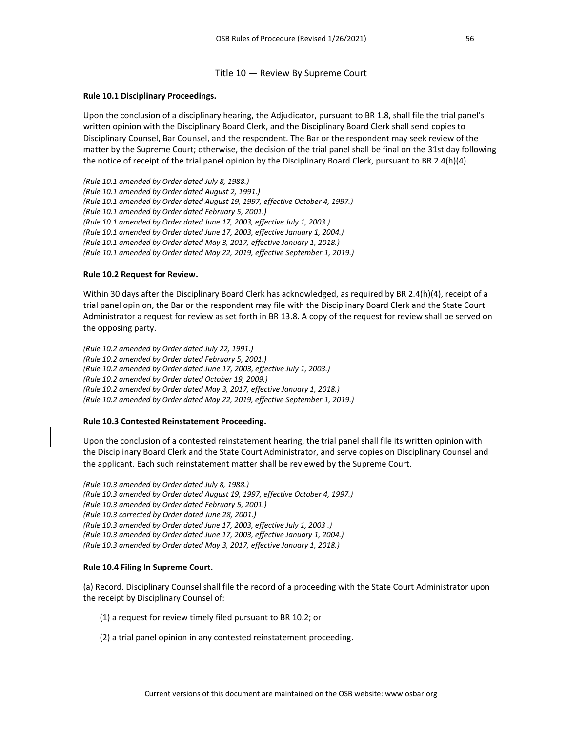## Title 10 — Review By Supreme Court

**Rule 10.1 Disciplinary Proceedings.**

Upon the conclusion of a disciplinary hearing, the Adjudicator, pursuant to BR 1.8, shall file the trial panel's written opinion with the Disciplinary Board Clerk, and the Disciplinary Board Clerk shall send copies to Disciplinary Counsel, Bar Counsel, and the respondent. The Bar or the respondent may seek review of the matter by the Supreme Court; otherwise, the decision of the trial panel shall be final on the 31st day following the notice of receipt of the trial panel opinion by the Disciplinary Board Clerk, pursuant to BR 2.4(h)(4).

*(Rule 10.1 amended by Order dated July 8, 1988.)*
*(Rule 10.1 amended by Order dated August 2, 1991.)*
*(Rule 10.1 amended by Order dated August 19, 1997, effective October 4, 1997.)*
*(Rule 10.1 amended by Order dated February 5, 2001.)*
*(Rule 10.1 amended by Order dated June 17, 2003, effective July 1, 2003.)*
*(Rule 10.1 amended by Order dated June 17, 2003, effective January 1, 2004.)*
*(Rule 10.1 amended by Order dated May 3, 2017, effective January 1, 2018.)*
*(Rule 10.1 amended by Order dated May 22, 2019, effective September 1, 2019.)*

**Rule 10.2 Request for Review.**

Within 30 days after the Disciplinary Board Clerk has acknowledged, as required by BR 2.4(h)(4), receipt of a trial panel opinion, the Bar or the respondent may file with the Disciplinary Board Clerk and the State Court Administrator a request for review as set forth in BR 13.8. A copy of the request for review shall be served on the opposing party.

*(Rule 10.2 amended by Order dated July 22, 1991.)*
*(Rule 10.2 amended by Order dated February 5, 2001.)*
*(Rule 10.2 amended by Order dated June 17, 2003, effective July 1, 2003.)*
*(Rule 10.2 amended by Order dated October 19, 2009.)*
*(Rule 10.2 amended by Order dated May 3, 2017, effective January 1, 2018.)*
*(Rule 10.2 amended by Order dated May 22, 2019, effective September 1, 2019.)*

**Rule 10.3 Contested Reinstatement Proceeding.**

Upon the conclusion of a contested reinstatement hearing, the trial panel shall file its written opinion with the Disciplinary Board Clerk and the State Court Administrator, and serve copies on Disciplinary Counsel and the applicant. Each such reinstatement matter shall be reviewed by the Supreme Court.

*(Rule 10.3 amended by Order dated July 8, 1988.)*
*(Rule 10.3 amended by Order dated August 19, 1997, effective October 4, 1997.)*
*(Rule 10.3 amended by Order dated February 5, 2001.)*
*(Rule 10.3 corrected by Order dated June 28, 2001.)*
*(Rule 10.3 amended by Order dated June 17, 2003, effective July 1, 2003 .)*
*(Rule 10.3 amended by Order dated June 17, 2003, effective January 1, 2004.)*
*(Rule 10.3 amended by Order dated May 3, 2017, effective January 1, 2018.)*

**Rule 10.4 Filing In Supreme Court.**

(a) Record. Disciplinary Counsel shall file the record of a proceeding with the State Court Administrator upon the receipt by Disciplinary Counsel of:

(1) a request for review timely filed pursuant to BR 10.2; or

(2) a trial panel opinion in any contested reinstatement proceeding.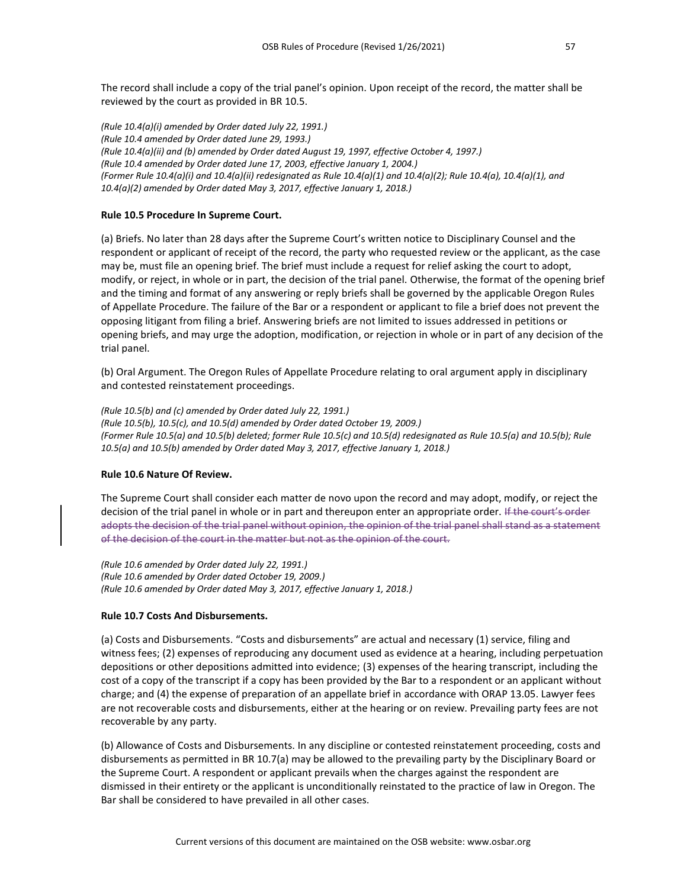The record shall include a copy of the trial panel's opinion. Upon receipt of the record, the matter shall be reviewed by the court as provided in BR 10.5.

*(Rule 10.4(a)(i) amended by Order dated July 22, 1991.)*
*(Rule 10.4 amended by Order dated June 29, 1993.)*
*(Rule 10.4(a)(ii) and (b) amended by Order dated August 19, 1997, effective October 4, 1997.)*
*(Rule 10.4 amended by Order dated June 17, 2003, effective January 1, 2004.)*
*(Former Rule 10.4(a)(i) and 10.4(a)(ii) redesignated as Rule 10.4(a)(1) and 10.4(a)(2); Rule 10.4(a), 10.4(a)(1), and 10.4(a)(2) amended by Order dated May 3, 2017, effective January 1, 2018.)*

**Rule 10.5 Procedure In Supreme Court.**

(a) Briefs. No later than 28 days after the Supreme Court's written notice to Disciplinary Counsel and the respondent or applicant of receipt of the record, the party who requested review or the applicant, as the case may be, must file an opening brief. The brief must include a request for relief asking the court to adopt, modify, or reject, in whole or in part, the decision of the trial panel. Otherwise, the format of the opening brief and the timing and format of any answering or reply briefs shall be governed by the applicable Oregon Rules of Appellate Procedure. The failure of the Bar or a respondent or applicant to file a brief does not prevent the opposing litigant from filing a brief. Answering briefs are not limited to issues addressed in petitions or opening briefs, and may urge the adoption, modification, or rejection in whole or in part of any decision of the trial panel.

(b) Oral Argument. The Oregon Rules of Appellate Procedure relating to oral argument apply in disciplinary and contested reinstatement proceedings.

*(Rule 10.5(b) and (c) amended by Order dated July 22, 1991.)*
*(Rule 10.5(b), 10.5(c), and 10.5(d) amended by Order dated October 19, 2009.)*
*(Former Rule 10.5(a) and 10.5(b) deleted; former Rule 10.5(c) and 10.5(d) redesignated as Rule 10.5(a) and 10.5(b); Rule 10.5(a) and 10.5(b) amended by Order dated May 3, 2017, effective January 1, 2018.)*

**Rule 10.6 Nature Of Review.**

The Supreme Court shall consider each matter de novo upon the record and may adopt, modify, or reject the decision of the trial panel in whole or in part and thereupon enter an appropriate order. ~~If the court's order adopts the decision of the trial panel without opinion, the opinion of the trial panel shall stand as a statement of the decision of the court in the matter but not as the opinion of the court.~~

*(Rule 10.6 amended by Order dated July 22, 1991.)*
*(Rule 10.6 amended by Order dated October 19, 2009.)*
*(Rule 10.6 amended by Order dated May 3, 2017, effective January 1, 2018.)*

**Rule 10.7 Costs And Disbursements.**

(a) Costs and Disbursements. "Costs and disbursements" are actual and necessary (1) service, filing and witness fees; (2) expenses of reproducing any document used as evidence at a hearing, including perpetuation depositions or other depositions admitted into evidence; (3) expenses of the hearing transcript, including the cost of a copy of the transcript if a copy has been provided by the Bar to a respondent or an applicant without charge; and (4) the expense of preparation of an appellate brief in accordance with ORAP 13.05. Lawyer fees are not recoverable costs and disbursements, either at the hearing or on review. Prevailing party fees are not recoverable by any party.

(b) Allowance of Costs and Disbursements. In any discipline or contested reinstatement proceeding, costs and disbursements as permitted in BR 10.7(a) may be allowed to the prevailing party by the Disciplinary Board or the Supreme Court. A respondent or applicant prevails when the charges against the respondent are dismissed in their entirety or the applicant is unconditionally reinstated to the practice of law in Oregon. The Bar shall be considered to have prevailed in all other cases.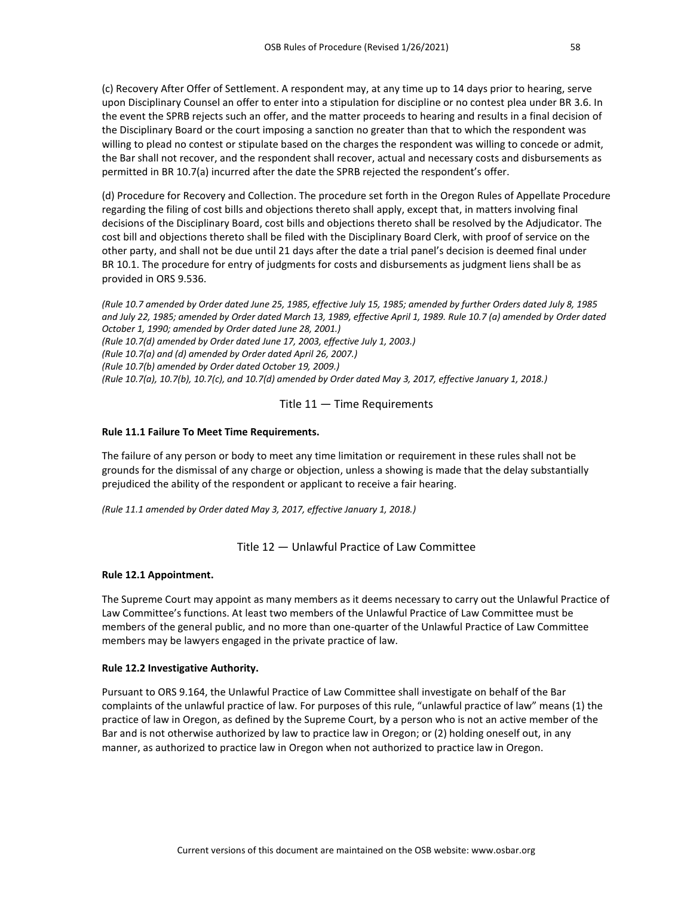(c) Recovery After Offer of Settlement. A respondent may, at any time up to 14 days prior to hearing, serve upon Disciplinary Counsel an offer to enter into a stipulation for discipline or no contest plea under BR 3.6. In the event the SPRB rejects such an offer, and the matter proceeds to hearing and results in a final decision of the Disciplinary Board or the court imposing a sanction no greater than that to which the respondent was willing to plead no contest or stipulate based on the charges the respondent was willing to concede or admit, the Bar shall not recover, and the respondent shall recover, actual and necessary costs and disbursements as permitted in BR 10.7(a) incurred after the date the SPRB rejected the respondent's offer.

(d) Procedure for Recovery and Collection. The procedure set forth in the Oregon Rules of Appellate Procedure regarding the filing of cost bills and objections thereto shall apply, except that, in matters involving final decisions of the Disciplinary Board, cost bills and objections thereto shall be resolved by the Adjudicator. The cost bill and objections thereto shall be filed with the Disciplinary Board Clerk, with proof of service on the other party, and shall not be due until 21 days after the date a trial panel's decision is deemed final under BR 10.1. The procedure for entry of judgments for costs and disbursements as judgment liens shall be as provided in ORS 9.536.

*(Rule 10.7 amended by Order dated June 25, 1985, effective July 15, 1985; amended by further Orders dated July 8, 1985 and July 22, 1985; amended by Order dated March 13, 1989, effective April 1, 1989. Rule 10.7 (a) amended by Order dated October 1, 1990; amended by Order dated June 28, 2001.)*
*(Rule 10.7(d) amended by Order dated June 17, 2003, effective July 1, 2003.)*
*(Rule 10.7(a) and (d) amended by Order dated April 26, 2007.)*
*(Rule 10.7(b) amended by Order dated October 19, 2009.)*
*(Rule 10.7(a), 10.7(b), 10.7(c), and 10.7(d) amended by Order dated May 3, 2017, effective January 1, 2018.)*

## Title 11 — Time Requirements

### Rule 11.1 Failure To Meet Time Requirements.

The failure of any person or body to meet any time limitation or requirement in these rules shall not be grounds for the dismissal of any charge or objection, unless a showing is made that the delay substantially prejudiced the ability of the respondent or applicant to receive a fair hearing.

*(Rule 11.1 amended by Order dated May 3, 2017, effective January 1, 2018.)*

## Title 12 — Unlawful Practice of Law Committee

### Rule 12.1 Appointment.

The Supreme Court may appoint as many members as it deems necessary to carry out the Unlawful Practice of Law Committee's functions. At least two members of the Unlawful Practice of Law Committee must be members of the general public, and no more than one-quarter of the Unlawful Practice of Law Committee members may be lawyers engaged in the private practice of law.

### Rule 12.2 Investigative Authority.

Pursuant to ORS 9.164, the Unlawful Practice of Law Committee shall investigate on behalf of the Bar complaints of the unlawful practice of law. For purposes of this rule, "unlawful practice of law" means (1) the practice of law in Oregon, as defined by the Supreme Court, by a person who is not an active member of the Bar and is not otherwise authorized by law to practice law in Oregon; or (2) holding oneself out, in any manner, as authorized to practice law in Oregon when not authorized to practice law in Oregon.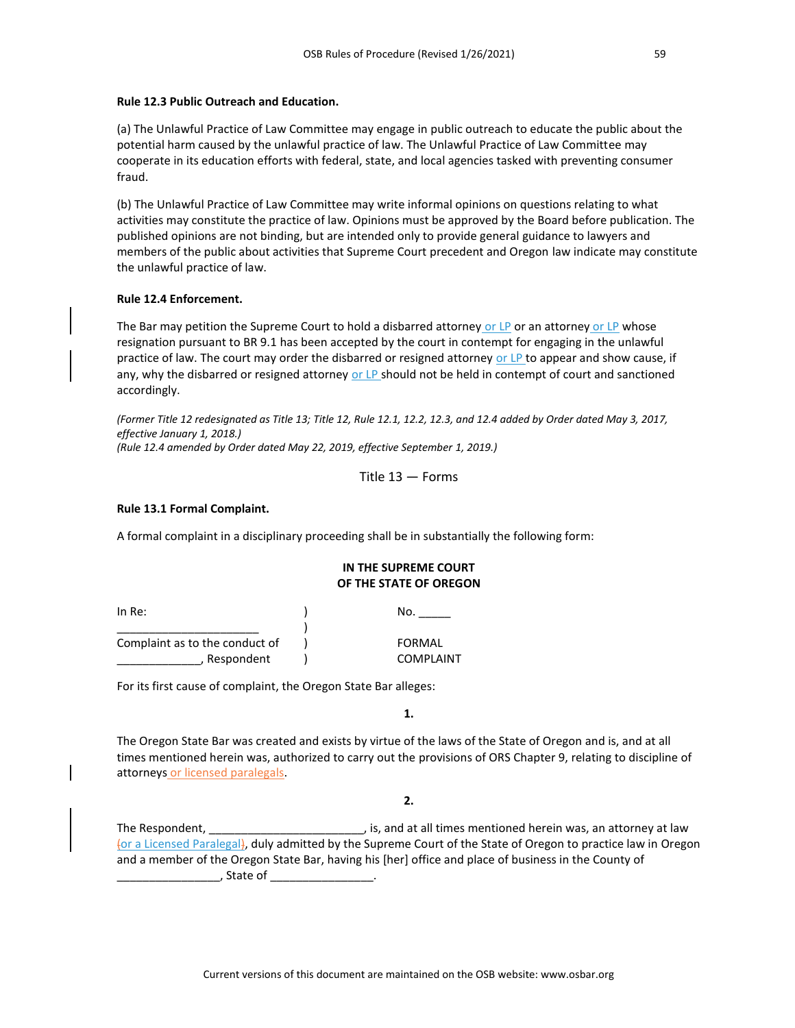**Rule 12.3 Public Outreach and Education.**

(a) The Unlawful Practice of Law Committee may engage in public outreach to educate the public about the potential harm caused by the unlawful practice of law. The Unlawful Practice of Law Committee may cooperate in its education efforts with federal, state, and local agencies tasked with preventing consumer fraud.

(b) The Unlawful Practice of Law Committee may write informal opinions on questions relating to what activities may constitute the practice of law. Opinions must be approved by the Board before publication. The published opinions are not binding, but are intended only to provide general guidance to lawyers and members of the public about activities that Supreme Court precedent and Oregon law indicate may constitute the unlawful practice of law.

**Rule 12.4 Enforcement.**

The Bar may petition the Supreme Court to hold a disbarred attorney or LP or an attorney or LP whose resignation pursuant to BR 9.1 has been accepted by the court in contempt for engaging in the unlawful practice of law. The court may order the disbarred or resigned attorney or LP to appear and show cause, if any, why the disbarred or resigned attorney or LP should not be held in contempt of court and sanctioned accordingly.

*(Former Title 12 redesignated as Title 13; Title 12, Rule 12.1, 12.2, 12.3, and 12.4 added by Order dated May 3, 2017, effective January 1, 2018.)*
*(Rule 12.4 amended by Order dated May 22, 2019, effective September 1, 2019.)*

## Title 13 — Forms

**Rule 13.1 Formal Complaint.**

A formal complaint in a disciplinary proceeding shall be in substantially the following form:

**IN THE SUPREME COURT**
**OF THE STATE OF OREGON**

| | | |
|---|---|---|
| In Re: | ) | No. _____ |
| ______________________ | ) | |
| Complaint as to the conduct of | ) | FORMAL |
| _____________, Respondent | ) | COMPLAINT |

For its first cause of complaint, the Oregon State Bar alleges:

**1.**

The Oregon State Bar was created and exists by virtue of the laws of the State of Oregon and is, and at all times mentioned herein was, authorized to carry out the provisions of ORS Chapter 9, relating to discipline of attorneys or licensed paralegals.

**2.**

The Respondent, ________________________, is, and at all times mentioned herein was, an attorney at law (or a Licensed Paralegal), duly admitted by the Supreme Court of the State of Oregon to practice law in Oregon and a member of the Oregon State Bar, having his [her] office and place of business in the County of ________________, State of ________________.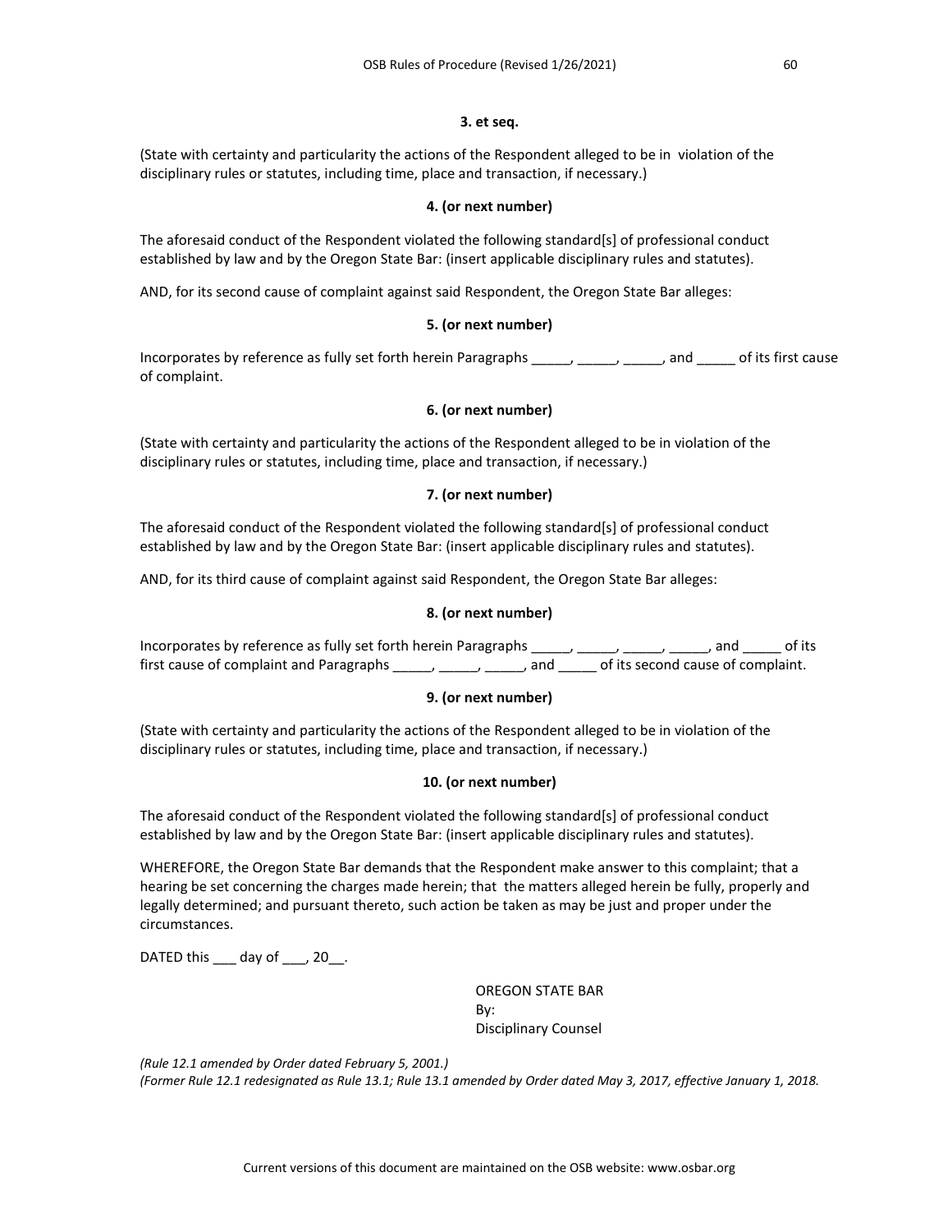**3. et seq.**

(State with certainty and particularity the actions of the Respondent alleged to be in violation of the disciplinary rules or statutes, including time, place and transaction, if necessary.)

**4. (or next number)**

The aforesaid conduct of the Respondent violated the following standard[s] of professional conduct established by law and by the Oregon State Bar: (insert applicable disciplinary rules and statutes).

AND, for its second cause of complaint against said Respondent, the Oregon State Bar alleges:

**5. (or next number)**

Incorporates by reference as fully set forth herein Paragraphs _____, _____, _____, and _____ of its first cause of complaint.

**6. (or next number)**

(State with certainty and particularity the actions of the Respondent alleged to be in violation of the disciplinary rules or statutes, including time, place and transaction, if necessary.)

**7. (or next number)**

The aforesaid conduct of the Respondent violated the following standard[s] of professional conduct established by law and by the Oregon State Bar: (insert applicable disciplinary rules and statutes).

AND, for its third cause of complaint against said Respondent, the Oregon State Bar alleges:

**8. (or next number)**

Incorporates by reference as fully set forth herein Paragraphs _____, _____, _____, _____, and _____ of its first cause of complaint and Paragraphs _____, _____, _____, and _____ of its second cause of complaint.

**9. (or next number)**

(State with certainty and particularity the actions of the Respondent alleged to be in violation of the disciplinary rules or statutes, including time, place and transaction, if necessary.)

**10. (or next number)**

The aforesaid conduct of the Respondent violated the following standard[s] of professional conduct established by law and by the Oregon State Bar: (insert applicable disciplinary rules and statutes).

WHEREFORE, the Oregon State Bar demands that the Respondent make answer to this complaint; that a hearing be set concerning the charges made herein; that the matters alleged herein be fully, properly and legally determined; and pursuant thereto, such action be taken as may be just and proper under the circumstances.

DATED this ___ day of ___, 20__.

OREGON STATE BAR
By:
Disciplinary Counsel

*(Rule 12.1 amended by Order dated February 5, 2001.)*
*(Former Rule 12.1 redesignated as Rule 13.1; Rule 13.1 amended by Order dated May 3, 2017, effective January 1, 2018.*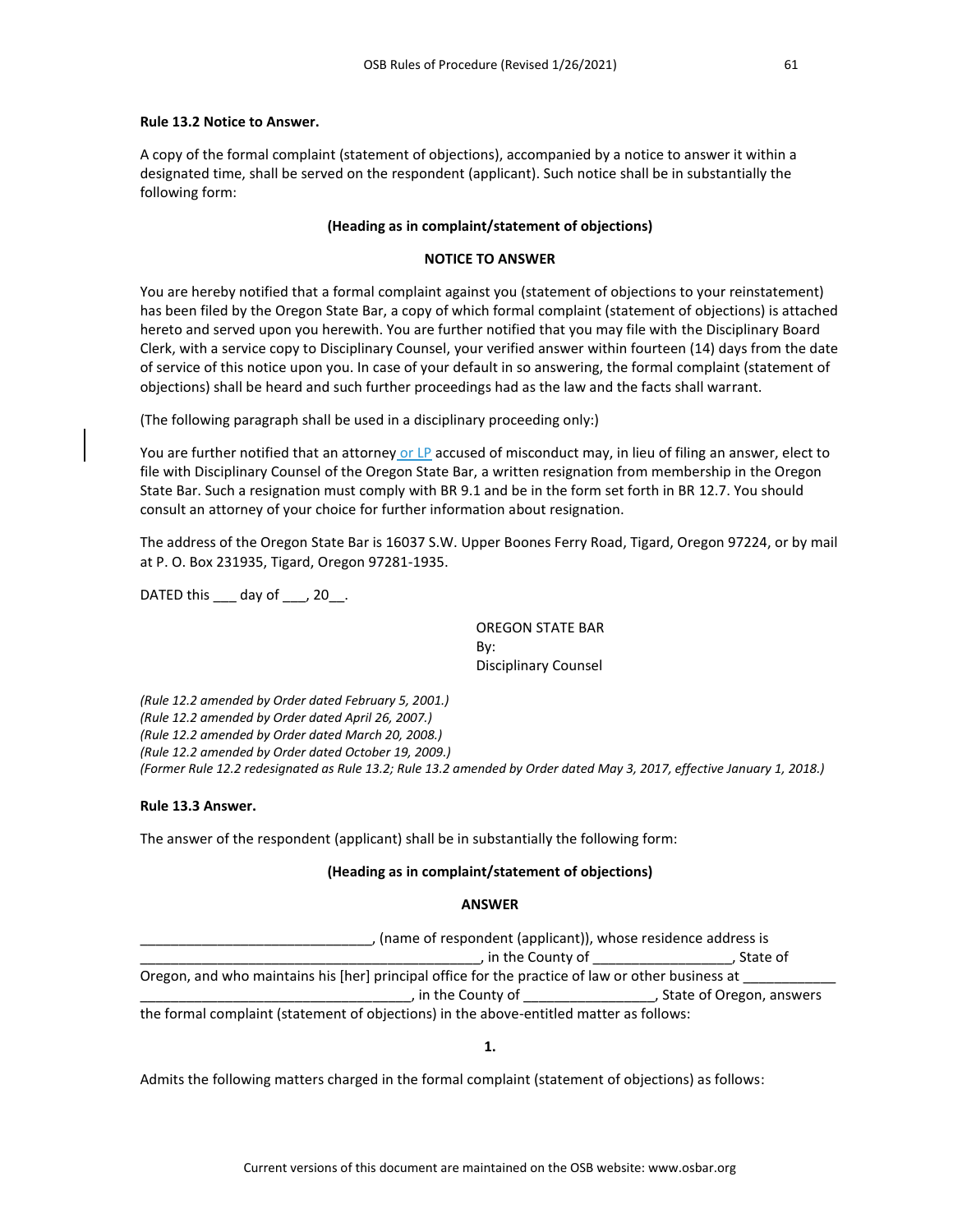### Rule 13.2 Notice to Answer.

A copy of the formal complaint (statement of objections), accompanied by a notice to answer it within a designated time, shall be served on the respondent (applicant). Such notice shall be in substantially the following form:

**(Heading as in complaint/statement of objections)**

**NOTICE TO ANSWER**

You are hereby notified that a formal complaint against you (statement of objections to your reinstatement) has been filed by the Oregon State Bar, a copy of which formal complaint (statement of objections) is attached hereto and served upon you herewith. You are further notified that you may file with the Disciplinary Board Clerk, with a service copy to Disciplinary Counsel, your verified answer within fourteen (14) days from the date of service of this notice upon you. In case of your default in so answering, the formal complaint (statement of objections) shall be heard and such further proceedings had as the law and the facts shall warrant.

(The following paragraph shall be used in a disciplinary proceeding only:)

You are further notified that an attorney or LP accused of misconduct may, in lieu of filing an answer, elect to file with Disciplinary Counsel of the Oregon State Bar, a written resignation from membership in the Oregon State Bar. Such a resignation must comply with BR 9.1 and be in the form set forth in BR 12.7. You should consult an attorney of your choice for further information about resignation.

The address of the Oregon State Bar is 16037 S.W. Upper Boones Ferry Road, Tigard, Oregon 97224, or by mail at P. O. Box 231935, Tigard, Oregon 97281-1935.

DATED this ___ day of ___, 20__.

OREGON STATE BAR
By:
Disciplinary Counsel

*(Rule 12.2 amended by Order dated February 5, 2001.)*
*(Rule 12.2 amended by Order dated April 26, 2007.)*
*(Rule 12.2 amended by Order dated March 20, 2008.)*
*(Rule 12.2 amended by Order dated October 19, 2009.)*
*(Former Rule 12.2 redesignated as Rule 13.2; Rule 13.2 amended by Order dated May 3, 2017, effective January 1, 2018.)*

### Rule 13.3 Answer.

The answer of the respondent (applicant) shall be in substantially the following form:

**(Heading as in complaint/statement of objections)**

**ANSWER**

______________________________, (name of respondent (applicant)), whose residence address is _____________________________________________, in the County of __________________, State of Oregon, and who maintains his [her] principal office for the practice of law or other business at ____________ ___________________________________, in the County of _________________, State of Oregon, answers the formal complaint (statement of objections) in the above-entitled matter as follows:

**1.**

Admits the following matters charged in the formal complaint (statement of objections) as follows: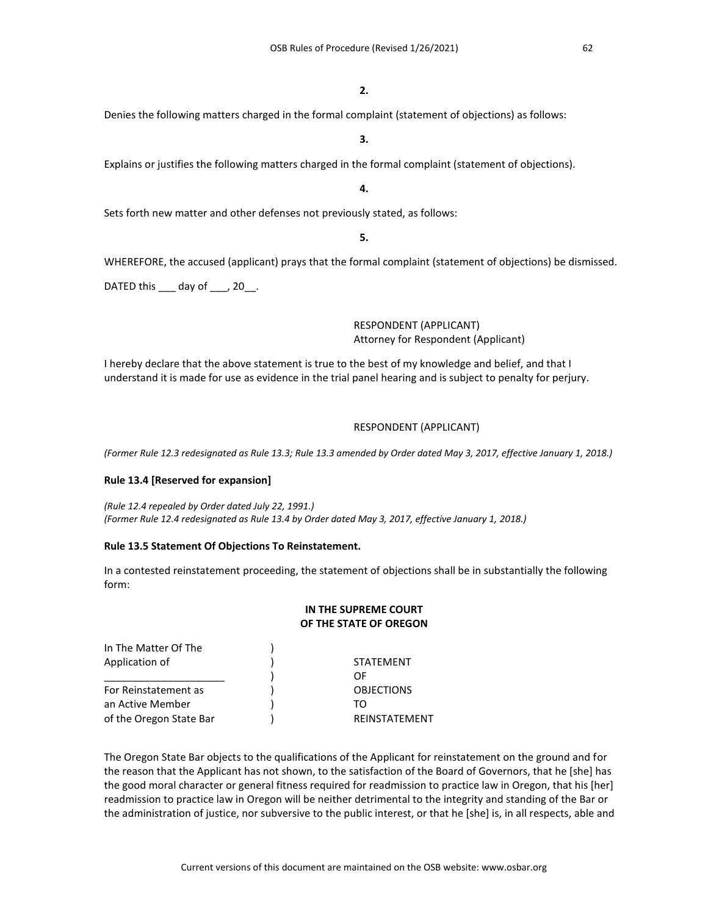**2.**

Denies the following matters charged in the formal complaint (statement of objections) as follows:

**3.**

Explains or justifies the following matters charged in the formal complaint (statement of objections).

**4.**

Sets forth new matter and other defenses not previously stated, as follows:

**5.**

WHEREFORE, the accused (applicant) prays that the formal complaint (statement of objections) be dismissed.

DATED this ___ day of ___, 20__.

RESPONDENT (APPLICANT)
Attorney for Respondent (Applicant)

I hereby declare that the above statement is true to the best of my knowledge and belief, and that I understand it is made for use as evidence in the trial panel hearing and is subject to penalty for perjury.

RESPONDENT (APPLICANT)

*(Former Rule 12.3 redesignated as Rule 13.3; Rule 13.3 amended by Order dated May 3, 2017, effective January 1, 2018.)*

**Rule 13.4 [Reserved for expansion]**

*(Rule 12.4 repealed by Order dated July 22, 1991.)*
*(Former Rule 12.4 redesignated as Rule 13.4 by Order dated May 3, 2017, effective January 1, 2018.)*

**Rule 13.5 Statement Of Objections To Reinstatement.**

In a contested reinstatement proceeding, the statement of objections shall be in substantially the following form:

**IN THE SUPREME COURT**
**OF THE STATE OF OREGON**

| | | |
|---|---|---|
| In The Matter Of The | ) | |
| Application of | ) | STATEMENT |
| ____________________ | ) | OF |
| For Reinstatement as | ) | OBJECTIONS |
| an Active Member | ) | TO |
| of the Oregon State Bar | ) | REINSTATEMENT |

The Oregon State Bar objects to the qualifications of the Applicant for reinstatement on the ground and for the reason that the Applicant has not shown, to the satisfaction of the Board of Governors, that he [she] has the good moral character or general fitness required for readmission to practice law in Oregon, that his [her] readmission to practice law in Oregon will be neither detrimental to the integrity and standing of the Bar or the administration of justice, nor subversive to the public interest, or that he [she] is, in all respects, able and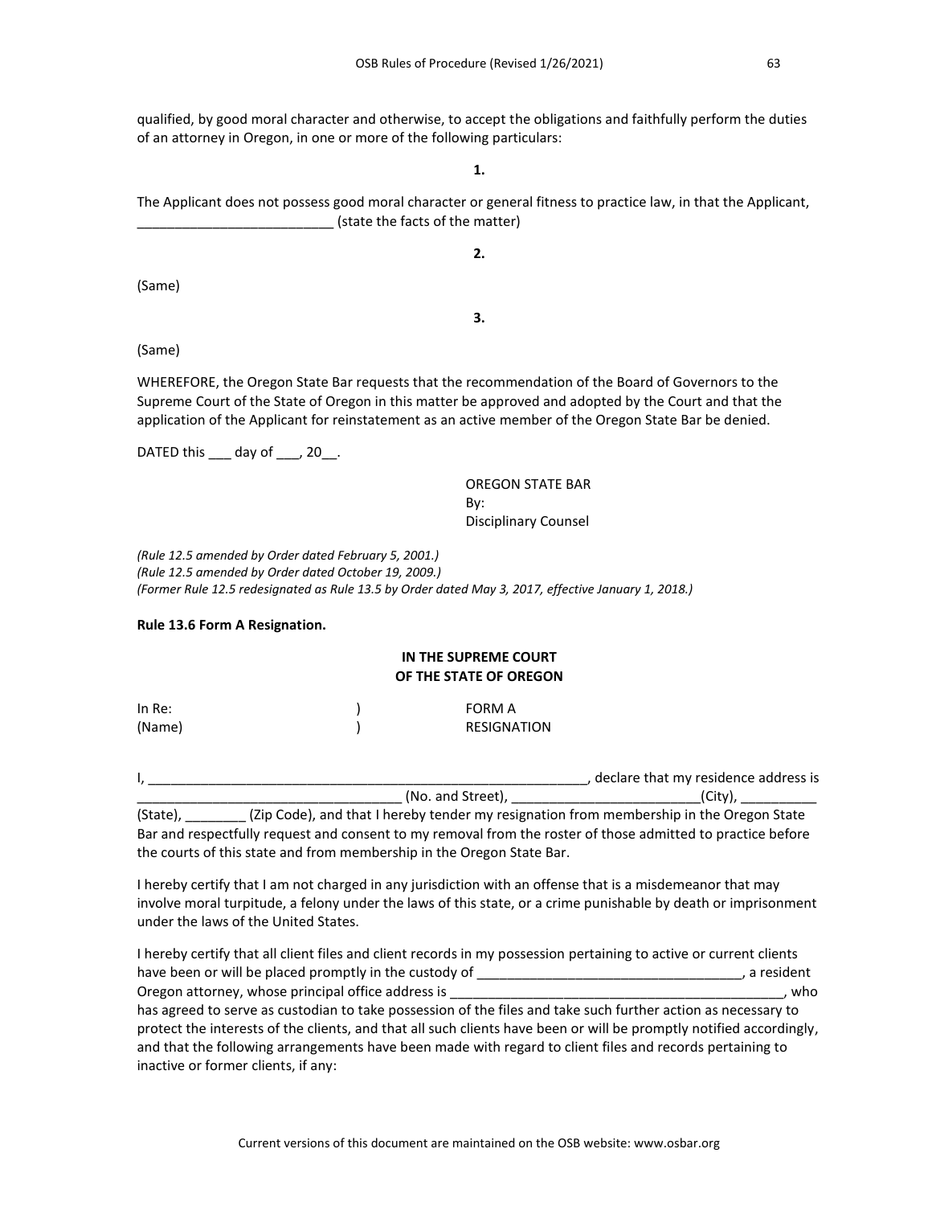qualified, by good moral character and otherwise, to accept the obligations and faithfully perform the duties of an attorney in Oregon, in one or more of the following particulars:

**1.**

The Applicant does not possess good moral character or general fitness to practice law, in that the Applicant, __________________________ (state the facts of the matter)

**2.**

(Same)

**3.**

(Same)

WHEREFORE, the Oregon State Bar requests that the recommendation of the Board of Governors to the Supreme Court of the State of Oregon in this matter be approved and adopted by the Court and that the application of the Applicant for reinstatement as an active member of the Oregon State Bar be denied.

DATED this ___ day of ___, 20__.

OREGON STATE BAR
By:
Disciplinary Counsel

*(Rule 12.5 amended by Order dated February 5, 2001.)*
*(Rule 12.5 amended by Order dated October 19, 2009.)*
*(Former Rule 12.5 redesignated as Rule 13.5 by Order dated May 3, 2017, effective January 1, 2018.)*

**Rule 13.6 Form A Resignation.**

**IN THE SUPREME COURT**
**OF THE STATE OF OREGON**

| In Re: | ) | FORM A |
|---|---|---|
| (Name) | ) | RESIGNATION |

I, _____________________________________________________________, declare that my residence address is ___________________________________ (No. and Street), _________________________(City), __________ (State), ________ (Zip Code), and that I hereby tender my resignation from membership in the Oregon State Bar and respectfully request and consent to my removal from the roster of those admitted to practice before the courts of this state and from membership in the Oregon State Bar.

I hereby certify that I am not charged in any jurisdiction with an offense that is a misdemeanor that may involve moral turpitude, a felony under the laws of this state, or a crime punishable by death or imprisonment under the laws of the United States.

I hereby certify that all client files and client records in my possession pertaining to active or current clients have been or will be placed promptly in the custody of ___________________________________, a resident Oregon attorney, whose principal office address is _______________________________________________, who has agreed to serve as custodian to take possession of the files and take such further action as necessary to protect the interests of the clients, and that all such clients have been or will be promptly notified accordingly, and that the following arrangements have been made with regard to client files and records pertaining to inactive or former clients, if any: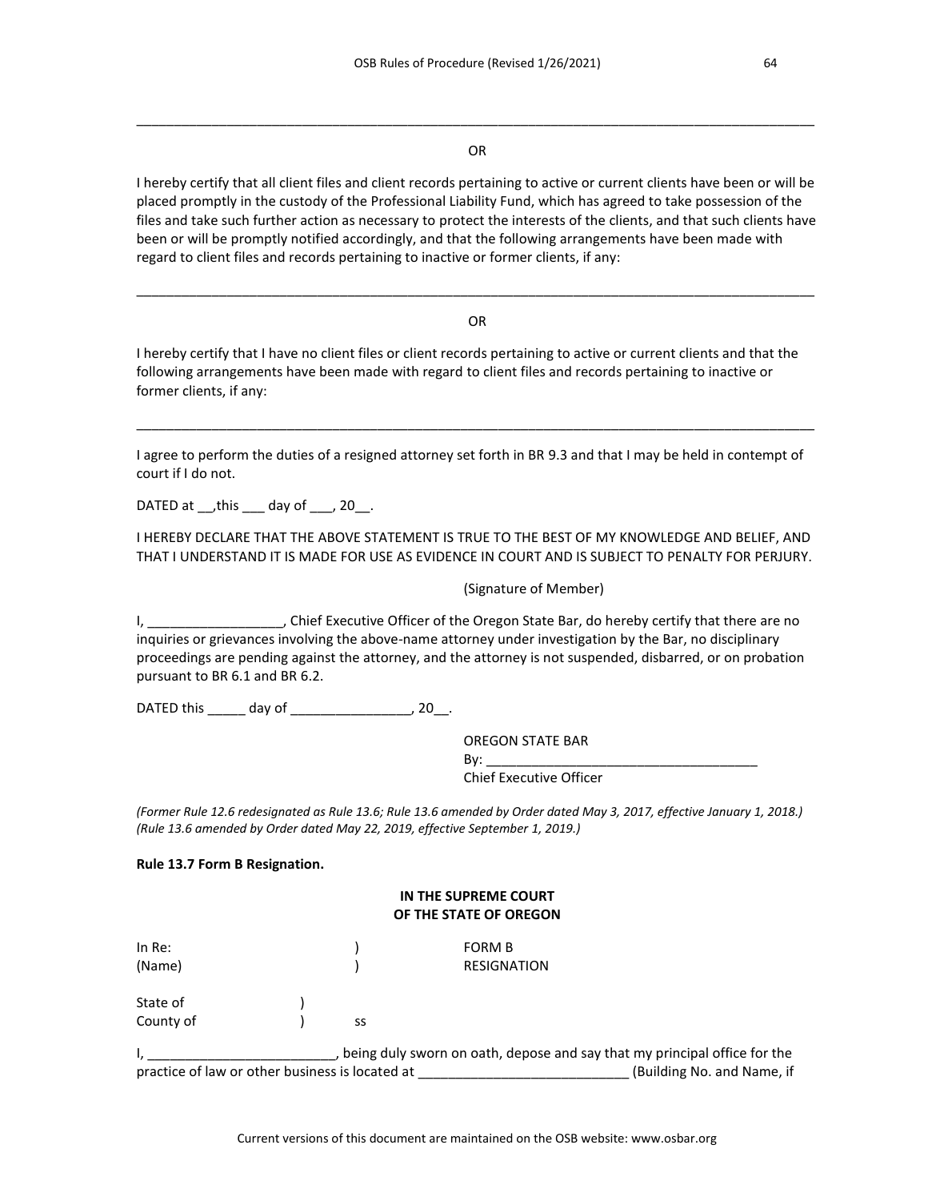\_\_\_\_\_\_\_\_\_\_\_\_\_\_\_\_\_\_\_\_\_\_\_\_\_\_\_\_\_\_\_\_\_\_\_\_\_\_\_\_\_\_\_\_\_\_\_\_\_\_\_\_\_\_\_\_\_\_\_\_\_\_\_\_\_\_\_\_\_\_\_\_\_\_\_\_\_\_\_\_\_\_\_\_\_\_\_\_\_\_

OR

I hereby certify that all client files and client records pertaining to active or current clients have been or will be placed promptly in the custody of the Professional Liability Fund, which has agreed to take possession of the files and take such further action as necessary to protect the interests of the clients, and that such clients have been or will be promptly notified accordingly, and that the following arrangements have been made with regard to client files and records pertaining to inactive or former clients, if any:

\_\_\_\_\_\_\_\_\_\_\_\_\_\_\_\_\_\_\_\_\_\_\_\_\_\_\_\_\_\_\_\_\_\_\_\_\_\_\_\_\_\_\_\_\_\_\_\_\_\_\_\_\_\_\_\_\_\_\_\_\_\_\_\_\_\_\_\_\_\_\_\_\_\_\_\_\_\_\_\_\_\_\_\_\_\_\_\_\_\_

OR

I hereby certify that I have no client files or client records pertaining to active or current clients and that the following arrangements have been made with regard to client files and records pertaining to inactive or former clients, if any:

\_\_\_\_\_\_\_\_\_\_\_\_\_\_\_\_\_\_\_\_\_\_\_\_\_\_\_\_\_\_\_\_\_\_\_\_\_\_\_\_\_\_\_\_\_\_\_\_\_\_\_\_\_\_\_\_\_\_\_\_\_\_\_\_\_\_\_\_\_\_\_\_\_\_\_\_\_\_\_\_\_\_\_\_\_\_\_\_\_\_

I agree to perform the duties of a resigned attorney set forth in BR 9.3 and that I may be held in contempt of court if I do not.

DATED at \_\_,this \_\_\_ day of \_\_\_, 20\_\_.

I HEREBY DECLARE THAT THE ABOVE STATEMENT IS TRUE TO THE BEST OF MY KNOWLEDGE AND BELIEF, AND THAT I UNDERSTAND IT IS MADE FOR USE AS EVIDENCE IN COURT AND IS SUBJECT TO PENALTY FOR PERJURY.

(Signature of Member)

I, \_\_\_\_\_\_\_\_\_\_\_\_\_\_\_\_\_\_, Chief Executive Officer of the Oregon State Bar, do hereby certify that there are no inquiries or grievances involving the above-name attorney under investigation by the Bar, no disciplinary proceedings are pending against the attorney, and the attorney is not suspended, disbarred, or on probation pursuant to BR 6.1 and BR 6.2.

DATED this \_\_\_\_\_ day of \_\_\_\_\_\_\_\_\_\_\_\_\_\_\_\_, 20\_\_.

OREGON STATE BAR
By: \_\_\_\_\_\_\_\_\_\_\_\_\_\_\_\_\_\_\_\_\_\_\_\_\_\_\_\_\_\_\_\_\_\_\_\_
Chief Executive Officer

*(Former Rule 12.6 redesignated as Rule 13.6; Rule 13.6 amended by Order dated May 3, 2017, effective January 1, 2018.) (Rule 13.6 amended by Order dated May 22, 2019, effective September 1, 2019.)*

**Rule 13.7 Form B Resignation.**

**IN THE SUPREME COURT
OF THE STATE OF OREGON**

In Re: ) FORM B
(Name) ) RESIGNATION

State of )
County of ) ss

I, \_\_\_\_\_\_\_\_\_\_\_\_\_\_\_\_\_\_\_\_\_\_\_\_\_, being duly sworn on oath, depose and say that my principal office for the practice of law or other business is located at \_\_\_\_\_\_\_\_\_\_\_\_\_\_\_\_\_\_\_\_\_\_\_\_\_\_\_\_ (Building No. and Name, if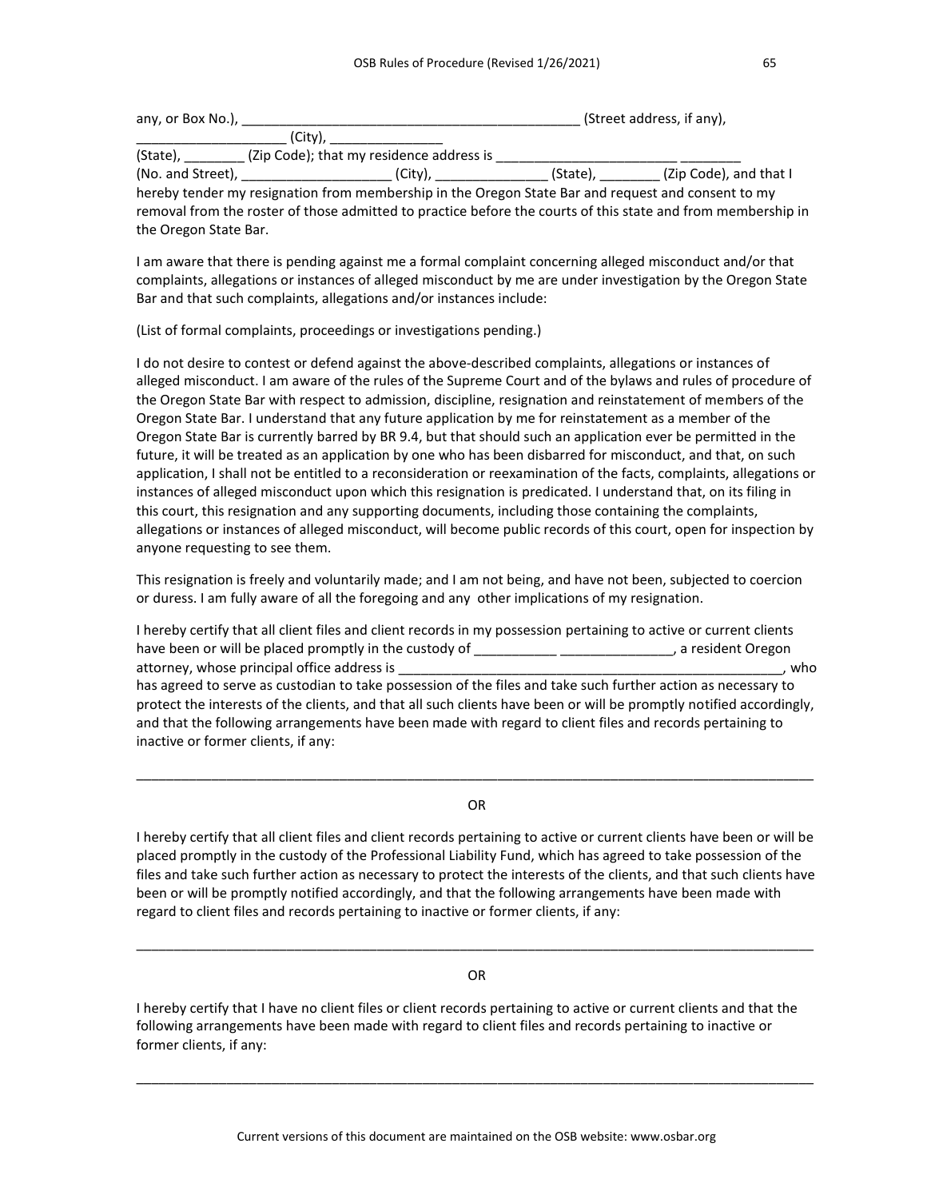any, or Box No.), ____________________________________________ (Street address, if any), ____________________ (City), _______________ (State), ________ (Zip Code); that my residence address is ________________________ ________ (No. and Street), ____________________ (City), _______________ (State), ________ (Zip Code), and that I hereby tender my resignation from membership in the Oregon State Bar and request and consent to my removal from the roster of those admitted to practice before the courts of this state and from membership in the Oregon State Bar.

I am aware that there is pending against me a formal complaint concerning alleged misconduct and/or that complaints, allegations or instances of alleged misconduct by me are under investigation by the Oregon State Bar and that such complaints, allegations and/or instances include:

(List of formal complaints, proceedings or investigations pending.)

I do not desire to contest or defend against the above-described complaints, allegations or instances of alleged misconduct. I am aware of the rules of the Supreme Court and of the bylaws and rules of procedure of the Oregon State Bar with respect to admission, discipline, resignation and reinstatement of members of the Oregon State Bar. I understand that any future application by me for reinstatement as a member of the Oregon State Bar is currently barred by BR 9.4, but that should such an application ever be permitted in the future, it will be treated as an application by one who has been disbarred for misconduct, and that, on such application, I shall not be entitled to a reconsideration or reexamination of the facts, complaints, allegations or instances of alleged misconduct upon which this resignation is predicated. I understand that, on its filing in this court, this resignation and any supporting documents, including those containing the complaints, allegations or instances of alleged misconduct, will become public records of this court, open for inspection by anyone requesting to see them.

This resignation is freely and voluntarily made; and I am not being, and have not been, subjected to coercion or duress. I am fully aware of all the foregoing and any other implications of my resignation.

I hereby certify that all client files and client records in my possession pertaining to active or current clients have been or will be placed promptly in the custody of ___________ _______________, a resident Oregon attorney, whose principal office address is ___________________________________________________, who has agreed to serve as custodian to take possession of the files and take such further action as necessary to protect the interests of the clients, and that all such clients have been or will be promptly notified accordingly, and that the following arrangements have been made with regard to client files and records pertaining to inactive or former clients, if any:

_____________________________________________________________________________________________

OR

I hereby certify that all client files and client records pertaining to active or current clients have been or will be placed promptly in the custody of the Professional Liability Fund, which has agreed to take possession of the files and take such further action as necessary to protect the interests of the clients, and that such clients have been or will be promptly notified accordingly, and that the following arrangements have been made with regard to client files and records pertaining to inactive or former clients, if any:

_____________________________________________________________________________________________

OR

I hereby certify that I have no client files or client records pertaining to active or current clients and that the following arrangements have been made with regard to client files and records pertaining to inactive or former clients, if any:

_____________________________________________________________________________________________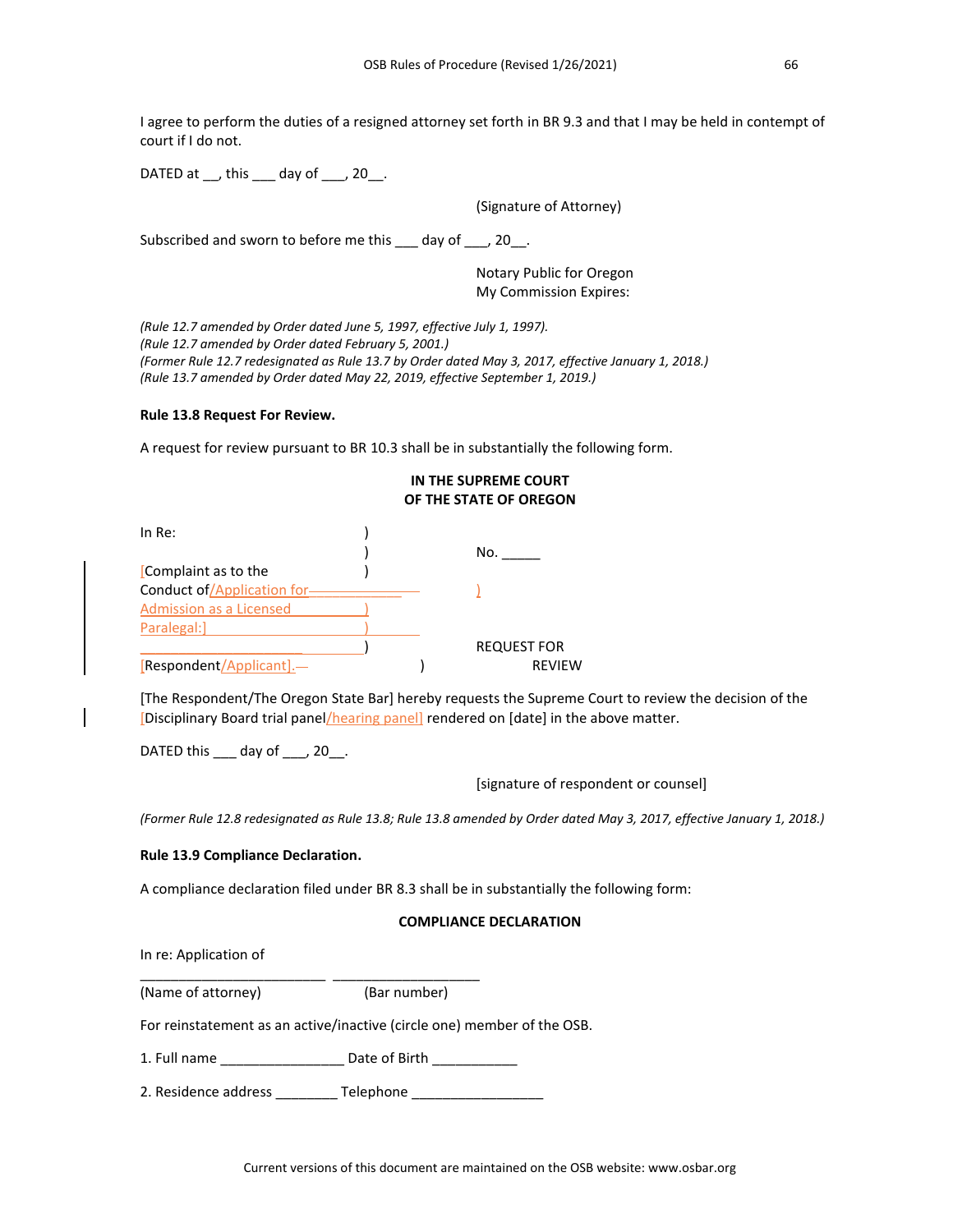I agree to perform the duties of a resigned attorney set forth in BR 9.3 and that I may be held in contempt of court if I do not.

DATED at __, this ___ day of ___, 20__.

(Signature of Attorney)

Subscribed and sworn to before me this ___ day of ___, 20__.

Notary Public for Oregon
My Commission Expires:

*(Rule 12.7 amended by Order dated June 5, 1997, effective July 1, 1997).*
*(Rule 12.7 amended by Order dated February 5, 2001.)*
*(Former Rule 12.7 redesignated as Rule 13.7 by Order dated May 3, 2017, effective January 1, 2018.)*
*(Rule 13.7 amended by Order dated May 22, 2019, effective September 1, 2019.)*

**Rule 13.8 Request For Review.**

A request for review pursuant to BR 10.3 shall be in substantially the following form.

**IN THE SUPREME COURT**
**OF THE STATE OF OREGON**

In Re: )
) No. _____
[Complaint as to the )
Conduct of/Application for )
Admission as a Licensed )
Paralegal:] )
_____________________ ) REQUEST FOR
[Respondent/Applicant]. ) REVIEW

[The Respondent/The Oregon State Bar] hereby requests the Supreme Court to review the decision of the [Disciplinary Board trial panel/hearing panel] rendered on [date] in the above matter.

DATED this ___ day of ___, 20__.

[signature of respondent or counsel]

*(Former Rule 12.8 redesignated as Rule 13.8; Rule 13.8 amended by Order dated May 3, 2017, effective January 1, 2018.)*

**Rule 13.9 Compliance Declaration.**

A compliance declaration filed under BR 8.3 shall be in substantially the following form:

**COMPLIANCE DECLARATION**

In re: Application of

________________________ ____________________
(Name of attorney) (Bar number)

For reinstatement as an active/inactive (circle one) member of the OSB.

1. Full name ________________ Date of Birth ___________

2. Residence address ________ Telephone _________________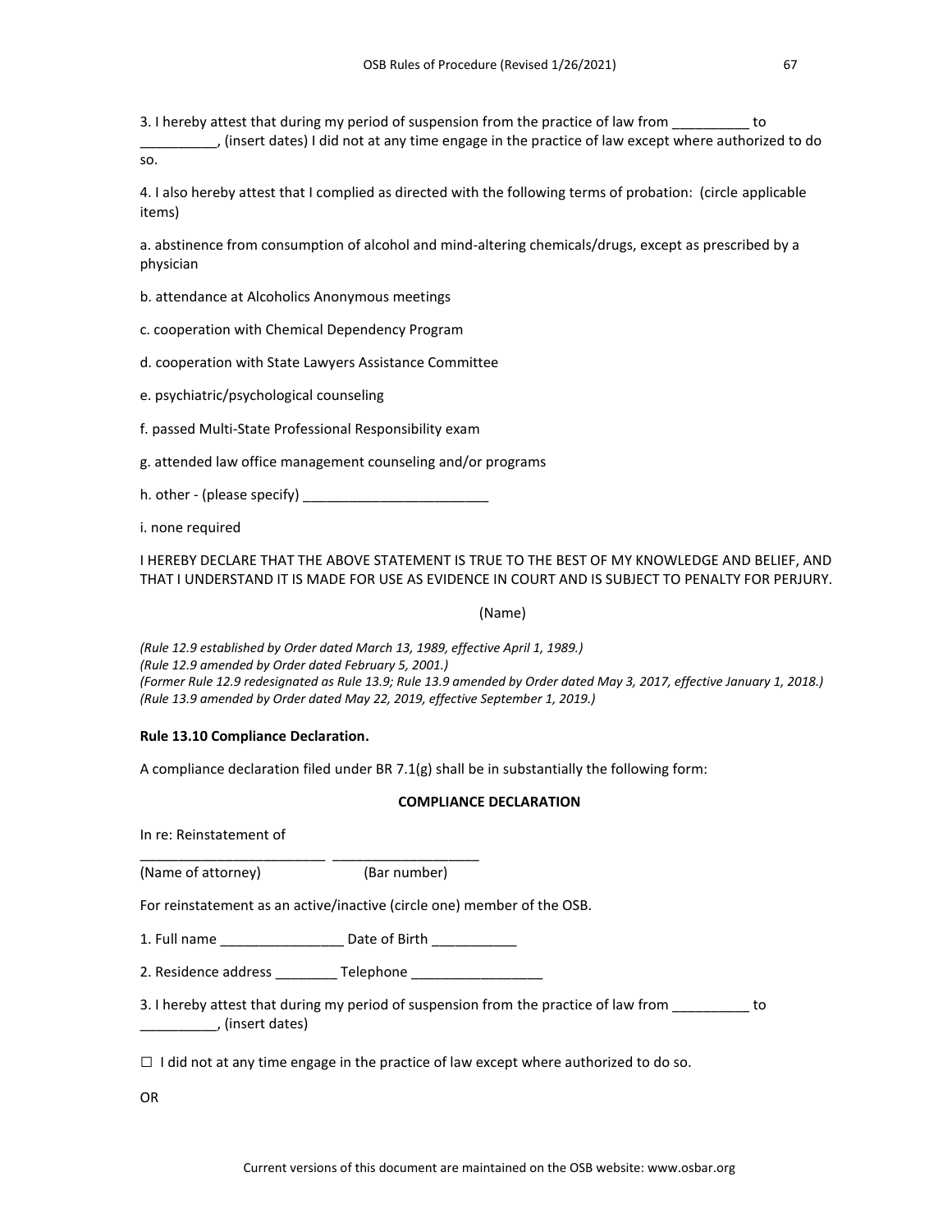3. I hereby attest that during my period of suspension from the practice of law from __________ to __________, (insert dates) I did not at any time engage in the practice of law except where authorized to do so.

4. I also hereby attest that I complied as directed with the following terms of probation: (circle applicable items)

a. abstinence from consumption of alcohol and mind-altering chemicals/drugs, except as prescribed by a physician

b. attendance at Alcoholics Anonymous meetings

c. cooperation with Chemical Dependency Program

d. cooperation with State Lawyers Assistance Committee

e. psychiatric/psychological counseling

f. passed Multi-State Professional Responsibility exam

g. attended law office management counseling and/or programs

h. other - (please specify) ________________________

i. none required

I HEREBY DECLARE THAT THE ABOVE STATEMENT IS TRUE TO THE BEST OF MY KNOWLEDGE AND BELIEF, AND THAT I UNDERSTAND IT IS MADE FOR USE AS EVIDENCE IN COURT AND IS SUBJECT TO PENALTY FOR PERJURY.

(Name)

*(Rule 12.9 established by Order dated March 13, 1989, effective April 1, 1989.)*
*(Rule 12.9 amended by Order dated February 5, 2001.)*
*(Former Rule 12.9 redesignated as Rule 13.9; Rule 13.9 amended by Order dated May 3, 2017, effective January 1, 2018.)*
*(Rule 13.9 amended by Order dated May 22, 2019, effective September 1, 2019.)*

**Rule 13.10 Compliance Declaration.**

A compliance declaration filed under BR 7.1(g) shall be in substantially the following form:

**COMPLIANCE DECLARATION**

In re: Reinstatement of

________________________ ___________________
(Name of attorney) (Bar number)

For reinstatement as an active/inactive (circle one) member of the OSB.

1. Full name ________________ Date of Birth ___________

2. Residence address ________ Telephone _________________

3. I hereby attest that during my period of suspension from the practice of law from __________ to __________, (insert dates)

☐ I did not at any time engage in the practice of law except where authorized to do so.

OR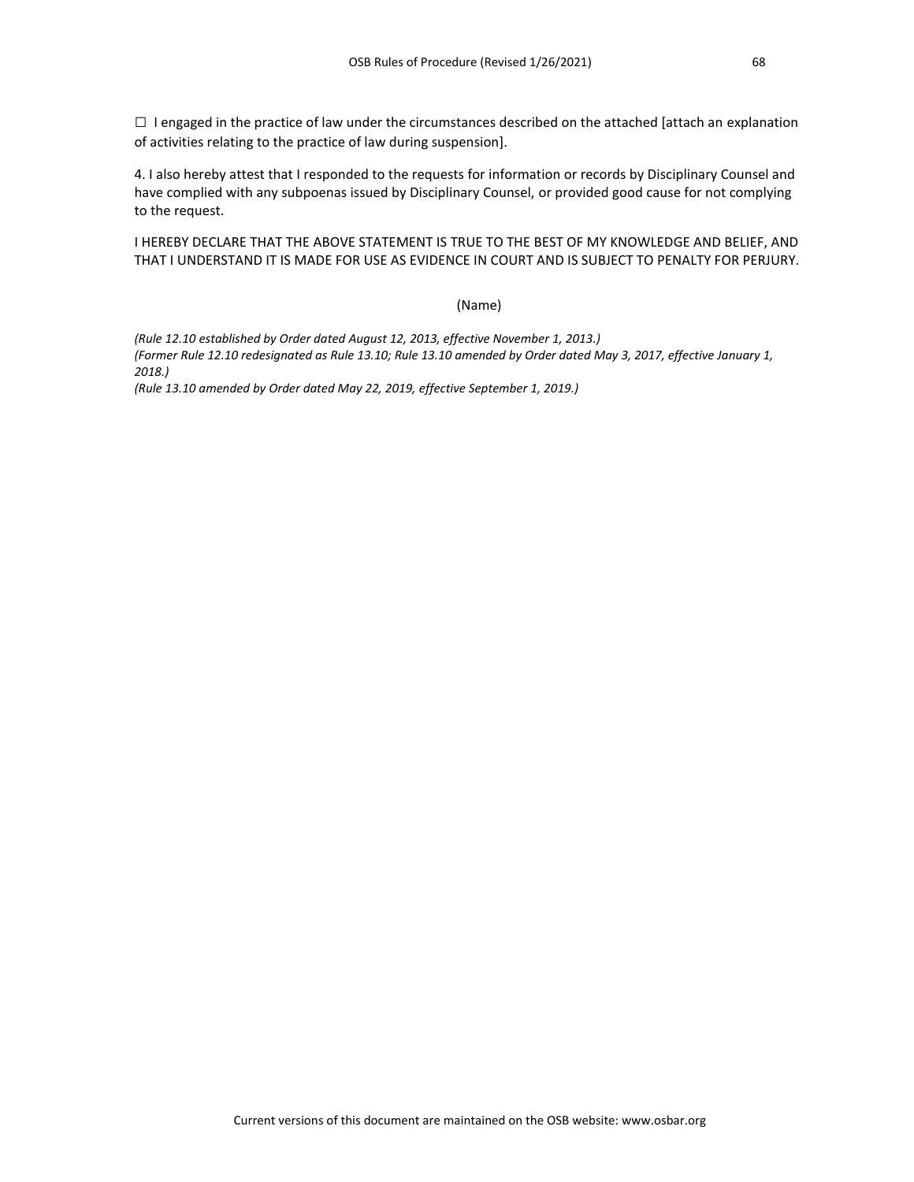☐ I engaged in the practice of law under the circumstances described on the attached [attach an explanation of activities relating to the practice of law during suspension].

4. I also hereby attest that I responded to the requests for information or records by Disciplinary Counsel and have complied with any subpoenas issued by Disciplinary Counsel, or provided good cause for not complying to the request.

I HEREBY DECLARE THAT THE ABOVE STATEMENT IS TRUE TO THE BEST OF MY KNOWLEDGE AND BELIEF, AND THAT I UNDERSTAND IT IS MADE FOR USE AS EVIDENCE IN COURT AND IS SUBJECT TO PENALTY FOR PERJURY.

(Name)

*(Rule 12.10 established by Order dated August 12, 2013, effective November 1, 2013.)*
*(Former Rule 12.10 redesignated as Rule 13.10; Rule 13.10 amended by Order dated May 3, 2017, effective January 1, 2018.)*
*(Rule 13.10 amended by Order dated May 22, 2019, effective September 1, 2019.)*